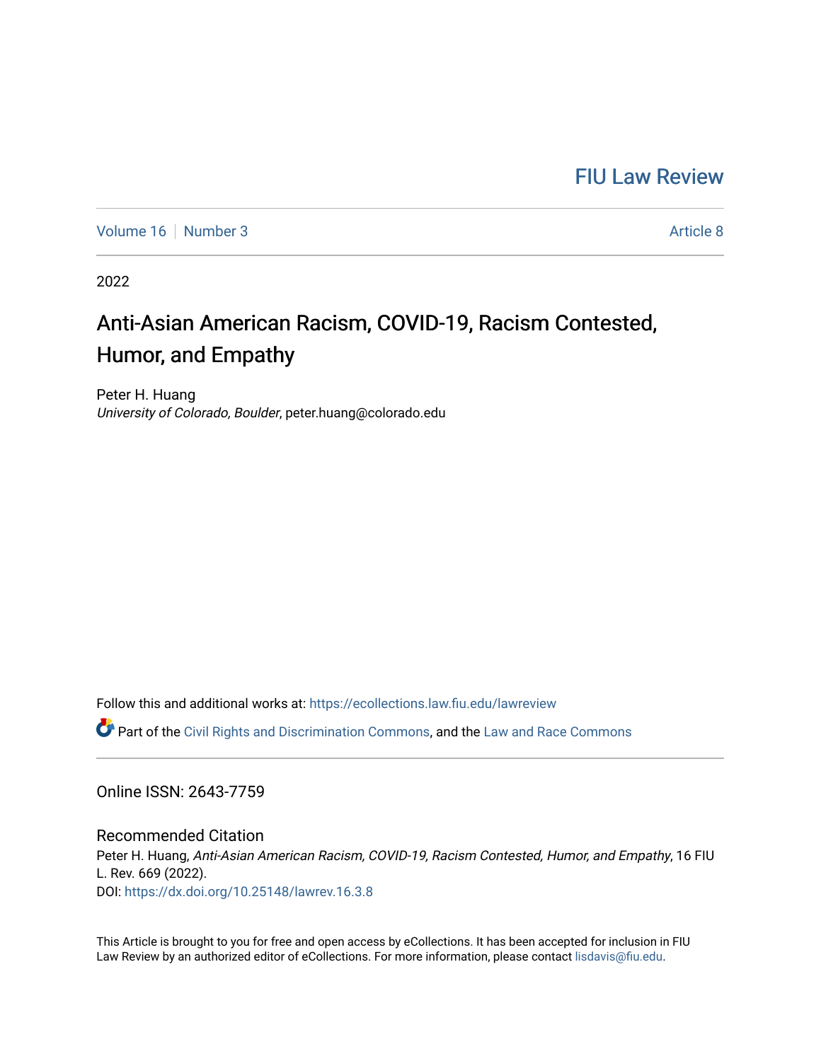FIU Law Review

Volume 16 | Number 3 | Article 8

2022

# Anti-Asian American Racism, COVID-19, Racism Contested, Humor, and Empathy

Peter H. Huang
*University of Colorado, Boulder*, peter.huang@colorado.edu

Follow this and additional works at: https://ecollections.law.fiu.edu/lawreview

Part of the Civil Rights and Discrimination Commons, and the Law and Race Commons

Online ISSN: 2643-7759

## Recommended Citation

Peter H. Huang, *Anti-Asian American Racism, COVID-19, Racism Contested, Humor, and Empathy*, 16 FIU L. Rev. 669 (2022).
DOI: https://dx.doi.org/10.25148/lawrev.16.3.8

This Article is brought to you for free and open access by eCollections. It has been accepted for inclusion in FIU Law Review by an authorized editor of eCollections. For more information, please contact lisdavis@fiu.edu.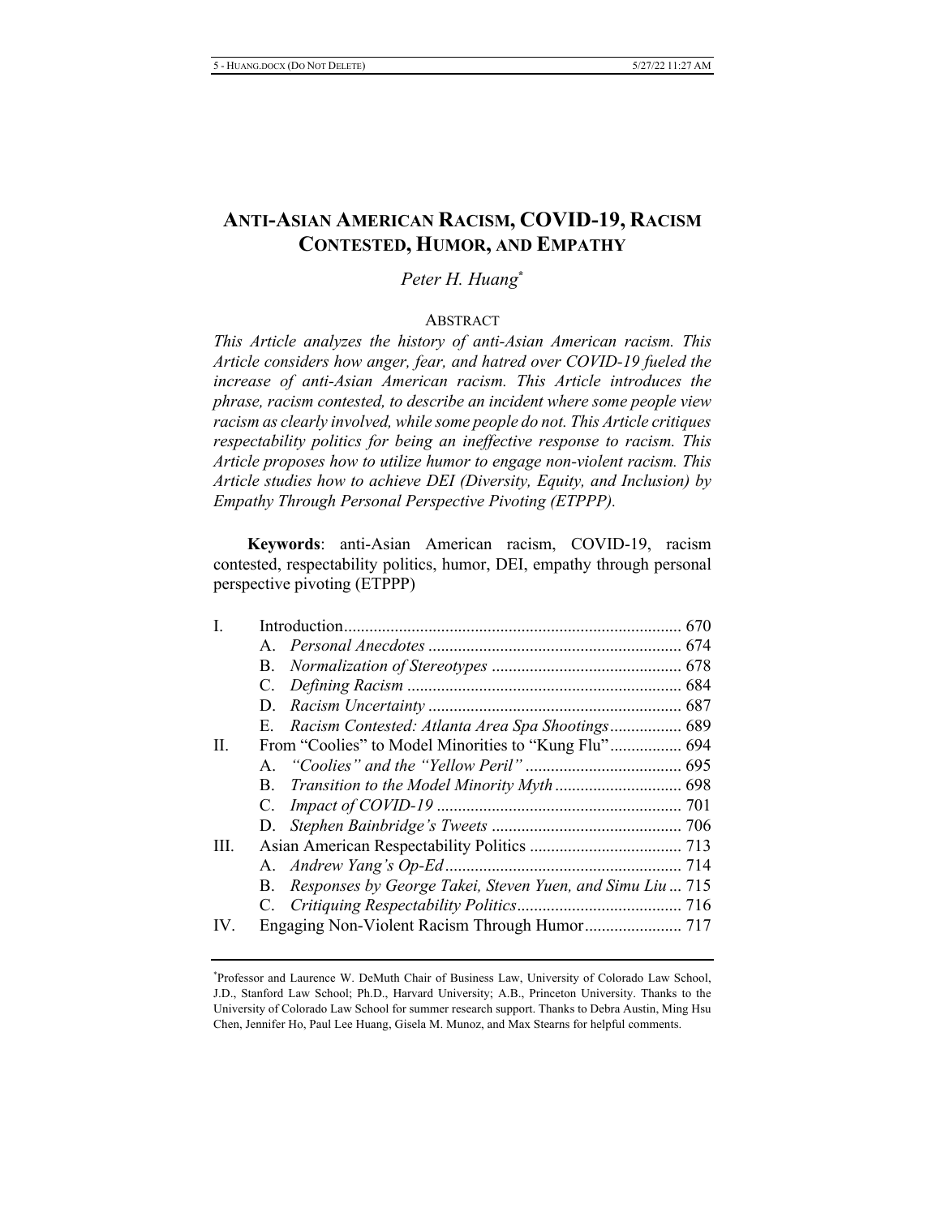# ANTI-ASIAN AMERICAN RACISM, COVID-19, RACISM CONTESTED, HUMOR, AND EMPATHY

*Peter H. Huang*[*]

## ABSTRACT

*This Article analyzes the history of anti-Asian American racism. This Article considers how anger, fear, and hatred over COVID-19 fueled the increase of anti-Asian American racism. This Article introduces the phrase, racism contested, to describe an incident where some people view racism as clearly involved, while some people do not. This Article critiques respectability politics for being an ineffective response to racism. This Article proposes how to utilize humor to engage non-violent racism. This Article studies how to achieve DEI (Diversity, Equity, and Inclusion) by Empathy Through Personal Perspective Pivoting (ETPPP).*

**Keywords**: anti-Asian American racism, COVID-19, racism contested, respectability politics, humor, DEI, empathy through personal perspective pivoting (ETPPP)

| | | |
|---|---|---|
| I. | Introduction | 670 |
| | A. *Personal Anecdotes* | 674 |
| | B. *Normalization of Stereotypes* | 678 |
| | C. *Defining Racism* | 684 |
| | D. *Racism Uncertainty* | 687 |
| | E. *Racism Contested: Atlanta Area Spa Shootings* | 689 |
| II. | From "Coolies" to Model Minorities to "Kung Flu" | 694 |
| | A. *"Coolies" and the "Yellow Peril"* | 695 |
| | B. *Transition to the Model Minority Myth* | 698 |
| | C. *Impact of COVID-19* | 701 |
| | D. *Stephen Bainbridge's Tweets* | 706 |
| III. | Asian American Respectability Politics | 713 |
| | A. *Andrew Yang's Op-Ed* | 714 |
| | B. *Responses by George Takei, Steven Yuen, and Simu Liu* | 715 |
| | C. *Critiquing Respectability Politics* | 716 |
| IV. | Engaging Non-Violent Racism Through Humor | 717 |

[*] Professor and Laurence W. DeMuth Chair of Business Law, University of Colorado Law School, J.D., Stanford Law School; Ph.D., Harvard University; A.B., Princeton University. Thanks to the University of Colorado Law School for summer research support. Thanks to Debra Austin, Ming Hsu Chen, Jennifer Ho, Paul Lee Huang, Gisela M. Munoz, and Max Stearns for helpful comments.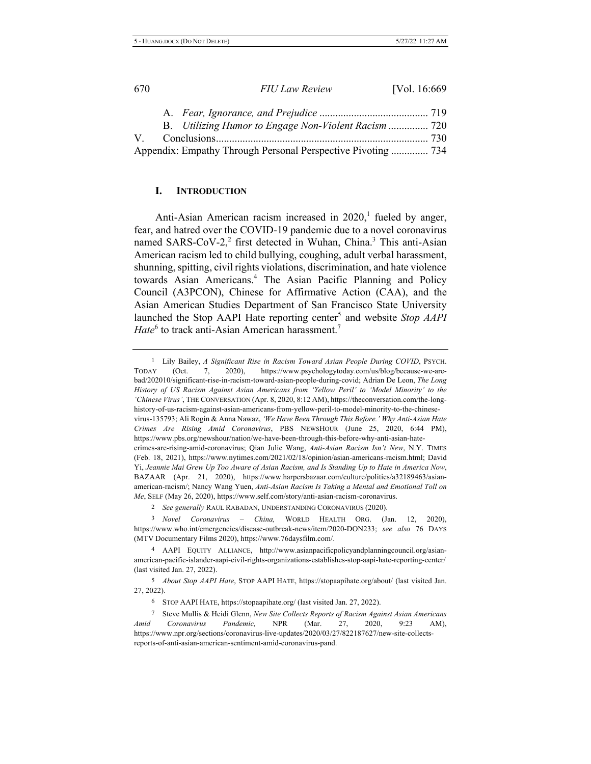A. *Fear, Ignorance, and Prejudice* ........................................ 719
B. *Utilizing Humor to Engage Non-Violent Racism* ............... 720
V. Conclusions................................................................................ 730
Appendix: Empathy Through Personal Perspective Pivoting ............. 734

## I. INTRODUCTION

Anti-Asian American racism increased in 2020,[1] fueled by anger, fear, and hatred over the COVID-19 pandemic due to a novel coronavirus named SARS-CoV-2,[2] first detected in Wuhan, China.[3] This anti-Asian American racism led to child bullying, coughing, adult verbal harassment, shunning, spitting, civil rights violations, discrimination, and hate violence towards Asian Americans.[4] The Asian Pacific Planning and Policy Council (A3PCON), Chinese for Affirmative Action (CAA), and the Asian American Studies Department of San Francisco State University launched the Stop AAPI Hate reporting center[5] and website *Stop AAPI Hate*[6] to track anti-Asian American harassment.[7]

---

[1] Lily Bailey, *A Significant Rise in Racism Toward Asian People During COVID*, PSYCH. TODAY (Oct. 7, 2020), https://www.psychologytoday.com/us/blog/because-we-are-bad/202010/significant-rise-in-racism-toward-asian-people-during-covid; Adrian De Leon, *The Long History of US Racism Against Asian Americans from 'Yellow Peril' to 'Model Minority' to the 'Chinese Virus'*, THE CONVERSATION (Apr. 8, 2020, 8:12 AM), https://theconversation.com/the-long-history-of-us-racism-against-asian-americans-from-yellow-peril-to-model-minority-to-the-chinese-virus-135793; Ali Rogin & Anna Nawaz, *'We Have Been Through This Before.' Why Anti-Asian Hate Crimes Are Rising Amid Coronavirus*, PBS NEWSHOUR (June 25, 2020, 6:44 PM), https://www.pbs.org/newshour/nation/we-have-been-through-this-before-why-anti-asian-hate-crimes-are-rising-amid-coronavirus; Qian Julie Wang, *Anti-Asian Racism Isn't New*, N.Y. TIMES (Feb. 18, 2021), https://www.nytimes.com/2021/02/18/opinion/asian-americans-racism.html; David Yi, *Jeannie Mai Grew Up Too Aware of Asian Racism, and Is Standing Up to Hate in America Now*, BAZAAR (Apr. 21, 2020), https://www.harpersbazaar.com/culture/politics/a32189463/asian-american-racism/; Nancy Wang Yuen, *Anti-Asian Racism Is Taking a Mental and Emotional Toll on Me*, SELF (May 26, 2020), https://www.self.com/story/anti-asian-racism-coronavirus.

[2] *See generally* RAUL RABADAN, UNDERSTANDING CORONAVIRUS (2020).

[3] *Novel Coronavirus – China,* WORLD HEALTH ORG. (Jan. 12, 2020), https://www.who.int/emergencies/disease-outbreak-news/item/2020-DON233; *see also* 76 DAYS (MTV Documentary Films 2020), https://www.76daysfilm.com/.

[4] AAPI EQUITY ALLIANCE, http://www.asianpacificpolicyandplanningcouncil.org/asian-american-pacific-islander-aapi-civil-rights-organizations-establishes-stop-aapi-hate-reporting-center/ (last visited Jan. 27, 2022).

[5] *About Stop AAPI Hate*, STOP AAPI HATE, https://stopaapihate.org/about/ (last visited Jan. 27, 2022).

[6] STOP AAPI HATE, https://stopaapihate.org/ (last visited Jan. 27, 2022).

[7] Steve Mullis & Heidi Glenn, *New Site Collects Reports of Racism Against Asian Americans Amid Coronavirus Pandemic,* NPR (Mar. 27, 2020, 9:23 AM), https://www.npr.org/sections/coronavirus-live-updates/2020/03/27/822187627/new-site-collects-reports-of-anti-asian-american-sentiment-amid-coronavirus-pand.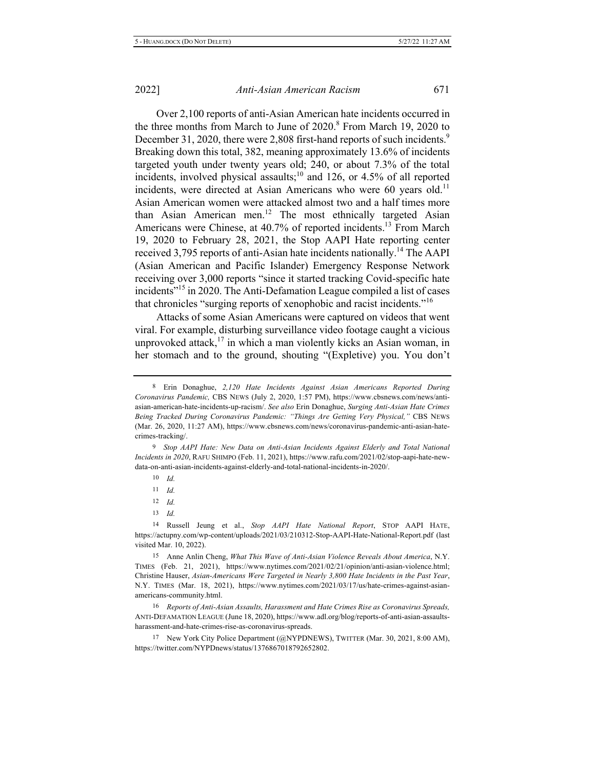Over 2,100 reports of anti-Asian American hate incidents occurred in the three months from March to June of 2020.[8] From March 19, 2020 to December 31, 2020, there were 2,808 first-hand reports of such incidents.[9] Breaking down this total, 382, meaning approximately 13.6% of incidents targeted youth under twenty years old; 240, or about 7.3% of the total incidents, involved physical assaults;[10] and 126, or 4.5% of all reported incidents, were directed at Asian Americans who were 60 years old.[11] Asian American women were attacked almost two and a half times more than Asian American men.[12] The most ethnically targeted Asian Americans were Chinese, at 40.7% of reported incidents.[13] From March 19, 2020 to February 28, 2021, the Stop AAPI Hate reporting center received 3,795 reports of anti-Asian hate incidents nationally.[14] The AAPI (Asian American and Pacific Islander) Emergency Response Network receiving over 3,000 reports "since it started tracking Covid-specific hate incidents"[15] in 2020. The Anti-Defamation League compiled a list of cases that chronicles "surging reports of xenophobic and racist incidents."[16]

Attacks of some Asian Americans were captured on videos that went viral. For example, disturbing surveillance video footage caught a vicious unprovoked attack,[17] in which a man violently kicks an Asian woman, in her stomach and to the ground, shouting "(Expletive) you. You don't

---

8 Erin Donaghue, *2,120 Hate Incidents Against Asian Americans Reported During Coronavirus Pandemic,* CBS NEWS (July 2, 2020, 1:57 PM), https://www.cbsnews.com/news/anti-asian-american-hate-incidents-up-racism/. *See also* Erin Donaghue, *Surging Anti-Asian Hate Crimes Being Tracked During Coronavirus Pandemic: "Things Are Getting Very Physical,"* CBS NEWS (Mar. 26, 2020, 11:27 AM), https://www.cbsnews.com/news/coronavirus-pandemic-anti-asian-hate-crimes-tracking/.

9 *Stop AAPI Hate: New Data on Anti-Asian Incidents Against Elderly and Total National Incidents in 2020*, RAFU SHIMPO (Feb. 11, 2021), https://www.rafu.com/2021/02/stop-aapi-hate-new-data-on-anti-asian-incidents-against-elderly-and-total-national-incidents-in-2020/.

10 *Id.*

11 *Id.*

12 *Id.*

13 *Id.*

14 Russell Jeung et al., *Stop AAPI Hate National Report*, STOP AAPI HATE, https://actupny.com/wp-content/uploads/2021/03/210312-Stop-AAPI-Hate-National-Report.pdf (last visited Mar. 10, 2022).

15 Anne Anlin Cheng, *What This Wave of Anti-Asian Violence Reveals About America*, N.Y. TIMES (Feb. 21, 2021), https://www.nytimes.com/2021/02/21/opinion/anti-asian-violence.html; Christine Hauser, *Asian-Americans Were Targeted in Nearly 3,800 Hate Incidents in the Past Year*, N.Y. TIMES (Mar. 18, 2021), https://www.nytimes.com/2021/03/17/us/hate-crimes-against-asian-americans-community.html.

16 *Reports of Anti-Asian Assaults, Harassment and Hate Crimes Rise as Coronavirus Spreads,* ANTI-DEFAMATION LEAGUE (June 18, 2020), https://www.adl.org/blog/reports-of-anti-asian-assaults-harassment-and-hate-crimes-rise-as-coronavirus-spreads.

17 New York City Police Department (@NYPDNEWS), TWITTER (Mar. 30, 2021, 8:00 AM), https://twitter.com/NYPDnews/status/1376867018792652802.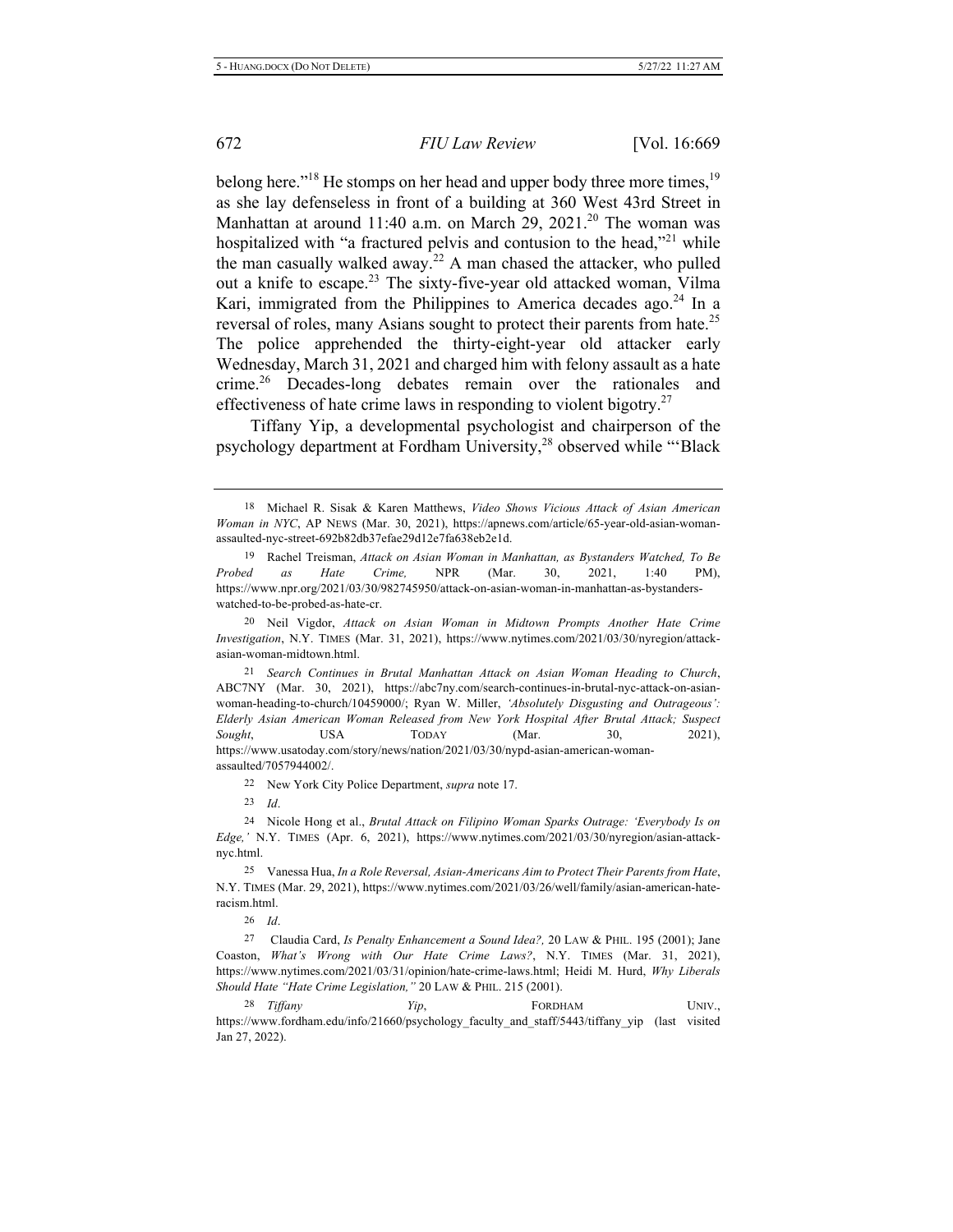belong here."[18] He stomps on her head and upper body three more times,[19] as she lay defenseless in front of a building at 360 West 43rd Street in Manhattan at around 11:40 a.m. on March 29, 2021.[20] The woman was hospitalized with "a fractured pelvis and contusion to the head,"[21] while the man casually walked away.[22] A man chased the attacker, who pulled out a knife to escape.[23] The sixty-five-year old attacked woman, Vilma Kari, immigrated from the Philippines to America decades ago.[24] In a reversal of roles, many Asians sought to protect their parents from hate.[25] The police apprehended the thirty-eight-year old attacker early Wednesday, March 31, 2021 and charged him with felony assault as a hate crime.[26] Decades-long debates remain over the rationales and effectiveness of hate crime laws in responding to violent bigotry.[27]

Tiffany Yip, a developmental psychologist and chairperson of the psychology department at Fordham University,[28] observed while "'Black

---

18 Michael R. Sisak & Karen Matthews, *Video Shows Vicious Attack of Asian American Woman in NYC*, AP NEWS (Mar. 30, 2021), https://apnews.com/article/65-year-old-asian-woman-assaulted-nyc-street-692b82db37efae29d12e7fa638eb2e1d.

19 Rachel Treisman, *Attack on Asian Woman in Manhattan, as Bystanders Watched, To Be Probed as Hate Crime,* NPR (Mar. 30, 2021, 1:40 PM), https://www.npr.org/2021/03/30/982745950/attack-on-asian-woman-in-manhattan-as-bystanders-watched-to-be-probed-as-hate-cr.

20 Neil Vigdor, *Attack on Asian Woman in Midtown Prompts Another Hate Crime Investigation*, N.Y. TIMES (Mar. 31, 2021), https://www.nytimes.com/2021/03/30/nyregion/attack-asian-woman-midtown.html.

21 *Search Continues in Brutal Manhattan Attack on Asian Woman Heading to Church*, ABC7NY (Mar. 30, 2021), https://abc7ny.com/search-continues-in-brutal-nyc-attack-on-asian-woman-heading-to-church/10459000/; Ryan W. Miller, *'Absolutely Disgusting and Outrageous': Elderly Asian American Woman Released from New York Hospital After Brutal Attack; Suspect Sought*, USA TODAY (Mar. 30, 2021), https://www.usatoday.com/story/news/nation/2021/03/30/nypd-asian-american-woman-assaulted/7057944002/.

22 New York City Police Department, *supra* note 17.

23 *Id*.

24 Nicole Hong et al., *Brutal Attack on Filipino Woman Sparks Outrage: 'Everybody Is on Edge,'* N.Y. TIMES (Apr. 6, 2021), https://www.nytimes.com/2021/03/30/nyregion/asian-attack-nyc.html.

25 Vanessa Hua, *In a Role Reversal, Asian-Americans Aim to Protect Their Parents from Hate*, N.Y. TIMES (Mar. 29, 2021), https://www.nytimes.com/2021/03/26/well/family/asian-american-hate-racism.html.

26 *Id*.

27 Claudia Card, *Is Penalty Enhancement a Sound Idea?,* 20 LAW & PHIL. 195 (2001); Jane Coaston, *What's Wrong with Our Hate Crime Laws?*, N.Y. TIMES (Mar. 31, 2021), https://www.nytimes.com/2021/03/31/opinion/hate-crime-laws.html; Heidi M. Hurd, *Why Liberals Should Hate "Hate Crime Legislation,"* 20 LAW & PHIL. 215 (2001).

28 *Tiffany Yip*, FORDHAM UNIV., https://www.fordham.edu/info/21660/psychology_faculty_and_staff/5443/tiffany_yip (last visited Jan 27, 2022).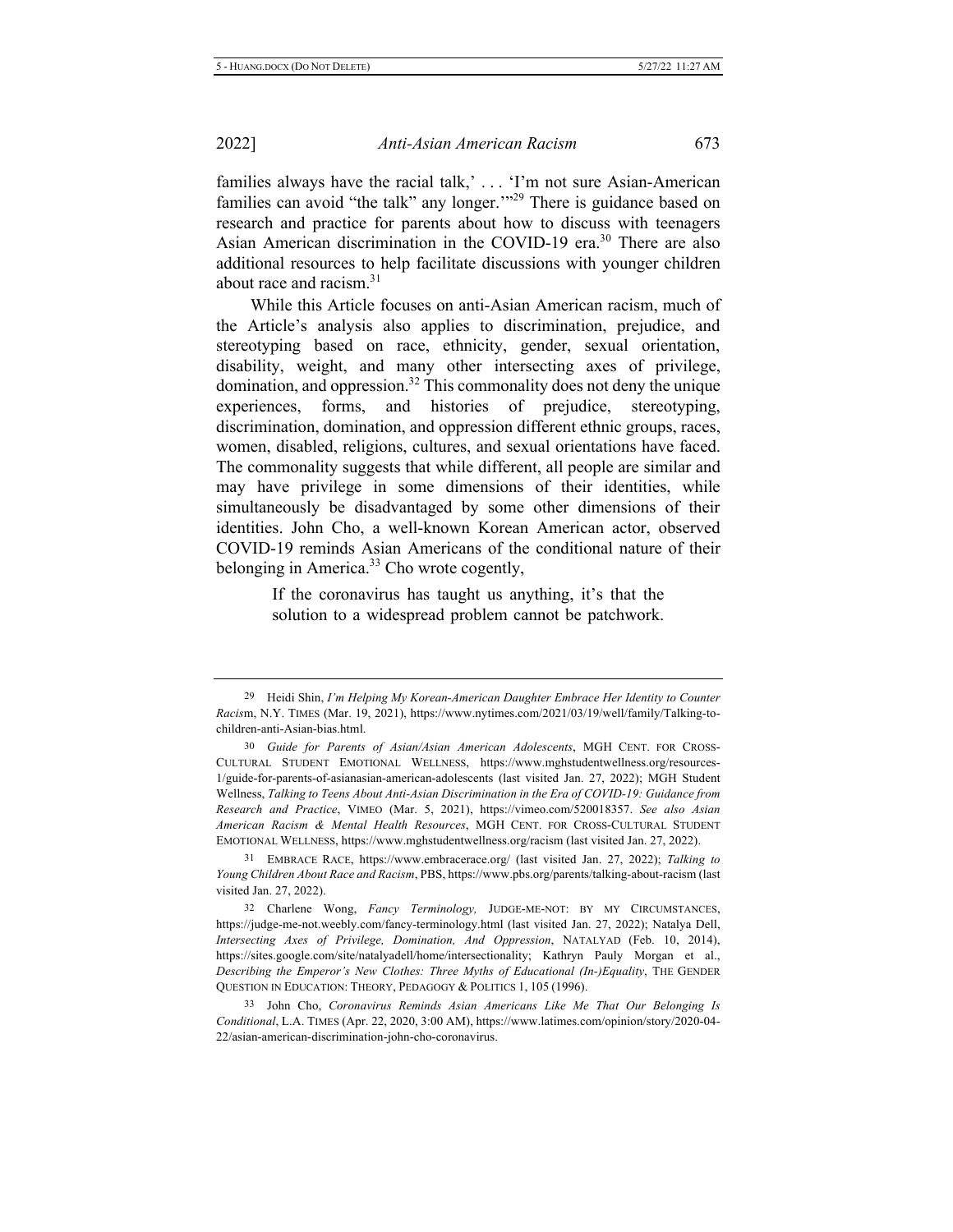families always have the racial talk,' . . . 'I'm not sure Asian-American families can avoid "the talk" any longer.'"[29] There is guidance based on research and practice for parents about how to discuss with teenagers Asian American discrimination in the COVID-19 era.[30] There are also additional resources to help facilitate discussions with younger children about race and racism.[31]

While this Article focuses on anti-Asian American racism, much of the Article's analysis also applies to discrimination, prejudice, and stereotyping based on race, ethnicity, gender, sexual orientation, disability, weight, and many other intersecting axes of privilege, domination, and oppression.[32] This commonality does not deny the unique experiences, forms, and histories of prejudice, stereotyping, discrimination, domination, and oppression different ethnic groups, races, women, disabled, religions, cultures, and sexual orientations have faced. The commonality suggests that while different, all people are similar and may have privilege in some dimensions of their identities, while simultaneously be disadvantaged by some other dimensions of their identities. John Cho, a well-known Korean American actor, observed COVID-19 reminds Asian Americans of the conditional nature of their belonging in America.[33] Cho wrote cogently,

> If the coronavirus has taught us anything, it's that the solution to a widespread problem cannot be patchwork.

---

[29] Heidi Shin, *I'm Helping My Korean-American Daughter Embrace Her Identity to Counter Racism*, N.Y. TIMES (Mar. 19, 2021), https://www.nytimes.com/2021/03/19/well/family/Talking-to-children-anti-Asian-bias.html.

[30] *Guide for Parents of Asian/Asian American Adolescents*, MGH CENT. FOR CROSS-CULTURAL STUDENT EMOTIONAL WELLNESS, https://www.mghstudentwellness.org/resources-1/guide-for-parents-of-asianasian-american-adolescents (last visited Jan. 27, 2022); MGH Student Wellness, *Talking to Teens About Anti-Asian Discrimination in the Era of COVID-19: Guidance from Research and Practice*, VIMEO (Mar. 5, 2021), https://vimeo.com/520018357. *See also Asian American Racism & Mental Health Resources*, MGH CENT. FOR CROSS-CULTURAL STUDENT EMOTIONAL WELLNESS, https://www.mghstudentwellness.org/racism (last visited Jan. 27, 2022).

[31] EMBRACE RACE, https://www.embracerace.org/ (last visited Jan. 27, 2022); *Talking to Young Children About Race and Racism*, PBS, https://www.pbs.org/parents/talking-about-racism (last visited Jan. 27, 2022).

[32] Charlene Wong, *Fancy Terminology,* JUDGE-ME-NOT: BY MY CIRCUMSTANCES, https://judge-me-not.weebly.com/fancy-terminology.html (last visited Jan. 27, 2022); Natalya Dell, *Intersecting Axes of Privilege, Domination, And Oppression*, NATALYAD (Feb. 10, 2014), https://sites.google.com/site/natalyadell/home/intersectionality; Kathryn Pauly Morgan et al., *Describing the Emperor's New Clothes: Three Myths of Educational (In-)Equality*, THE GENDER QUESTION IN EDUCATION: THEORY, PEDAGOGY & POLITICS 1, 105 (1996).

[33] John Cho, *Coronavirus Reminds Asian Americans Like Me That Our Belonging Is Conditional*, L.A. TIMES (Apr. 22, 2020, 3:00 AM), https://www.latimes.com/opinion/story/2020-04-22/asian-american-discrimination-john-cho-coronavirus.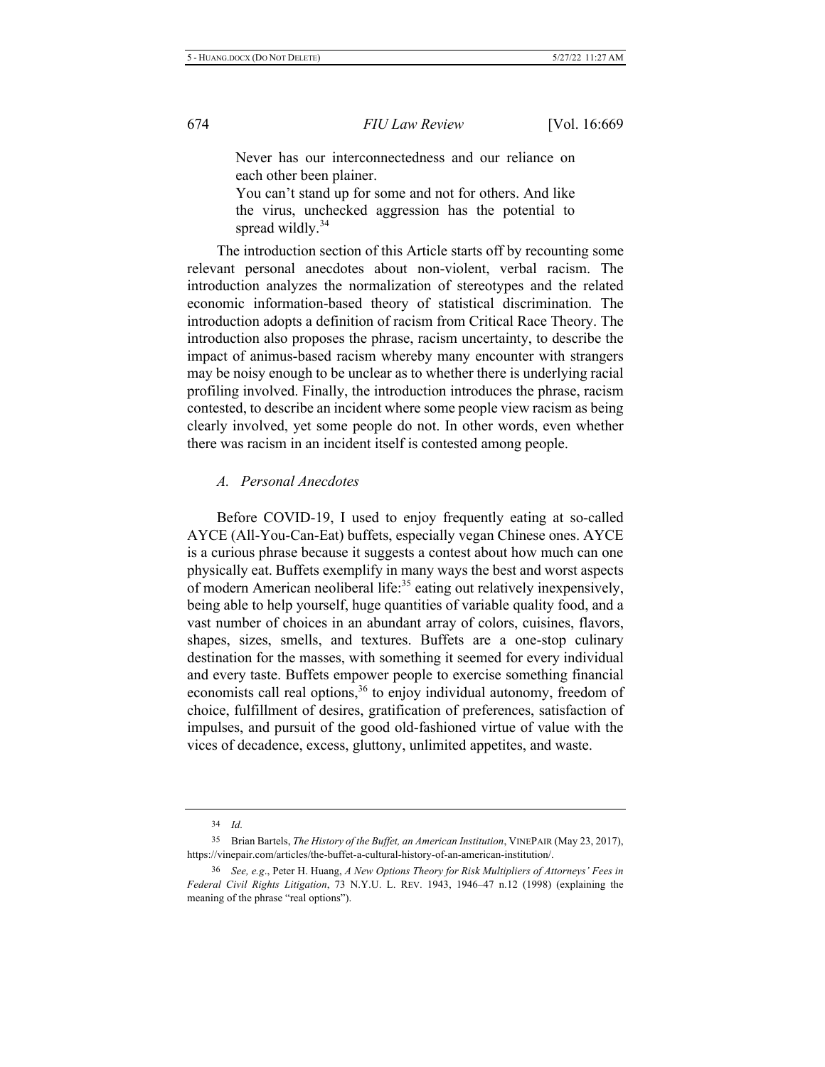> Never has our interconnectedness and our reliance on each other been plainer.
>
> You can't stand up for some and not for others. And like the virus, unchecked aggression has the potential to spread wildly.[34]

The introduction section of this Article starts off by recounting some relevant personal anecdotes about non-violent, verbal racism. The introduction analyzes the normalization of stereotypes and the related economic information-based theory of statistical discrimination. The introduction adopts a definition of racism from Critical Race Theory. The introduction also proposes the phrase, racism uncertainty, to describe the impact of animus-based racism whereby many encounter with strangers may be noisy enough to be unclear as to whether there is underlying racial profiling involved. Finally, the introduction introduces the phrase, racism contested, to describe an incident where some people view racism as being clearly involved, yet some people do not. In other words, even whether there was racism in an incident itself is contested among people.

### *A. Personal Anecdotes*

Before COVID-19, I used to enjoy frequently eating at so-called AYCE (All-You-Can-Eat) buffets, especially vegan Chinese ones. AYCE is a curious phrase because it suggests a contest about how much can one physically eat. Buffets exemplify in many ways the best and worst aspects of modern American neoliberal life:[35] eating out relatively inexpensively, being able to help yourself, huge quantities of variable quality food, and a vast number of choices in an abundant array of colors, cuisines, flavors, shapes, sizes, smells, and textures. Buffets are a one-stop culinary destination for the masses, with something it seemed for every individual and every taste. Buffets empower people to exercise something financial economists call real options,[36] to enjoy individual autonomy, freedom of choice, fulfillment of desires, gratification of preferences, satisfaction of impulses, and pursuit of the good old-fashioned virtue of value with the vices of decadence, excess, gluttony, unlimited appetites, and waste.

---

[34] *Id.*

[35] Brian Bartels, *The History of the Buffet, an American Institution*, VINEPAIR (May 23, 2017), https://vinepair.com/articles/the-buffet-a-cultural-history-of-an-american-institution/.

[36] *See, e.g.*, Peter H. Huang, *A New Options Theory for Risk Multipliers of Attorneys' Fees in Federal Civil Rights Litigation*, 73 N.Y.U. L. REV. 1943, 1946–47 n.12 (1998) (explaining the meaning of the phrase "real options").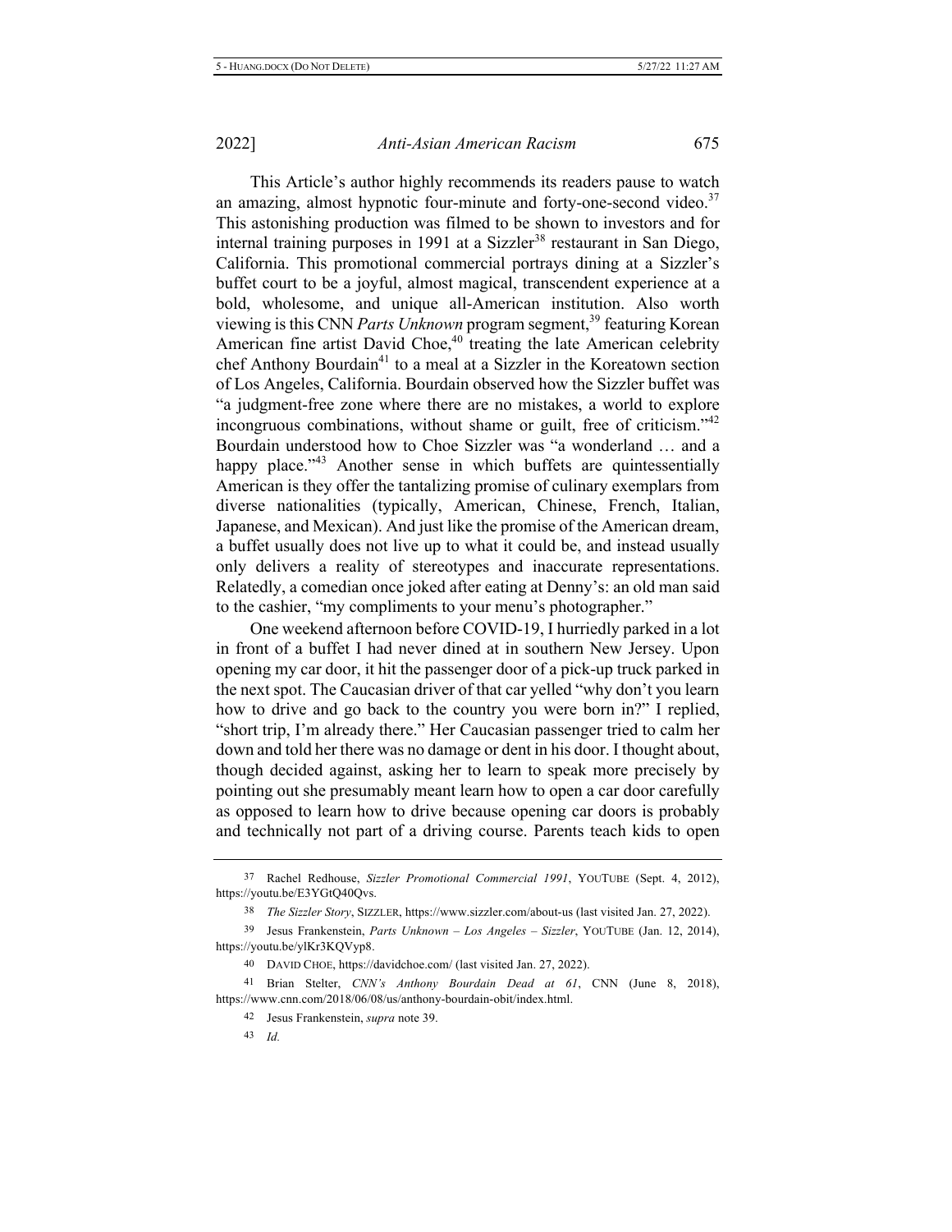This Article's author highly recommends its readers pause to watch an amazing, almost hypnotic four-minute and forty-one-second video.[37] This astonishing production was filmed to be shown to investors and for internal training purposes in 1991 at a Sizzler[38] restaurant in San Diego, California. This promotional commercial portrays dining at a Sizzler's buffet court to be a joyful, almost magical, transcendent experience at a bold, wholesome, and unique all-American institution. Also worth viewing is this CNN *Parts Unknown* program segment,[39] featuring Korean American fine artist David Choe,[40] treating the late American celebrity chef Anthony Bourdain[41] to a meal at a Sizzler in the Koreatown section of Los Angeles, California. Bourdain observed how the Sizzler buffet was "a judgment-free zone where there are no mistakes, a world to explore incongruous combinations, without shame or guilt, free of criticism."[42] Bourdain understood how to Choe Sizzler was "a wonderland … and a happy place."[43] Another sense in which buffets are quintessentially American is they offer the tantalizing promise of culinary exemplars from diverse nationalities (typically, American, Chinese, French, Italian, Japanese, and Mexican). And just like the promise of the American dream, a buffet usually does not live up to what it could be, and instead usually only delivers a reality of stereotypes and inaccurate representations. Relatedly, a comedian once joked after eating at Denny's: an old man said to the cashier, "my compliments to your menu's photographer."

One weekend afternoon before COVID-19, I hurriedly parked in a lot in front of a buffet I had never dined at in southern New Jersey. Upon opening my car door, it hit the passenger door of a pick-up truck parked in the next spot. The Caucasian driver of that car yelled "why don't you learn how to drive and go back to the country you were born in?" I replied, "short trip, I'm already there." Her Caucasian passenger tried to calm her down and told her there was no damage or dent in his door. I thought about, though decided against, asking her to learn to speak more precisely by pointing out she presumably meant learn how to open a car door carefully as opposed to learn how to drive because opening car doors is probably and technically not part of a driving course. Parents teach kids to open

---

37 Rachel Redhouse, *Sizzler Promotional Commercial 1991*, YOUTUBE (Sept. 4, 2012), https://youtu.be/E3YGtQ40Qvs.

38 *The Sizzler Story*, SIZZLER, https://www.sizzler.com/about-us (last visited Jan. 27, 2022).

39 Jesus Frankenstein, *Parts Unknown – Los Angeles – Sizzler*, YOUTUBE (Jan. 12, 2014), https://youtu.be/ylKr3KQVyp8.

40 DAVID CHOE, https://davidchoe.com/ (last visited Jan. 27, 2022).

41 Brian Stelter, *CNN's Anthony Bourdain Dead at 61*, CNN (June 8, 2018), https://www.cnn.com/2018/06/08/us/anthony-bourdain-obit/index.html.

42 Jesus Frankenstein, *supra* note 39.

43 *Id.*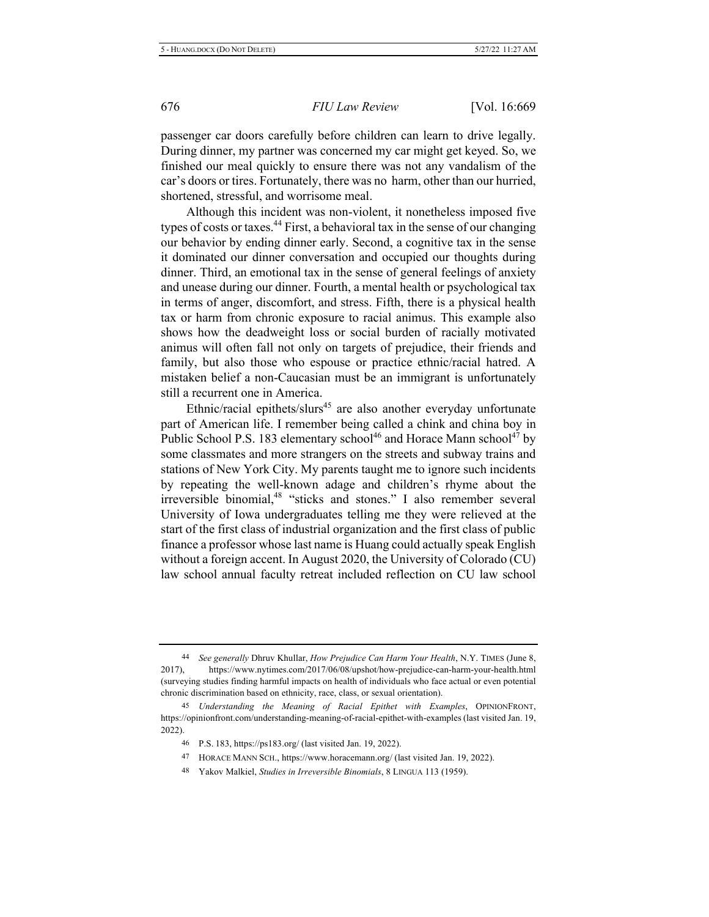passenger car doors carefully before children can learn to drive legally. During dinner, my partner was concerned my car might get keyed. So, we finished our meal quickly to ensure there was not any vandalism of the car's doors or tires. Fortunately, there was no harm, other than our hurried, shortened, stressful, and worrisome meal.

Although this incident was non-violent, it nonetheless imposed five types of costs or taxes.[44] First, a behavioral tax in the sense of our changing our behavior by ending dinner early. Second, a cognitive tax in the sense it dominated our dinner conversation and occupied our thoughts during dinner. Third, an emotional tax in the sense of general feelings of anxiety and unease during our dinner. Fourth, a mental health or psychological tax in terms of anger, discomfort, and stress. Fifth, there is a physical health tax or harm from chronic exposure to racial animus. This example also shows how the deadweight loss or social burden of racially motivated animus will often fall not only on targets of prejudice, their friends and family, but also those who espouse or practice ethnic/racial hatred. A mistaken belief a non-Caucasian must be an immigrant is unfortunately still a recurrent one in America.

Ethnic/racial epithets/slurs[45] are also another everyday unfortunate part of American life. I remember being called a chink and china boy in Public School P.S. 183 elementary school[46] and Horace Mann school[47] by some classmates and more strangers on the streets and subway trains and stations of New York City. My parents taught me to ignore such incidents by repeating the well-known adage and children's rhyme about the irreversible binomial,[48] "sticks and stones." I also remember several University of Iowa undergraduates telling me they were relieved at the start of the first class of industrial organization and the first class of public finance a professor whose last name is Huang could actually speak English without a foreign accent. In August 2020, the University of Colorado (CU) law school annual faculty retreat included reflection on CU law school

---

44 *See generally* Dhruv Khullar, *How Prejudice Can Harm Your Health*, N.Y. TIMES (June 8, 2017), https://www.nytimes.com/2017/06/08/upshot/how-prejudice-can-harm-your-health.html (surveying studies finding harmful impacts on health of individuals who face actual or even potential chronic discrimination based on ethnicity, race, class, or sexual orientation).

45 *Understanding the Meaning of Racial Epithet with Examples*, OPINIONFRONT, https://opinionfront.com/understanding-meaning-of-racial-epithet-with-examples (last visited Jan. 19, 2022).

46 P.S. 183, https://ps183.org/ (last visited Jan. 19, 2022).

47 HORACE MANN SCH., https://www.horacemann.org/ (last visited Jan. 19, 2022).

48 Yakov Malkiel, *Studies in Irreversible Binomials*, 8 LINGUA 113 (1959).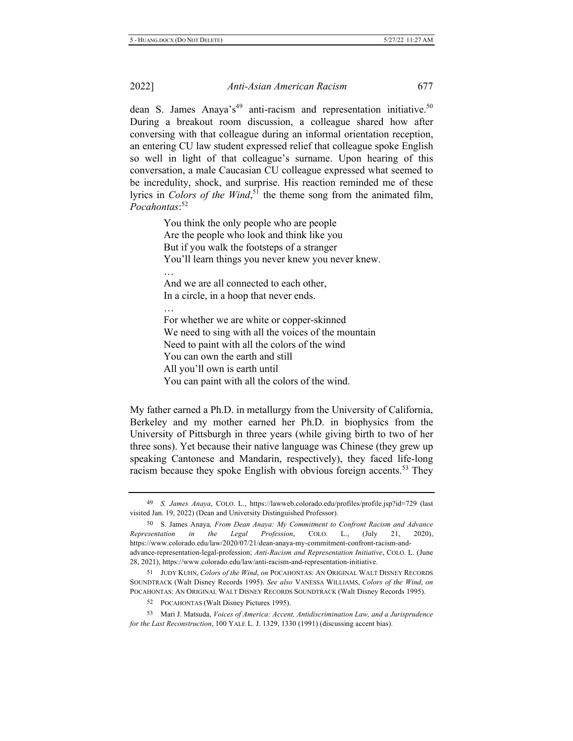dean S. James Anaya's[49] anti-racism and representation initiative.[50] During a breakout room discussion, a colleague shared how after conversing with that colleague during an informal orientation reception, an entering CU law student expressed relief that colleague spoke English so well in light of that colleague's surname. Upon hearing of this conversation, a male Caucasian CU colleague expressed what seemed to be incredulity, shock, and surprise. His reaction reminded me of these lyrics in *Colors of the Wind*,[51] the theme song from the animated film, *Pocahontas*:[52]

> You think the only people who are people
> Are the people who look and think like you
> But if you walk the footsteps of a stranger
> You'll learn things you never knew you never knew.
> …
> And we are all connected to each other,
> In a circle, in a hoop that never ends.
> …
> For whether we are white or copper-skinned
> We need to sing with all the voices of the mountain
> Need to paint with all the colors of the wind
> You can own the earth and still
> All you'll own is earth until
> You can paint with all the colors of the wind.

My father earned a Ph.D. in metallurgy from the University of California, Berkeley and my mother earned her Ph.D. in biophysics from the University of Pittsburgh in three years (while giving birth to two of her three sons). Yet because their native language was Chinese (they grew up speaking Cantonese and Mandarin, respectively), they faced life-long racism because they spoke English with obvious foreign accents.[53] They

---

[49] *S. James Anaya*, COLO. L., https://lawweb.colorado.edu/profiles/profile.jsp?id=729 (last visited Jan. 19, 2022) (Dean and University Distinguished Professor).

[50] S. James Anaya*, From Dean Anaya: My Commitment to Confront Racism and Advance Representation in the Legal Profession*, COLO. L., (July 21, 2020), https://www.colorado.edu/law/2020/07/21/dean-anaya-my-commitment-confront-racism-and-advance-representation-legal-profession; *Anti-Racism and Representation Initiative*, COLO. L. (June 28, 2021), https://www.colorado.edu/law/anti-racism-and-representation-initiative.

[51] JUDY KUHN, *Colors of the Wind*, *on* POCAHONTAS: AN ORIGINAL WALT DISNEY RECORDS SOUNDTRACK (Walt Disney Records 1995). *See also* VANESSA WILLIAMS, *Colors of the Wind*, *on* POCAHONTAS: AN ORIGINAL WALT DISNEY RECORDS SOUNDTRACK (Walt Disney Records 1995).

[52] POCAHONTAS (Walt Disney Pictures 1995).

[53] Mari J. Matsuda, *Voices of America: Accent, Antidiscrimination Law, and a Jurisprudence for the Last Reconstruction*, 100 YALE L. J. 1329, 1330 (1991) (discussing accent bias).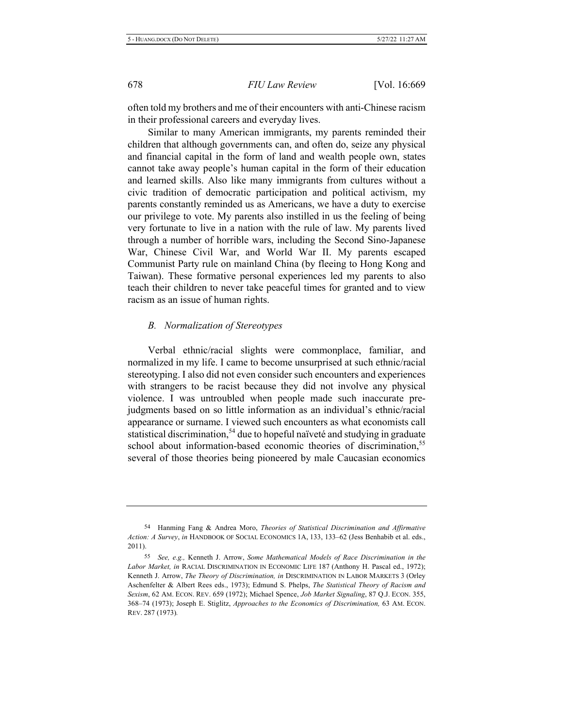often told my brothers and me of their encounters with anti-Chinese racism in their professional careers and everyday lives.

Similar to many American immigrants, my parents reminded their children that although governments can, and often do, seize any physical and financial capital in the form of land and wealth people own, states cannot take away people's human capital in the form of their education and learned skills. Also like many immigrants from cultures without a civic tradition of democratic participation and political activism, my parents constantly reminded us as Americans, we have a duty to exercise our privilege to vote. My parents also instilled in us the feeling of being very fortunate to live in a nation with the rule of law. My parents lived through a number of horrible wars, including the Second Sino-Japanese War, Chinese Civil War, and World War II. My parents escaped Communist Party rule on mainland China (by fleeing to Hong Kong and Taiwan). These formative personal experiences led my parents to also teach their children to never take peaceful times for granted and to view racism as an issue of human rights.

### *B. Normalization of Stereotypes*

Verbal ethnic/racial slights were commonplace, familiar, and normalized in my life. I came to become unsurprised at such ethnic/racial stereotyping. I also did not even consider such encounters and experiences with strangers to be racist because they did not involve any physical violence. I was untroubled when people made such inaccurate pre-judgments based on so little information as an individual's ethnic/racial appearance or surname. I viewed such encounters as what economists call statistical discrimination,[54] due to hopeful naïveté and studying in graduate school about information-based economic theories of discrimination,[55] several of those theories being pioneered by male Caucasian economics

---

54 Hanming Fang & Andrea Moro, *Theories of Statistical Discrimination and Affirmative Action: A Survey*, *in* HANDBOOK OF SOCIAL ECONOMICS 1A, 133, 133–62 (Jess Benhabib et al. eds., 2011).

55 *See, e.g.,* Kenneth J. Arrow, *Some Mathematical Models of Race Discrimination in the Labor Market, in* RACIAL DISCRIMINATION IN ECONOMIC LIFE 187 (Anthony H. Pascal ed., 1972); Kenneth J. Arrow, *The Theory of Discrimination, in* DISCRIMINATION IN LABOR MARKETS 3 (Orley Aschenfelter & Albert Rees eds., 1973); Edmund S. Phelps, *The Statistical Theory of Racism and Sexism*, 62 AM. ECON. REV. 659 (1972); Michael Spence, *Job Market Signaling*, 87 Q.J. ECON. 355, 368–74 (1973); Joseph E. Stiglitz, *Approaches to the Economics of Discrimination,* 63 AM. ECON. REV. 287 (1973).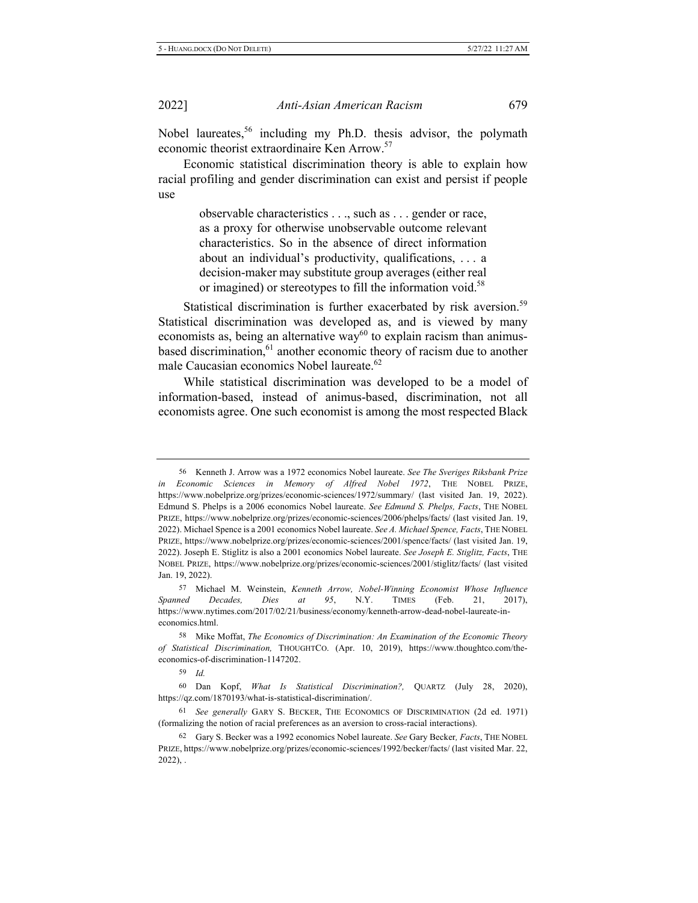Nobel laureates,[56] including my Ph.D. thesis advisor, the polymath economic theorist extraordinaire Ken Arrow.[57]

Economic statistical discrimination theory is able to explain how racial profiling and gender discrimination can exist and persist if people use

> observable characteristics . . ., such as . . . gender or race, as a proxy for otherwise unobservable outcome relevant characteristics. So in the absence of direct information about an individual's productivity, qualifications, . . . a decision-maker may substitute group averages (either real or imagined) or stereotypes to fill the information void.[58]

Statistical discrimination is further exacerbated by risk aversion.[59] Statistical discrimination was developed as, and is viewed by many economists as, being an alternative way[60] to explain racism than animus-based discrimination,[61] another economic theory of racism due to another male Caucasian economics Nobel laureate.[62]

While statistical discrimination was developed to be a model of information-based, instead of animus-based, discrimination, not all economists agree. One such economist is among the most respected Black

---

56 Kenneth J. Arrow was a 1972 economics Nobel laureate. *See The Sveriges Riksbank Prize in Economic Sciences in Memory of Alfred Nobel 1972*, THE NOBEL PRIZE, https://www.nobelprize.org/prizes/economic-sciences/1972/summary/ (last visited Jan. 19, 2022). Edmund S. Phelps is a 2006 economics Nobel laureate. *See Edmund S. Phelps, Facts*, THE NOBEL PRIZE, https://www.nobelprize.org/prizes/economic-sciences/2006/phelps/facts/ (last visited Jan. 19, 2022). Michael Spence is a 2001 economics Nobel laureate. *See A. Michael Spence, Facts*, THE NOBEL PRIZE, https://www.nobelprize.org/prizes/economic-sciences/2001/spence/facts/ (last visited Jan. 19, 2022). Joseph E. Stiglitz is also a 2001 economics Nobel laureate. *See Joseph E. Stiglitz, Facts*, THE NOBEL PRIZE, https://www.nobelprize.org/prizes/economic-sciences/2001/stiglitz/facts/ (last visited Jan. 19, 2022).

57 Michael M. Weinstein, *Kenneth Arrow, Nobel-Winning Economist Whose Influence Spanned Decades, Dies at 95*, N.Y. TIMES (Feb. 21, 2017), https://www.nytimes.com/2017/02/21/business/economy/kenneth-arrow-dead-nobel-laureate-in-economics.html.

58 Mike Moffat, *The Economics of Discrimination: An Examination of the Economic Theory of Statistical Discrimination,* THOUGHTCO. (Apr. 10, 2019), https://www.thoughtco.com/the-economics-of-discrimination-1147202.

59 *Id.*

60 Dan Kopf, *What Is Statistical Discrimination?,* QUARTZ (July 28, 2020), https://qz.com/1870193/what-is-statistical-discrimination/.

61 *See generally* GARY S. BECKER, THE ECONOMICS OF DISCRIMINATION (2d ed. 1971) (formalizing the notion of racial preferences as an aversion to cross-racial interactions).

62 Gary S. Becker was a 1992 economics Nobel laureate. *See* Gary Becker*, Facts*, THE NOBEL PRIZE, https://www.nobelprize.org/prizes/economic-sciences/1992/becker/facts/ (last visited Mar. 22, 2022), .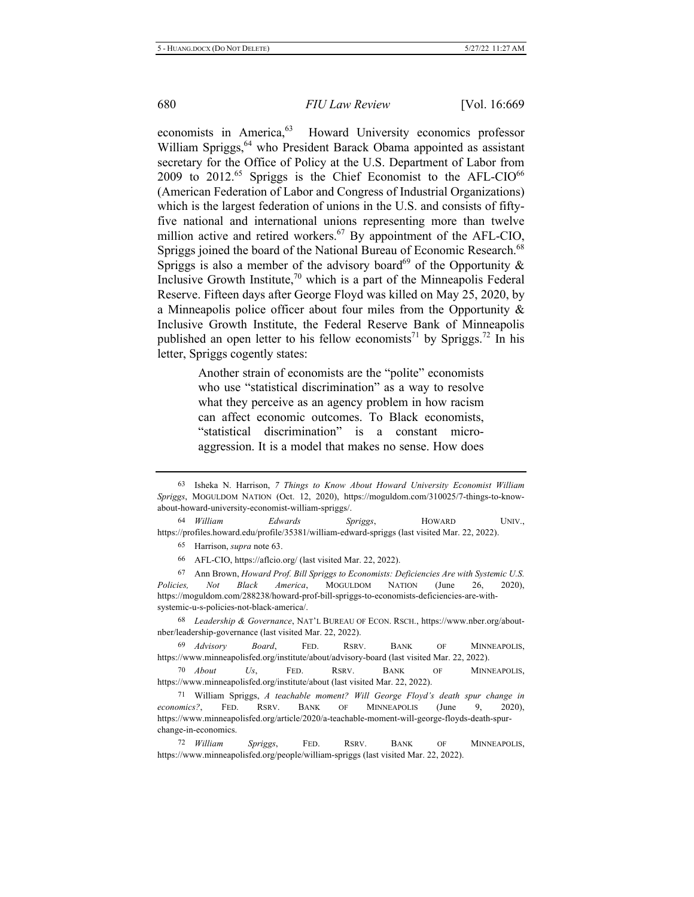economists in America,[63] Howard University economics professor William Spriggs,[64] who President Barack Obama appointed as assistant secretary for the Office of Policy at the U.S. Department of Labor from 2009 to 2012.[65] Spriggs is the Chief Economist to the AFL-CIO[66] (American Federation of Labor and Congress of Industrial Organizations) which is the largest federation of unions in the U.S. and consists of fifty-five national and international unions representing more than twelve million active and retired workers.[67] By appointment of the AFL-CIO, Spriggs joined the board of the National Bureau of Economic Research.[68] Spriggs is also a member of the advisory board[69] of the Opportunity & Inclusive Growth Institute,[70] which is a part of the Minneapolis Federal Reserve. Fifteen days after George Floyd was killed on May 25, 2020, by a Minneapolis police officer about four miles from the Opportunity & Inclusive Growth Institute, the Federal Reserve Bank of Minneapolis published an open letter to his fellow economists[71] by Spriggs.[72] In his letter, Spriggs cogently states:

> Another strain of economists are the "polite" economists who use "statistical discrimination" as a way to resolve what they perceive as an agency problem in how racism can affect economic outcomes. To Black economists, "statistical discrimination" is a constant micro-aggression. It is a model that makes no sense. How does

---

63 Isheka N. Harrison, *7 Things to Know About Howard University Economist William Spriggs*, MOGULDOM NATION (Oct. 12, 2020), https://moguldom.com/310025/7-things-to-know-about-howard-university-economist-william-spriggs/.

64 *William Edwards Spriggs*, HOWARD UNIV., https://profiles.howard.edu/profile/35381/william-edward-spriggs (last visited Mar. 22, 2022).

65 Harrison, *supra* note 63.

66 AFL-CIO, https://aflcio.org/ (last visited Mar. 22, 2022).

67 Ann Brown, *Howard Prof. Bill Spriggs to Economists: Deficiencies Are with Systemic U.S. Policies, Not Black America*, MOGULDOM NATION (June 26, 2020), https://moguldom.com/288238/howard-prof-bill-spriggs-to-economists-deficiencies-are-with-systemic-u-s-policies-not-black-america/.

68 *Leadership & Governance*, NAT'L BUREAU OF ECON. RSCH., https://www.nber.org/about-nber/leadership-governance (last visited Mar. 22, 2022).

69 *Advisory Board*, FED. RSRV. BANK OF MINNEAPOLIS, https://www.minneapolisfed.org/institute/about/advisory-board (last visited Mar. 22, 2022).

70 *About Us*, FED. RSRV. BANK OF MINNEAPOLIS, https://www.minneapolisfed.org/institute/about (last visited Mar. 22, 2022).

71 William Spriggs, *A teachable moment? Will George Floyd's death spur change in economics?*, FED. RSRV. BANK OF MINNEAPOLIS (June 9, 2020), https://www.minneapolisfed.org/article/2020/a-teachable-moment-will-george-floyds-death-spur-change-in-economics.

72 *William Spriggs*, FED. RSRV. BANK OF MINNEAPOLIS, https://www.minneapolisfed.org/people/william-spriggs (last visited Mar. 22, 2022).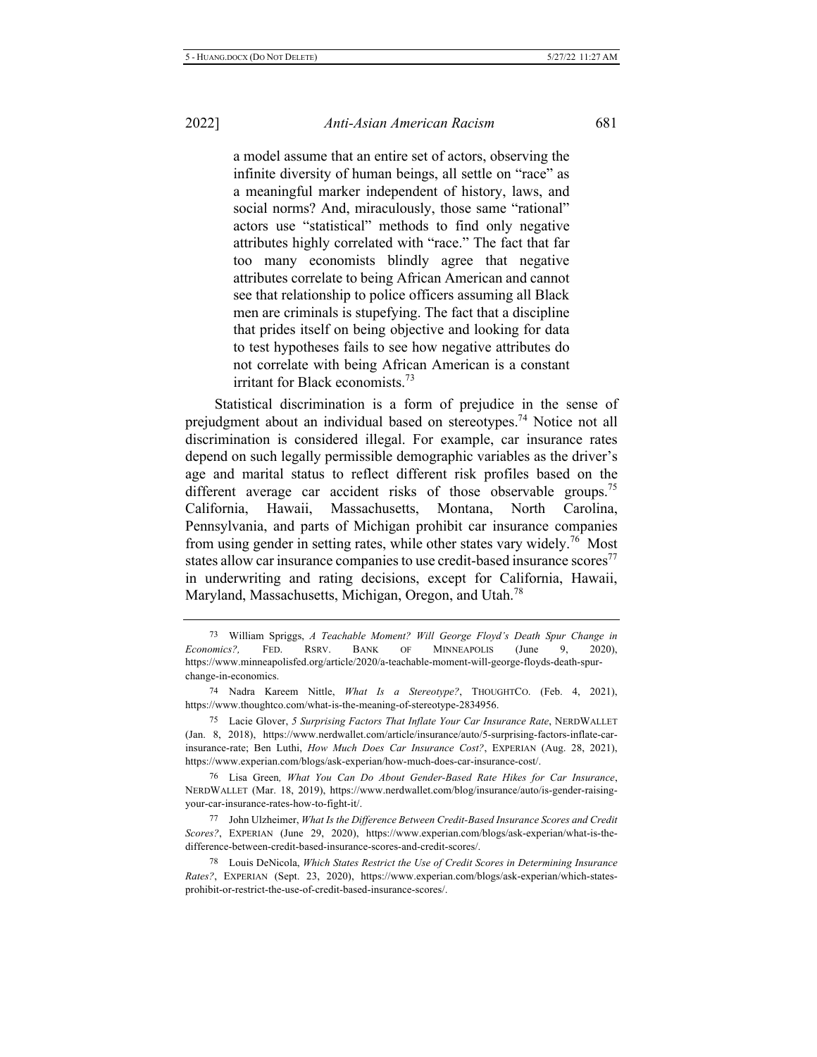> a model assume that an entire set of actors, observing the infinite diversity of human beings, all settle on "race" as a meaningful marker independent of history, laws, and social norms? And, miraculously, those same "rational" actors use "statistical" methods to find only negative attributes highly correlated with "race." The fact that far too many economists blindly agree that negative attributes correlate to being African American and cannot see that relationship to police officers assuming all Black men are criminals is stupefying. The fact that a discipline that prides itself on being objective and looking for data to test hypotheses fails to see how negative attributes do not correlate with being African American is a constant irritant for Black economists.[73]

Statistical discrimination is a form of prejudice in the sense of prejudgment about an individual based on stereotypes.[74] Notice not all discrimination is considered illegal. For example, car insurance rates depend on such legally permissible demographic variables as the driver's age and marital status to reflect different risk profiles based on the different average car accident risks of those observable groups.[75] California, Hawaii, Massachusetts, Montana, North Carolina, Pennsylvania, and parts of Michigan prohibit car insurance companies from using gender in setting rates, while other states vary widely.[76] Most states allow car insurance companies to use credit-based insurance scores[77] in underwriting and rating decisions, except for California, Hawaii, Maryland, Massachusetts, Michigan, Oregon, and Utah.[78]

---

73 William Spriggs, *A Teachable Moment? Will George Floyd's Death Spur Change in Economics?,* FED. RSRV. BANK OF MINNEAPOLIS (June 9, 2020), https://www.minneapolisfed.org/article/2020/a-teachable-moment-will-george-floyds-death-spur-change-in-economics.

74 Nadra Kareem Nittle, *What Is a Stereotype?*, THOUGHTCO. (Feb. 4, 2021), https://www.thoughtco.com/what-is-the-meaning-of-stereotype-2834956.

75 Lacie Glover, *5 Surprising Factors That Inflate Your Car Insurance Rate*, NERDWALLET (Jan. 8, 2018), https://www.nerdwallet.com/article/insurance/auto/5-surprising-factors-inflate-car-insurance-rate; Ben Luthi, *How Much Does Car Insurance Cost?*, EXPERIAN (Aug. 28, 2021), https://www.experian.com/blogs/ask-experian/how-much-does-car-insurance-cost/.

76 Lisa Green*, What You Can Do About Gender-Based Rate Hikes for Car Insurance*, NERDWALLET (Mar. 18, 2019), https://www.nerdwallet.com/blog/insurance/auto/is-gender-raising-your-car-insurance-rates-how-to-fight-it/.

77 John Ulzheimer, *What Is the Difference Between Credit-Based Insurance Scores and Credit Scores?*, EXPERIAN (June 29, 2020), https://www.experian.com/blogs/ask-experian/what-is-the-difference-between-credit-based-insurance-scores-and-credit-scores/.

78 Louis DeNicola, *Which States Restrict the Use of Credit Scores in Determining Insurance Rates?*, EXPERIAN (Sept. 23, 2020), https://www.experian.com/blogs/ask-experian/which-states-prohibit-or-restrict-the-use-of-credit-based-insurance-scores/.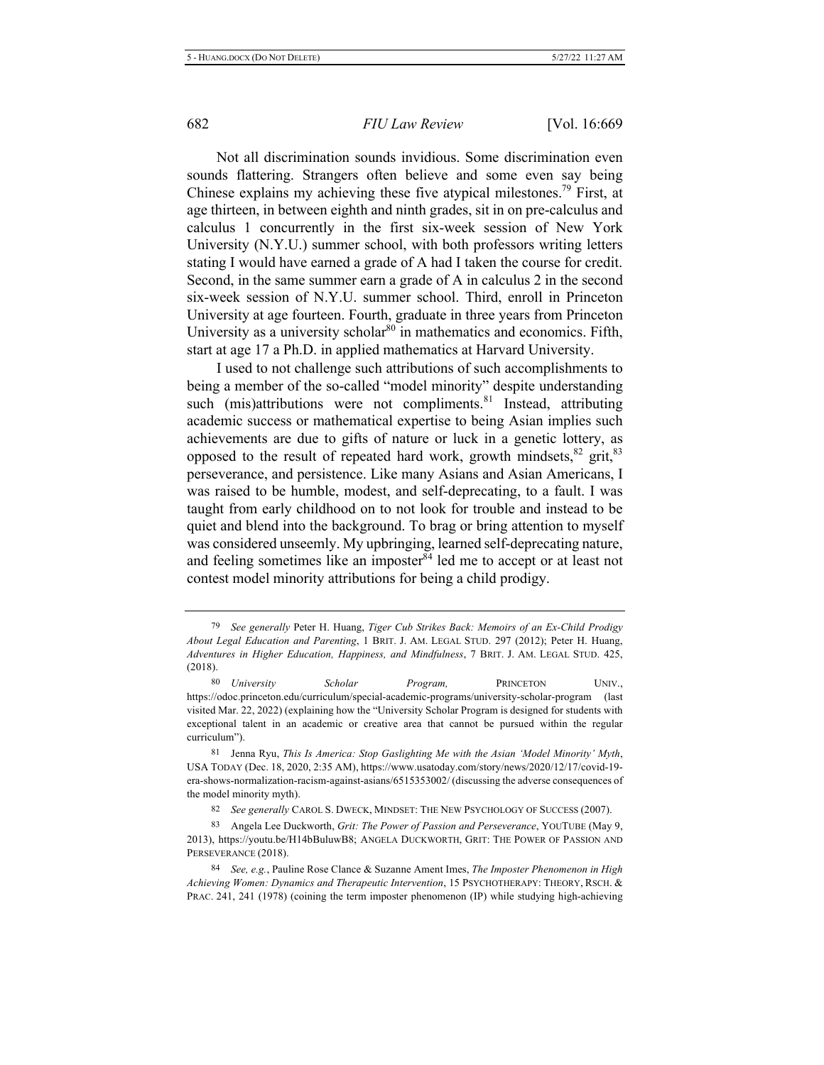Not all discrimination sounds invidious. Some discrimination even sounds flattering. Strangers often believe and some even say being Chinese explains my achieving these five atypical milestones.[79] First, at age thirteen, in between eighth and ninth grades, sit in on pre-calculus and calculus 1 concurrently in the first six-week session of New York University (N.Y.U.) summer school, with both professors writing letters stating I would have earned a grade of A had I taken the course for credit. Second, in the same summer earn a grade of A in calculus 2 in the second six-week session of N.Y.U. summer school. Third, enroll in Princeton University at age fourteen. Fourth, graduate in three years from Princeton University as a university scholar[80] in mathematics and economics. Fifth, start at age 17 a Ph.D. in applied mathematics at Harvard University.

I used to not challenge such attributions of such accomplishments to being a member of the so-called "model minority" despite understanding such (mis)attributions were not compliments.[81] Instead, attributing academic success or mathematical expertise to being Asian implies such achievements are due to gifts of nature or luck in a genetic lottery, as opposed to the result of repeated hard work, growth mindsets,[82] grit,[83] perseverance, and persistence. Like many Asians and Asian Americans, I was raised to be humble, modest, and self-deprecating, to a fault. I was taught from early childhood on to not look for trouble and instead to be quiet and blend into the background. To brag or bring attention to myself was considered unseemly. My upbringing, learned self-deprecating nature, and feeling sometimes like an imposter[84] led me to accept or at least not contest model minority attributions for being a child prodigy.

---

79 *See generally* Peter H. Huang, *Tiger Cub Strikes Back: Memoirs of an Ex-Child Prodigy About Legal Education and Parenting*, 1 BRIT. J. AM. LEGAL STUD. 297 (2012); Peter H. Huang, *Adventures in Higher Education, Happiness, and Mindfulness*, 7 BRIT. J. AM. LEGAL STUD. 425, (2018).

80 *University Scholar Program,* PRINCETON UNIV., https://odoc.princeton.edu/curriculum/special-academic-programs/university-scholar-program (last visited Mar. 22, 2022) (explaining how the "University Scholar Program is designed for students with exceptional talent in an academic or creative area that cannot be pursued within the regular curriculum").

81 Jenna Ryu, *This Is America: Stop Gaslighting Me with the Asian 'Model Minority' Myth*, USA TODAY (Dec. 18, 2020, 2:35 AM), https://www.usatoday.com/story/news/2020/12/17/covid-19-era-shows-normalization-racism-against-asians/6515353002/ (discussing the adverse consequences of the model minority myth).

82 *See generally* CAROL S. DWECK, MINDSET: THE NEW PSYCHOLOGY OF SUCCESS (2007).

83 Angela Lee Duckworth, *Grit: The Power of Passion and Perseverance*, YOUTUBE (May 9, 2013), https://youtu.be/H14bBuluwB8; ANGELA DUCKWORTH, GRIT: THE POWER OF PASSION AND PERSEVERANCE (2018).

84 *See, e.g.*, Pauline Rose Clance & Suzanne Ament Imes, *The Imposter Phenomenon in High Achieving Women: Dynamics and Therapeutic Intervention*, 15 PSYCHOTHERAPY: THEORY, RSCH. & PRAC. 241, 241 (1978) (coining the term imposter phenomenon (IP) while studying high-achieving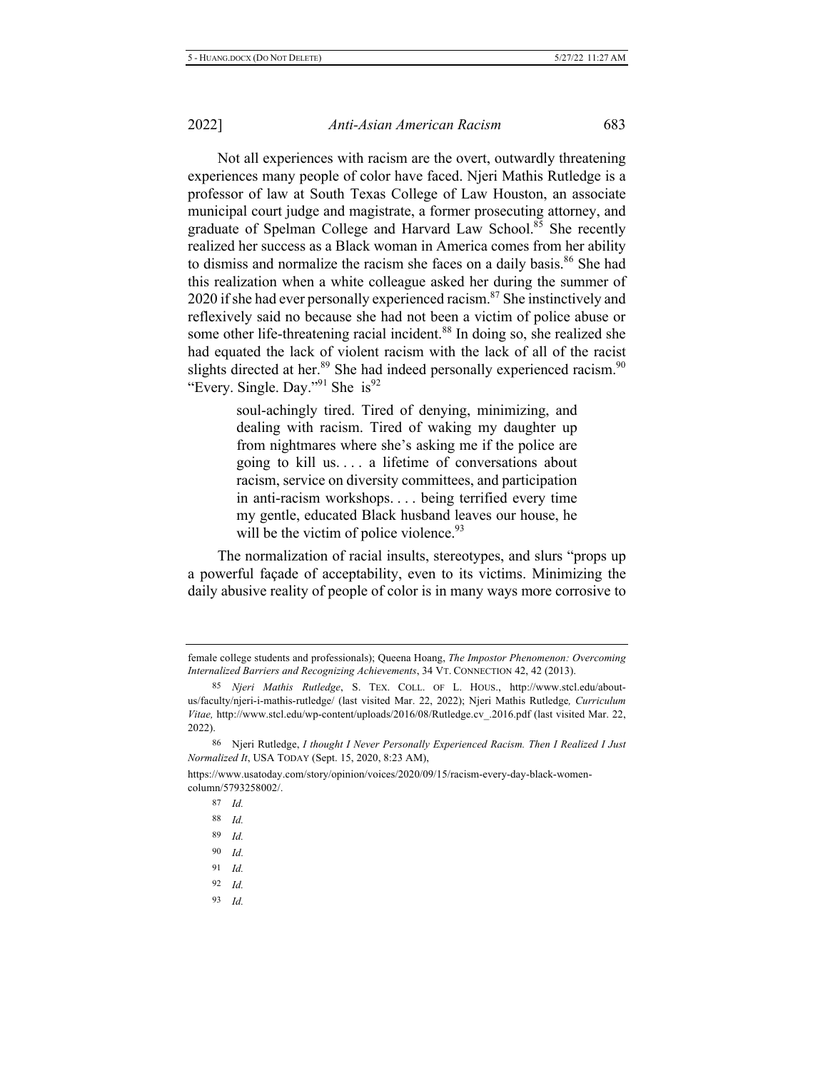Not all experiences with racism are the overt, outwardly threatening experiences many people of color have faced. Njeri Mathis Rutledge is a professor of law at South Texas College of Law Houston, an associate municipal court judge and magistrate, a former prosecuting attorney, and graduate of Spelman College and Harvard Law School.[85] She recently realized her success as a Black woman in America comes from her ability to dismiss and normalize the racism she faces on a daily basis.[86] She had this realization when a white colleague asked her during the summer of 2020 if she had ever personally experienced racism.[87] She instinctively and reflexively said no because she had not been a victim of police abuse or some other life-threatening racial incident.[88] In doing so, she realized she had equated the lack of violent racism with the lack of all of the racist slights directed at her.[89] She had indeed personally experienced racism.[90] "Every. Single. Day."[91] She is[92]

> soul-achingly tired. Tired of denying, minimizing, and dealing with racism. Tired of waking my daughter up from nightmares where she's asking me if the police are going to kill us. . . . a lifetime of conversations about racism, service on diversity committees, and participation in anti-racism workshops. . . . being terrified every time my gentle, educated Black husband leaves our house, he will be the victim of police violence.[93]

The normalization of racial insults, stereotypes, and slurs "props up a powerful façade of acceptability, even to its victims. Minimizing the daily abusive reality of people of color is in many ways more corrosive to

---

female college students and professionals); Queena Hoang, *The Impostor Phenomenon: Overcoming Internalized Barriers and Recognizing Achievements*, 34 VT. CONNECTION 42, 42 (2013).

85 *Njeri Mathis Rutledge*, S. TEX. COLL. OF L. HOUS., http://www.stcl.edu/about-us/faculty/njeri-i-mathis-rutledge/ (last visited Mar. 22, 2022); Njeri Mathis Rutledge*, Curriculum Vitae,* http://www.stcl.edu/wp-content/uploads/2016/08/Rutledge.cv_.2016.pdf (last visited Mar. 22, 2022).

86 Njeri Rutledge, *I thought I Never Personally Experienced Racism. Then I Realized I Just Normalized It*, USA TODAY (Sept. 15, 2020, 8:23 AM), https://www.usatoday.com/story/opinion/voices/2020/09/15/racism-every-day-black-women-column/5793258002/.

87 *Id.*

88 *Id.*

89 *Id.*

90 *Id.*

91 *Id.*

92 *Id.*

93 *Id.*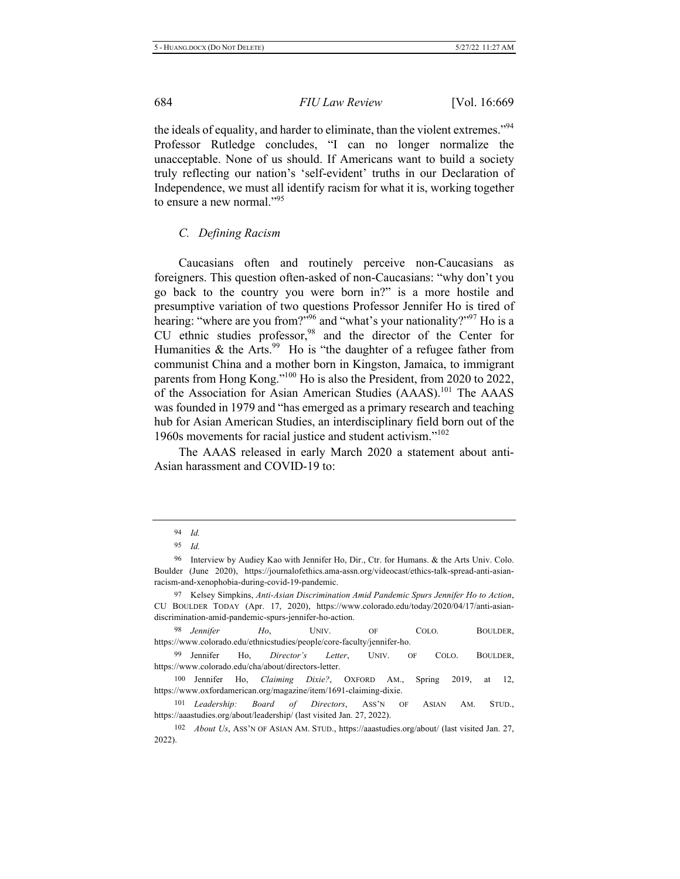the ideals of equality, and harder to eliminate, than the violent extremes."[94] Professor Rutledge concludes, "I can no longer normalize the unacceptable. None of us should. If Americans want to build a society truly reflecting our nation's 'self-evident' truths in our Declaration of Independence, we must all identify racism for what it is, working together to ensure a new normal."[95]

### *C. Defining Racism*

Caucasians often and routinely perceive non-Caucasians as foreigners. This question often-asked of non-Caucasians: "why don't you go back to the country you were born in?" is a more hostile and presumptive variation of two questions Professor Jennifer Ho is tired of hearing: "where are you from?"[96] and "what's your nationality?"[97] Ho is a CU ethnic studies professor,[98] and the director of the Center for Humanities & the Arts.[99] Ho is "the daughter of a refugee father from communist China and a mother born in Kingston, Jamaica, to immigrant parents from Hong Kong."[100] Ho is also the President, from 2020 to 2022, of the Association for Asian American Studies (AAAS).[101] The AAAS was founded in 1979 and "has emerged as a primary research and teaching hub for Asian American Studies, an interdisciplinary field born out of the 1960s movements for racial justice and student activism."[102]

The AAAS released in early March 2020 a statement about anti-Asian harassment and COVID-19 to:

---

94 *Id.*

95 *Id.*

96 Interview by Audiey Kao with Jennifer Ho, Dir., Ctr. for Humans. & the Arts Univ. Colo. Boulder (June 2020), https://journalofethics.ama-assn.org/videocast/ethics-talk-spread-anti-asian-racism-and-xenophobia-during-covid-19-pandemic.

97 Kelsey Simpkins, *Anti-Asian Discrimination Amid Pandemic Spurs Jennifer Ho to Action*, CU BOULDER TODAY (Apr. 17, 2020), https://www.colorado.edu/today/2020/04/17/anti-asian-discrimination-amid-pandemic-spurs-jennifer-ho-action.

98 *Jennifer Ho*, UNIV. OF COLO. BOULDER, https://www.colorado.edu/ethnicstudies/people/core-faculty/jennifer-ho.

99 Jennifer Ho, *Director's Letter*, UNIV. OF COLO. BOULDER, https://www.colorado.edu/cha/about/directors-letter.

100 Jennifer Ho, *Claiming Dixie?*, OXFORD AM., Spring 2019, at 12, https://www.oxfordamerican.org/magazine/item/1691-claiming-dixie.

101 *Leadership: Board of Directors*, ASS'N OF ASIAN AM. STUD., https://aaastudies.org/about/leadership/ (last visited Jan. 27, 2022).

102 *About Us*, ASS'N OF ASIAN AM. STUD., https://aaastudies.org/about/ (last visited Jan. 27, 2022).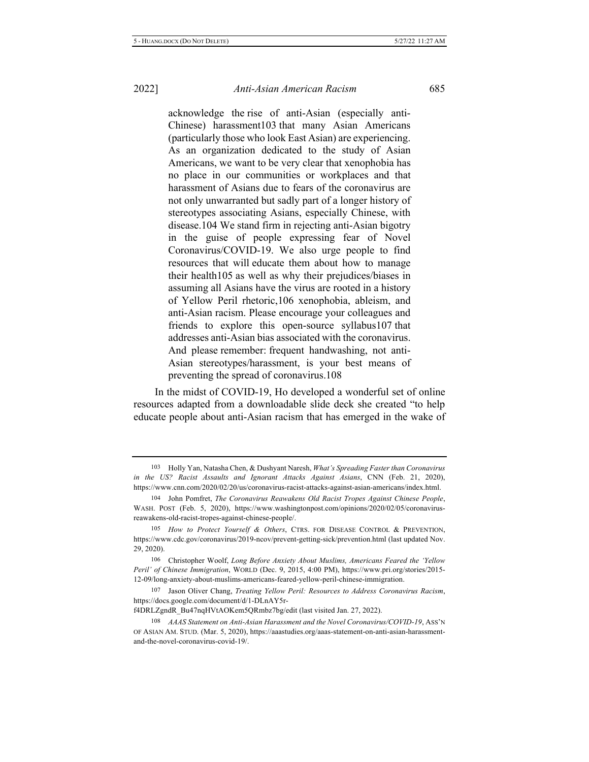> acknowledge the rise of anti-Asian (especially anti-Chinese) harassment[103] that many Asian Americans (particularly those who look East Asian) are experiencing. As an organization dedicated to the study of Asian Americans, we want to be very clear that xenophobia has no place in our communities or workplaces and that harassment of Asians due to fears of the coronavirus are not only unwarranted but sadly part of a longer history of stereotypes associating Asians, especially Chinese, with disease.[104] We stand firm in rejecting anti-Asian bigotry in the guise of people expressing fear of Novel Coronavirus/COVID-19. We also urge people to find resources that will educate them about how to manage their health[105] as well as why their prejudices/biases in assuming all Asians have the virus are rooted in a history of Yellow Peril rhetoric,[106] xenophobia, ableism, and anti-Asian racism. Please encourage your colleagues and friends to explore this open-source syllabus[107] that addresses anti-Asian bias associated with the coronavirus. And please remember: frequent handwashing, not anti-Asian stereotypes/harassment, is your best means of preventing the spread of coronavirus.[108]

In the midst of COVID-19, Ho developed a wonderful set of online resources adapted from a downloadable slide deck she created "to help educate people about anti-Asian racism that has emerged in the wake of

---

[103] Holly Yan, Natasha Chen, & Dushyant Naresh, *What's Spreading Faster than Coronavirus in the US? Racist Assaults and Ignorant Attacks Against Asians*, CNN (Feb. 21, 2020), https://www.cnn.com/2020/02/20/us/coronavirus-racist-attacks-against-asian-americans/index.html.

[104] John Pomfret, *The Coronavirus Reawakens Old Racist Tropes Against Chinese People*, WASH. POST (Feb. 5, 2020), https://www.washingtonpost.com/opinions/2020/02/05/coronavirus-reawakens-old-racist-tropes-against-chinese-people/.

[105] *How to Protect Yourself & Others*, CTRS. FOR DISEASE CONTROL & PREVENTION, https://www.cdc.gov/coronavirus/2019-ncov/prevent-getting-sick/prevention.html (last updated Nov. 29, 2020).

[106] Christopher Woolf, *Long Before Anxiety About Muslims, Americans Feared the 'Yellow Peril' of Chinese Immigration*, WORLD (Dec. 9, 2015, 4:00 PM), https://www.pri.org/stories/2015-12-09/long-anxiety-about-muslims-americans-feared-yellow-peril-chinese-immigration.

[107] Jason Oliver Chang, *Treating Yellow Peril: Resources to Address Coronavirus Racism*, https://docs.google.com/document/d/1-DLnAY5r-f4DRLZgndR_Bu47nqHVtAOKem5QRmbz7bg/edit (last visited Jan. 27, 2022).

[108] *AAAS Statement on Anti-Asian Harassment and the Novel Coronavirus/COVID-19*, ASS'N OF ASIAN AM. STUD. (Mar. 5, 2020), https://aaastudies.org/aaas-statement-on-anti-asian-harassment-and-the-novel-coronavirus-covid-19/.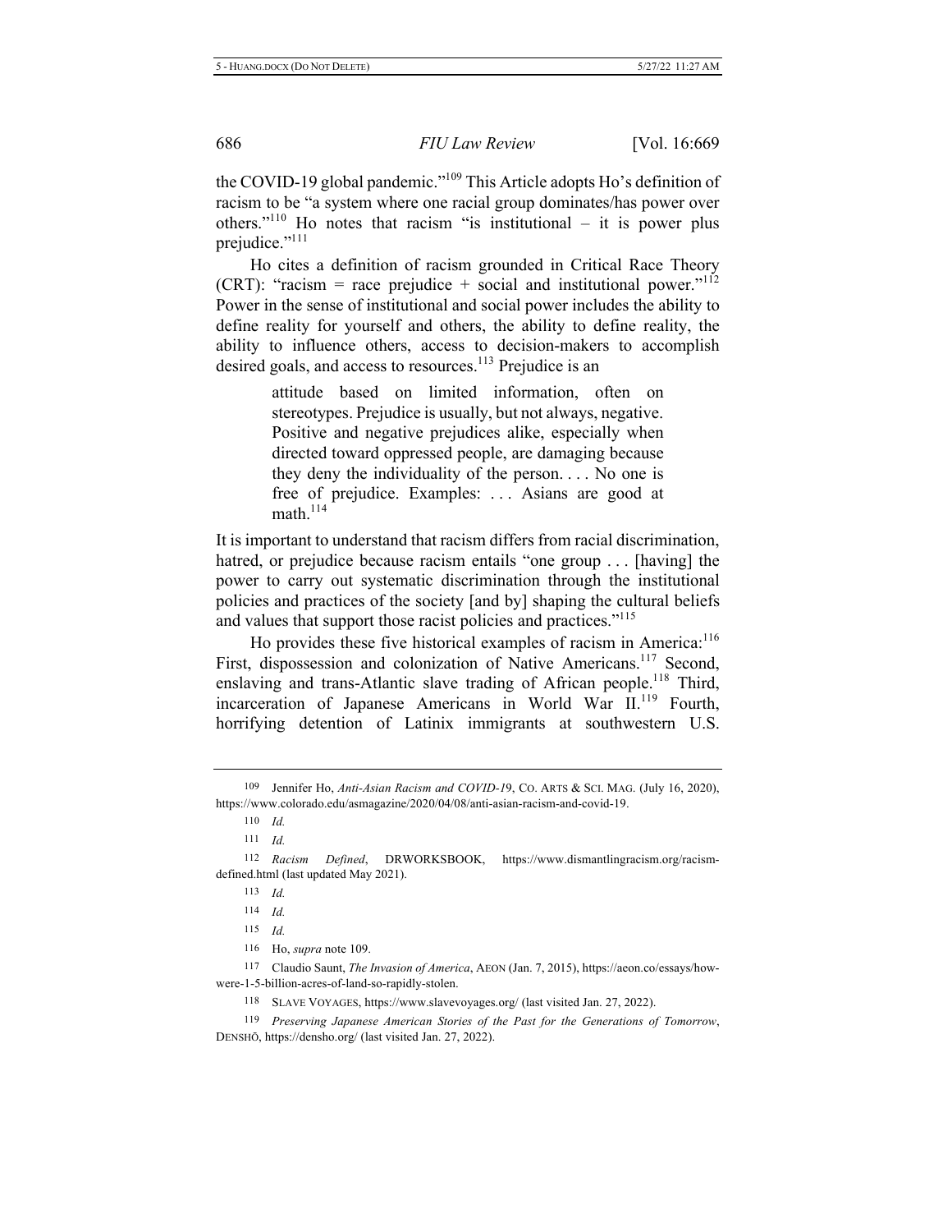the COVID-19 global pandemic."[109] This Article adopts Ho's definition of racism to be "a system where one racial group dominates/has power over others."[110] Ho notes that racism "is institutional – it is power plus prejudice."[111]

Ho cites a definition of racism grounded in Critical Race Theory (CRT): "racism = race prejudice + social and institutional power."[112] Power in the sense of institutional and social power includes the ability to define reality for yourself and others, the ability to define reality, the ability to influence others, access to decision-makers to accomplish desired goals, and access to resources.[113] Prejudice is an

> attitude based on limited information, often on stereotypes. Prejudice is usually, but not always, negative. Positive and negative prejudices alike, especially when directed toward oppressed people, are damaging because they deny the individuality of the person. . . . No one is free of prejudice. Examples: . . . Asians are good at math.[114]

It is important to understand that racism differs from racial discrimination, hatred, or prejudice because racism entails "one group . . . [having] the power to carry out systematic discrimination through the institutional policies and practices of the society [and by] shaping the cultural beliefs and values that support those racist policies and practices."[115]

Ho provides these five historical examples of racism in America:[116] First, dispossession and colonization of Native Americans.[117] Second, enslaving and trans-Atlantic slave trading of African people.[118] Third, incarceration of Japanese Americans in World War II.[119] Fourth, horrifying detention of Latinix immigrants at southwestern U.S.

---

109 Jennifer Ho, *Anti-Asian Racism and COVID-19*, CO. ARTS & SCI. MAG. (July 16, 2020), https://www.colorado.edu/asmagazine/2020/04/08/anti-asian-racism-and-covid-19.

110 *Id.*

111 *Id.*

112 *Racism Defined*, DRWORKSBOOK, https://www.dismantlingracism.org/racism-defined.html (last updated May 2021).

113 *Id.*

114 *Id.*

115 *Id.*

116 Ho, *supra* note 109.

117 Claudio Saunt, *The Invasion of America*, AEON (Jan. 7, 2015), https://aeon.co/essays/how-were-1-5-billion-acres-of-land-so-rapidly-stolen.

118 SLAVE VOYAGES, https://www.slavevoyages.org/ (last visited Jan. 27, 2022).

119 *Preserving Japanese American Stories of the Past for the Generations of Tomorrow*, DENSHŌ, https://densho.org/ (last visited Jan. 27, 2022).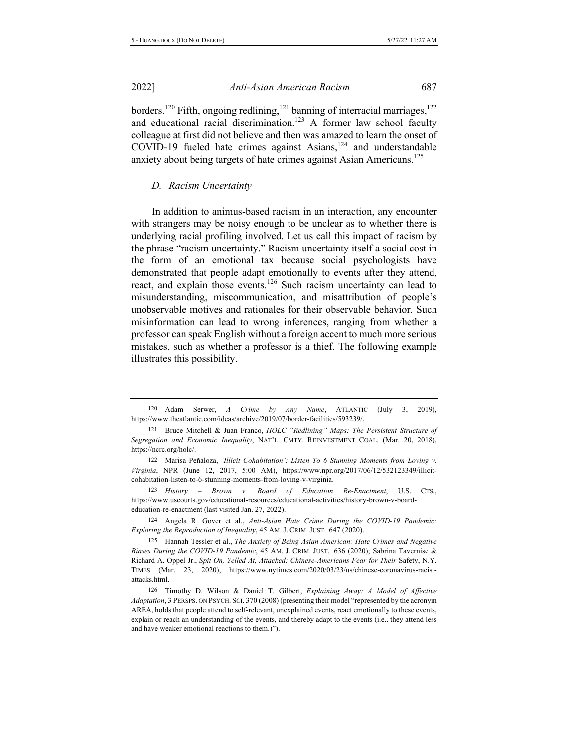borders.[120] Fifth, ongoing redlining,[121] banning of interracial marriages,[122] and educational racial discrimination.[123] A former law school faculty colleague at first did not believe and then was amazed to learn the onset of COVID-19 fueled hate crimes against Asians,[124] and understandable anxiety about being targets of hate crimes against Asian Americans.[125]

### *D. Racism Uncertainty*

In addition to animus-based racism in an interaction, any encounter with strangers may be noisy enough to be unclear as to whether there is underlying racial profiling involved. Let us call this impact of racism by the phrase "racism uncertainty." Racism uncertainty itself a social cost in the form of an emotional tax because social psychologists have demonstrated that people adapt emotionally to events after they attend, react, and explain those events.[126] Such racism uncertainty can lead to misunderstanding, miscommunication, and misattribution of people's unobservable motives and rationales for their observable behavior. Such misinformation can lead to wrong inferences, ranging from whether a professor can speak English without a foreign accent to much more serious mistakes, such as whether a professor is a thief. The following example illustrates this possibility.

---

120 Adam Serwer, *A Crime by Any Name*, ATLANTIC (July 3, 2019), https://www.theatlantic.com/ideas/archive/2019/07/border-facilities/593239/.

121 Bruce Mitchell & Juan Franco, *HOLC "Redlining" Maps: The Persistent Structure of Segregation and Economic Inequality*, NAT'L. CMTY. REINVESTMENT COAL. (Mar. 20, 2018), https://ncrc.org/holc/.

122 Marisa Peñaloza, *'Illicit Cohabitation': Listen To 6 Stunning Moments from Loving v. Virginia*, NPR (June 12, 2017, 5:00 AM), https://www.npr.org/2017/06/12/532123349/illicit-cohabitation-listen-to-6-stunning-moments-from-loving-v-virginia.

123 *History – Brown v. Board of Education Re-Enactment*, U.S. CTS., https://www.uscourts.gov/educational-resources/educational-activities/history-brown-v-board-education-re-enactment (last visited Jan. 27, 2022).

124 Angela R. Gover et al., *Anti-Asian Hate Crime During the COVID-19 Pandemic: Exploring the Reproduction of Inequality*, 45 AM. J. CRIM. JUST. 647 (2020).

125 Hannah Tessler et al., *The Anxiety of Being Asian American: Hate Crimes and Negative Biases During the COVID-19 Pandemic*, 45 AM. J. CRIM. JUST. 636 (2020); Sabrina Tavernise & Richard A. Oppel Jr., *Spit On, Yelled At, Attacked: Chinese-Americans Fear for Their* Safety, N.Y. TIMES (Mar. 23, 2020), https://www.nytimes.com/2020/03/23/us/chinese-coronavirus-racist-attacks.html.

126 Timothy D. Wilson & Daniel T. Gilbert, *Explaining Away: A Model of Affective Adaptation*, 3 PERSPS. ON PSYCH. SCI. 370 (2008) (presenting their model "represented by the acronym AREA, holds that people attend to self-relevant, unexplained events, react emotionally to these events, explain or reach an understanding of the events, and thereby adapt to the events (i.e., they attend less and have weaker emotional reactions to them.)").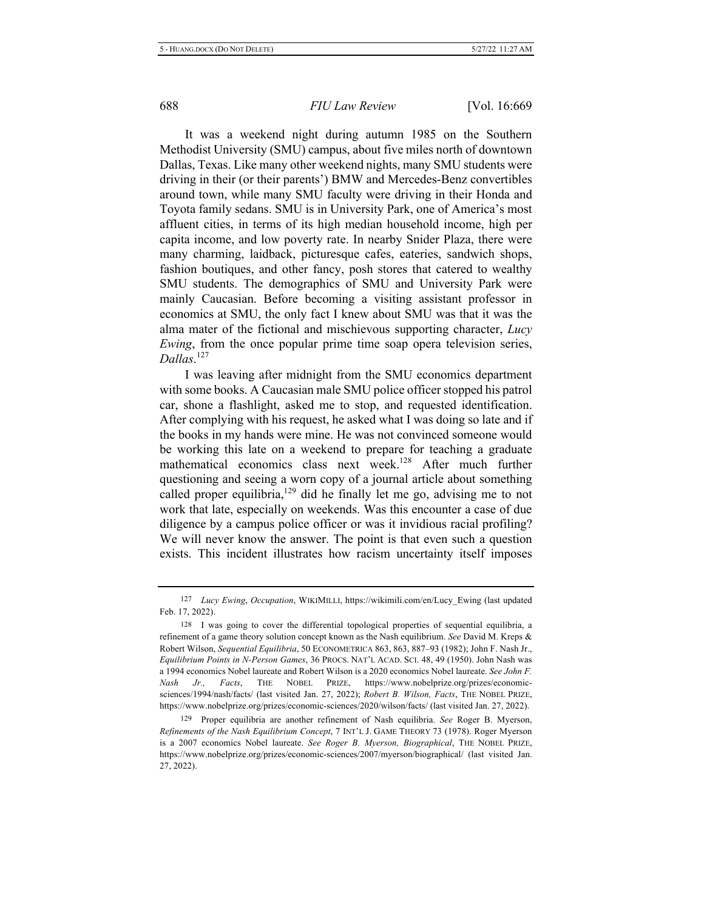It was a weekend night during autumn 1985 on the Southern Methodist University (SMU) campus, about five miles north of downtown Dallas, Texas. Like many other weekend nights, many SMU students were driving in their (or their parents') BMW and Mercedes-Benz convertibles around town, while many SMU faculty were driving in their Honda and Toyota family sedans. SMU is in University Park, one of America's most affluent cities, in terms of its high median household income, high per capita income, and low poverty rate. In nearby Snider Plaza, there were many charming, laidback, picturesque cafes, eateries, sandwich shops, fashion boutiques, and other fancy, posh stores that catered to wealthy SMU students. The demographics of SMU and University Park were mainly Caucasian. Before becoming a visiting assistant professor in economics at SMU, the only fact I knew about SMU was that it was the alma mater of the fictional and mischievous supporting character, *Lucy Ewing*, from the once popular prime time soap opera television series, *Dallas*.[127]

I was leaving after midnight from the SMU economics department with some books. A Caucasian male SMU police officer stopped his patrol car, shone a flashlight, asked me to stop, and requested identification. After complying with his request, he asked what I was doing so late and if the books in my hands were mine. He was not convinced someone would be working this late on a weekend to prepare for teaching a graduate mathematical economics class next week.[128] After much further questioning and seeing a worn copy of a journal article about something called proper equilibria,[129] did he finally let me go, advising me to not work that late, especially on weekends. Was this encounter a case of due diligence by a campus police officer or was it invidious racial profiling? We will never know the answer. The point is that even such a question exists. This incident illustrates how racism uncertainty itself imposes

---

127 *Lucy Ewing*, *Occupation*, WIKIMILLI, https://wikimili.com/en/Lucy_Ewing (last updated Feb. 17, 2022).

128 I was going to cover the differential topological properties of sequential equilibria, a refinement of a game theory solution concept known as the Nash equilibrium. *See* David M. Kreps & Robert Wilson, *Sequential Equilibria*, 50 ECONOMETRICA 863, 863, 887–93 (1982); John F. Nash Jr., *Equilibrium Points in N-Person Games*, 36 PROCS. NAT'L ACAD. SCI. 48, 49 (1950). John Nash was a 1994 economics Nobel laureate and Robert Wilson is a 2020 economics Nobel laureate. *See John F. Nash Jr., Facts*, THE NOBEL PRIZE, https://www.nobelprize.org/prizes/economic-sciences/1994/nash/facts/ (last visited Jan. 27, 2022); *Robert B. Wilson, Facts*, THE NOBEL PRIZE, https://www.nobelprize.org/prizes/economic-sciences/2020/wilson/facts/ (last visited Jan. 27, 2022).

129 Proper equilibria are another refinement of Nash equilibria. *See* Roger B. Myerson, *Refinements of the Nash Equilibrium Concept*, 7 INT'L J. GAME THEORY 73 (1978). Roger Myerson is a 2007 economics Nobel laureate. *See Roger B. Myerson, Biographical*, THE NOBEL PRIZE, https://www.nobelprize.org/prizes/economic-sciences/2007/myerson/biographical/ (last visited Jan. 27, 2022).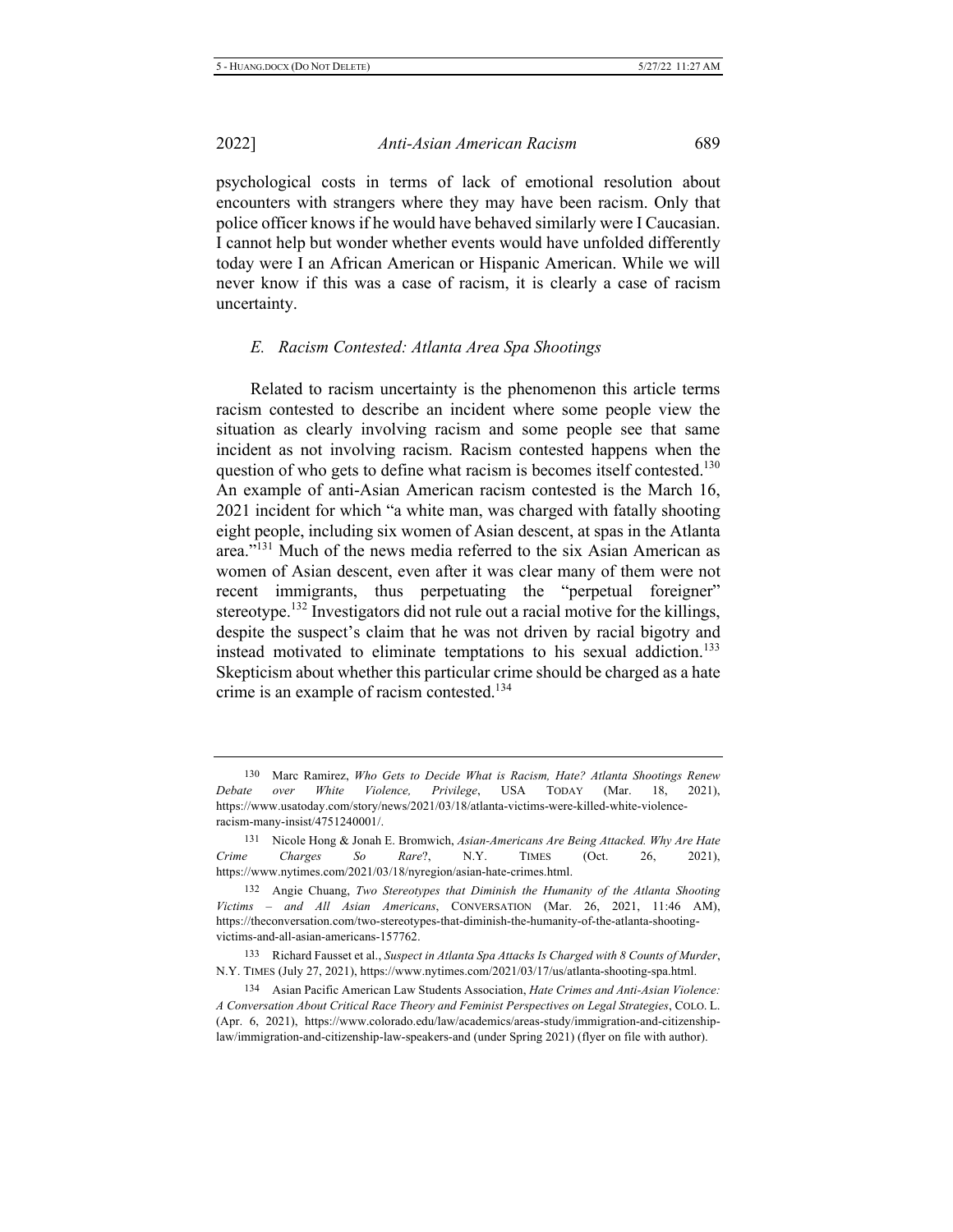psychological costs in terms of lack of emotional resolution about encounters with strangers where they may have been racism. Only that police officer knows if he would have behaved similarly were I Caucasian. I cannot help but wonder whether events would have unfolded differently today were I an African American or Hispanic American. While we will never know if this was a case of racism, it is clearly a case of racism uncertainty.

### *E. Racism Contested: Atlanta Area Spa Shootings*

Related to racism uncertainty is the phenomenon this article terms racism contested to describe an incident where some people view the situation as clearly involving racism and some people see that same incident as not involving racism. Racism contested happens when the question of who gets to define what racism is becomes itself contested.[130] An example of anti-Asian American racism contested is the March 16, 2021 incident for which "a white man, was charged with fatally shooting eight people, including six women of Asian descent, at spas in the Atlanta area."[131] Much of the news media referred to the six Asian American as women of Asian descent, even after it was clear many of them were not recent immigrants, thus perpetuating the "perpetual foreigner" stereotype.[132] Investigators did not rule out a racial motive for the killings, despite the suspect's claim that he was not driven by racial bigotry and instead motivated to eliminate temptations to his sexual addiction.[133] Skepticism about whether this particular crime should be charged as a hate crime is an example of racism contested.[134]

---

130 Marc Ramirez, *Who Gets to Decide What is Racism, Hate? Atlanta Shootings Renew Debate over White Violence, Privilege*, USA TODAY (Mar. 18, 2021), https://www.usatoday.com/story/news/2021/03/18/atlanta-victims-were-killed-white-violence-racism-many-insist/4751240001/.

131 Nicole Hong & Jonah E. Bromwich, *Asian-Americans Are Being Attacked. Why Are Hate Crime Charges So Rare*?, N.Y. TIMES (Oct. 26, 2021), https://www.nytimes.com/2021/03/18/nyregion/asian-hate-crimes.html.

132 Angie Chuang, *Two Stereotypes that Diminish the Humanity of the Atlanta Shooting Victims – and All Asian Americans*, CONVERSATION (Mar. 26, 2021, 11:46 AM), https://theconversation.com/two-stereotypes-that-diminish-the-humanity-of-the-atlanta-shooting-victims-and-all-asian-americans-157762.

133 Richard Fausset et al., *Suspect in Atlanta Spa Attacks Is Charged with 8 Counts of Murder*, N.Y. TIMES (July 27, 2021), https://www.nytimes.com/2021/03/17/us/atlanta-shooting-spa.html.

134 Asian Pacific American Law Students Association, *Hate Crimes and Anti-Asian Violence: A Conversation About Critical Race Theory and Feminist Perspectives on Legal Strategies*, COLO. L. (Apr. 6, 2021), https://www.colorado.edu/law/academics/areas-study/immigration-and-citizenship-law/immigration-and-citizenship-law-speakers-and (under Spring 2021) (flyer on file with author).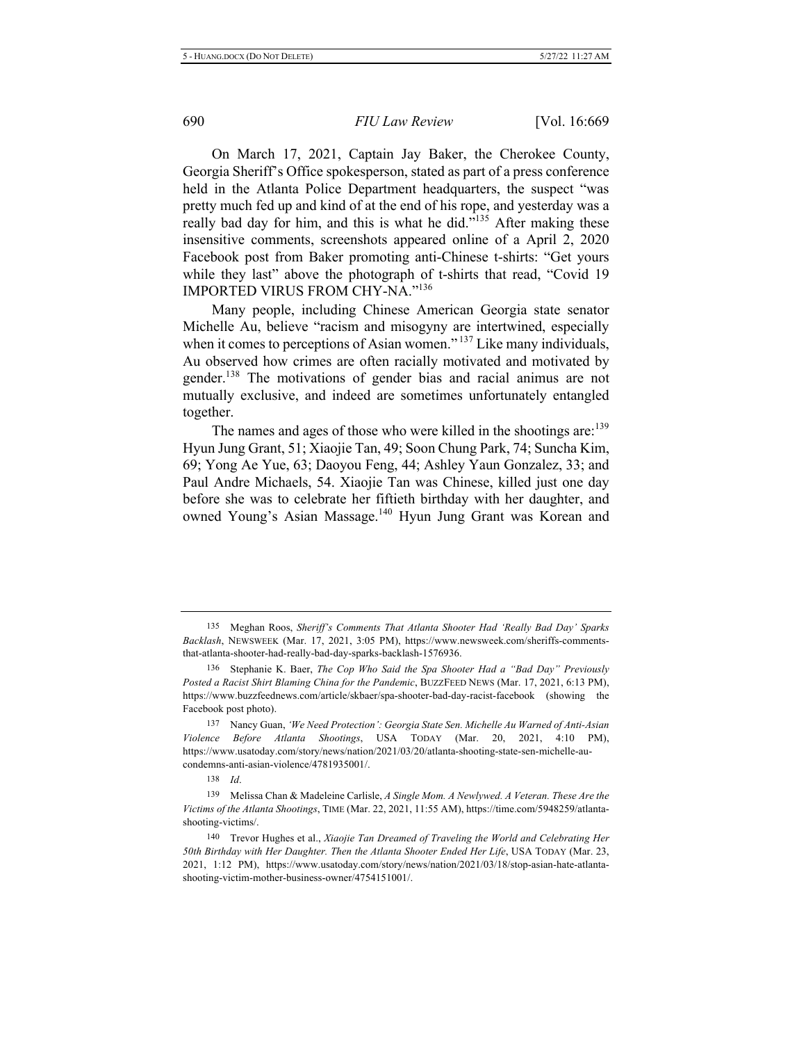On March 17, 2021, Captain Jay Baker, the Cherokee County, Georgia Sheriff's Office spokesperson, stated as part of a press conference held in the Atlanta Police Department headquarters, the suspect "was pretty much fed up and kind of at the end of his rope, and yesterday was a really bad day for him, and this is what he did."[135] After making these insensitive comments, screenshots appeared online of a April 2, 2020 Facebook post from Baker promoting anti-Chinese t-shirts: "Get yours while they last" above the photograph of t-shirts that read, "Covid 19 IMPORTED VIRUS FROM CHY-NA."[136]

Many people, including Chinese American Georgia state senator Michelle Au, believe "racism and misogyny are intertwined, especially when it comes to perceptions of Asian women."[137] Like many individuals, Au observed how crimes are often racially motivated and motivated by gender.[138] The motivations of gender bias and racial animus are not mutually exclusive, and indeed are sometimes unfortunately entangled together.

The names and ages of those who were killed in the shootings are:[139] Hyun Jung Grant, 51; Xiaojie Tan, 49; Soon Chung Park, 74; Suncha Kim, 69; Yong Ae Yue, 63; Daoyou Feng, 44; Ashley Yaun Gonzalez, 33; and Paul Andre Michaels, 54. Xiaojie Tan was Chinese, killed just one day before she was to celebrate her fiftieth birthday with her daughter, and owned Young's Asian Massage.[140] Hyun Jung Grant was Korean and

---

135 Meghan Roos, *Sheriff's Comments That Atlanta Shooter Had 'Really Bad Day' Sparks Backlash*, NEWSWEEK (Mar. 17, 2021, 3:05 PM), https://www.newsweek.com/sheriffs-comments-that-atlanta-shooter-had-really-bad-day-sparks-backlash-1576936.

136 Stephanie K. Baer, *The Cop Who Said the Spa Shooter Had a "Bad Day" Previously Posted a Racist Shirt Blaming China for the Pandemic*, BUZZFEED NEWS (Mar. 17, 2021, 6:13 PM), https://www.buzzfeednews.com/article/skbaer/spa-shooter-bad-day-racist-facebook (showing the Facebook post photo).

137 Nancy Guan, *'We Need Protection': Georgia State Sen. Michelle Au Warned of Anti-Asian Violence Before Atlanta Shootings*, USA TODAY (Mar. 20, 2021, 4:10 PM), https://www.usatoday.com/story/news/nation/2021/03/20/atlanta-shooting-state-sen-michelle-au-condemns-anti-asian-violence/4781935001/.

138 *Id.*

139 Melissa Chan & Madeleine Carlisle, *A Single Mom. A Newlywed. A Veteran. These Are the Victims of the Atlanta Shootings*, TIME (Mar. 22, 2021, 11:55 AM), https://time.com/5948259/atlanta-shooting-victims/.

140 Trevor Hughes et al., *Xiaojie Tan Dreamed of Traveling the World and Celebrating Her 50th Birthday with Her Daughter. Then the Atlanta Shooter Ended Her Life*, USA TODAY (Mar. 23, 2021, 1:12 PM), https://www.usatoday.com/story/news/nation/2021/03/18/stop-asian-hate-atlanta-shooting-victim-mother-business-owner/4754151001/.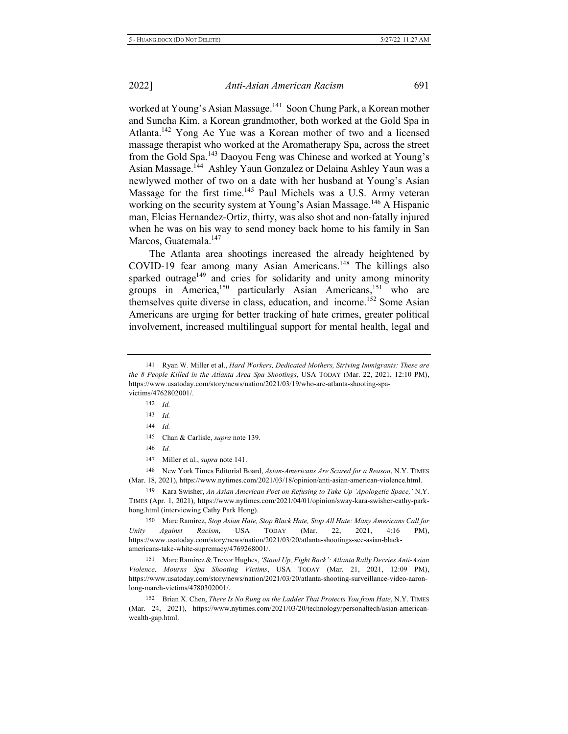worked at Young's Asian Massage.[141] Soon Chung Park, a Korean mother and Suncha Kim, a Korean grandmother, both worked at the Gold Spa in Atlanta.[142] Yong Ae Yue was a Korean mother of two and a licensed massage therapist who worked at the Aromatherapy Spa, across the street from the Gold Spa.[143] Daoyou Feng was Chinese and worked at Young's Asian Massage.[144] Ashley Yaun Gonzalez or Delaina Ashley Yaun was a newlywed mother of two on a date with her husband at Young's Asian Massage for the first time.[145] Paul Michels was a U.S. Army veteran working on the security system at Young's Asian Massage.[146] A Hispanic man, Elcias Hernandez-Ortiz, thirty, was also shot and non-fatally injured when he was on his way to send money back home to his family in San Marcos, Guatemala.[147]

The Atlanta area shootings increased the already heightened by COVID-19 fear among many Asian Americans.[148] The killings also sparked outrage[149] and cries for solidarity and unity among minority groups in America,[150] particularly Asian Americans,[151] who are themselves quite diverse in class, education, and income.[152] Some Asian Americans are urging for better tracking of hate crimes, greater political involvement, increased multilingual support for mental health, legal and

---

141 Ryan W. Miller et al., *Hard Workers, Dedicated Mothers, Striving Immigrants: These are the 8 People Killed in the Atlanta Area Spa Shootings*, USA TODAY (Mar. 22, 2021, 12:10 PM), https://www.usatoday.com/story/news/nation/2021/03/19/who-are-atlanta-shooting-spa-victims/4762802001/.

142 *Id.*

143 *Id.*

144 *Id.*

145 Chan & Carlisle, *supra* note 139.

146 *Id*.

147 Miller et al., *supra* note 141.

148 New York Times Editorial Board, *Asian-Americans Are Scared for a Reason*, N.Y. TIMES (Mar. 18, 2021), https://www.nytimes.com/2021/03/18/opinion/anti-asian-american-violence.html.

149 Kara Swisher, *An Asian American Poet on Refusing to Take Up 'Apologetic Space,'* N.Y. TIMES (Apr. 1, 2021), https://www.nytimes.com/2021/04/01/opinion/sway-kara-swisher-cathy-park-hong.html (interviewing Cathy Park Hong).

150 Marc Ramirez, *Stop Asian Hate, Stop Black Hate, Stop All Hate: Many Americans Call for Unity Against Racism*, USA TODAY (Mar. 22, 2021, 4:16 PM), https://www.usatoday.com/story/news/nation/2021/03/20/atlanta-shootings-see-asian-black-americans-take-white-supremacy/4769268001/.

151 Marc Ramirez & Trevor Hughes, *'Stand Up, Fight Back': Atlanta Rally Decries Anti-Asian Violence, Mourns Spa Shooting Victims*, USA TODAY (Mar. 21, 2021, 12:09 PM), https://www.usatoday.com/story/news/nation/2021/03/20/atlanta-shooting-surveillance-video-aaron-long-march-victims/4780302001/.

152 Brian X. Chen, *There Is No Rung on the Ladder That Protects You from Hate*, N.Y. TIMES (Mar. 24, 2021), https://www.nytimes.com/2021/03/20/technology/personaltech/asian-american-wealth-gap.html.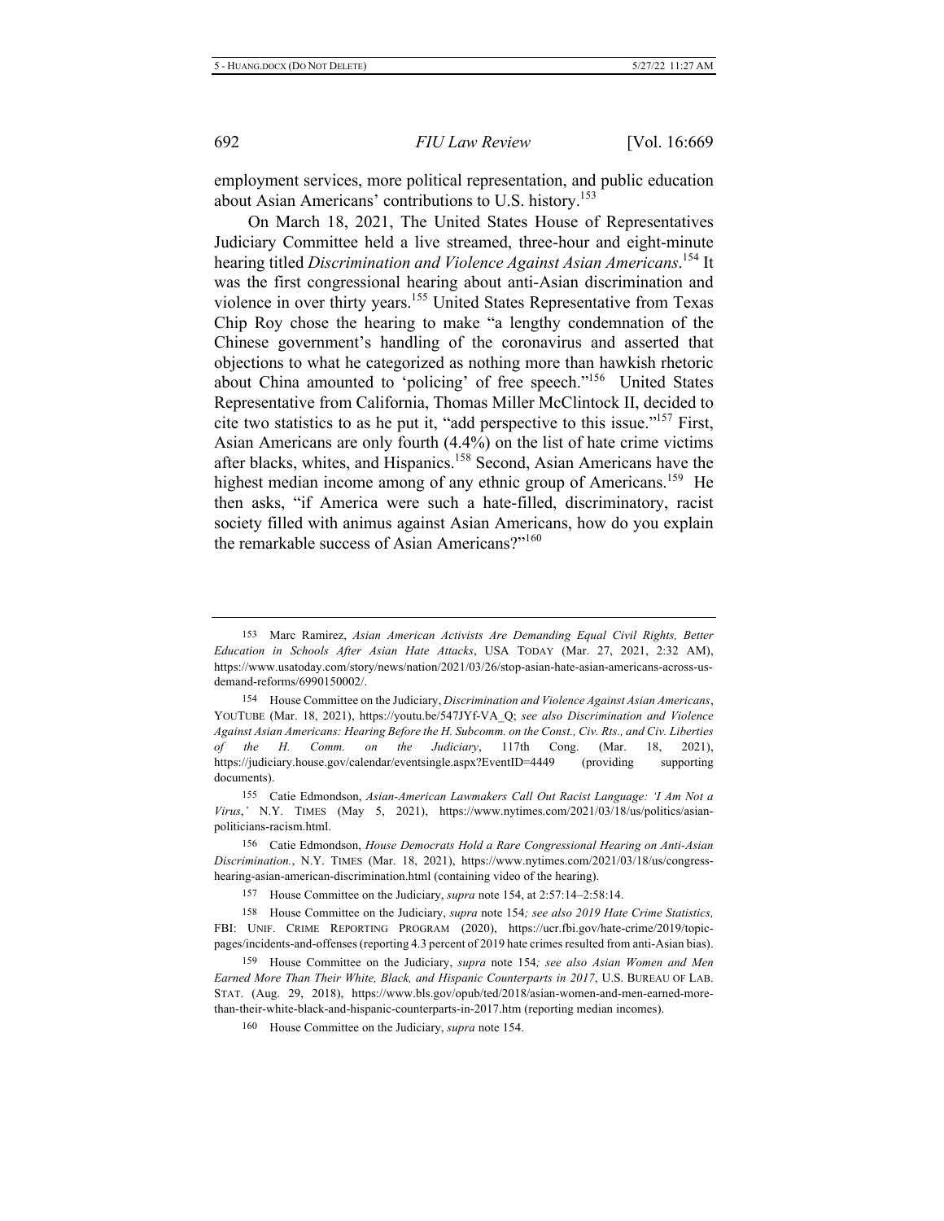employment services, more political representation, and public education about Asian Americans' contributions to U.S. history.[153]

On March 18, 2021, The United States House of Representatives Judiciary Committee held a live streamed, three-hour and eight-minute hearing titled *Discrimination and Violence Against Asian Americans*.[154] It was the first congressional hearing about anti-Asian discrimination and violence in over thirty years.[155] United States Representative from Texas Chip Roy chose the hearing to make "a lengthy condemnation of the Chinese government's handling of the coronavirus and asserted that objections to what he categorized as nothing more than hawkish rhetoric about China amounted to 'policing' of free speech."[156] United States Representative from California, Thomas Miller McClintock II, decided to cite two statistics to as he put it, "add perspective to this issue."[157] First, Asian Americans are only fourth (4.4%) on the list of hate crime victims after blacks, whites, and Hispanics.[158] Second, Asian Americans have the highest median income among of any ethnic group of Americans.[159] He then asks, "if America were such a hate-filled, discriminatory, racist society filled with animus against Asian Americans, how do you explain the remarkable success of Asian Americans?"[160]

---

153 Marc Ramirez, *Asian American Activists Are Demanding Equal Civil Rights, Better Education in Schools After Asian Hate Attacks*, USA TODAY (Mar. 27, 2021, 2:32 AM), https://www.usatoday.com/story/news/nation/2021/03/26/stop-asian-hate-asian-americans-across-us-demand-reforms/6990150002/.

154 House Committee on the Judiciary, *Discrimination and Violence Against Asian Americans*, YOUTUBE (Mar. 18, 2021), https://youtu.be/547JYf-VA_Q; *see also Discrimination and Violence Against Asian Americans: Hearing Before the H. Subcomm. on the Const., Civ. Rts., and Civ. Liberties of the H. Comm. on the Judiciary*, 117th Cong. (Mar. 18, 2021), https://judiciary.house.gov/calendar/eventsingle.aspx?EventID=4449 (providing supporting documents).

155 Catie Edmondson, *Asian-American Lawmakers Call Out Racist Language: 'I Am Not a Virus*,*'* N.Y. TIMES (May 5, 2021), https://www.nytimes.com/2021/03/18/us/politics/asian-politicians-racism.html.

156 Catie Edmondson, *House Democrats Hold a Rare Congressional Hearing on Anti-Asian Discrimination.*, N.Y. TIMES (Mar. 18, 2021), https://www.nytimes.com/2021/03/18/us/congress-hearing-asian-american-discrimination.html (containing video of the hearing).

157 House Committee on the Judiciary, *supra* note 154, at 2:57:14–2:58:14.

158 House Committee on the Judiciary, *supra* note 154*; see also 2019 Hate Crime Statistics,* FBI: UNIF. CRIME REPORTING PROGRAM (2020), https://ucr.fbi.gov/hate-crime/2019/topic-pages/incidents-and-offenses (reporting 4.3 percent of 2019 hate crimes resulted from anti-Asian bias).

159 House Committee on the Judiciary, *supra* note 154*; see also Asian Women and Men Earned More Than Their White, Black, and Hispanic Counterparts in 2017*, U.S. BUREAU OF LAB. STAT. (Aug. 29, 2018), https://www.bls.gov/opub/ted/2018/asian-women-and-men-earned-more-than-their-white-black-and-hispanic-counterparts-in-2017.htm (reporting median incomes).

160 House Committee on the Judiciary, *supra* note 154.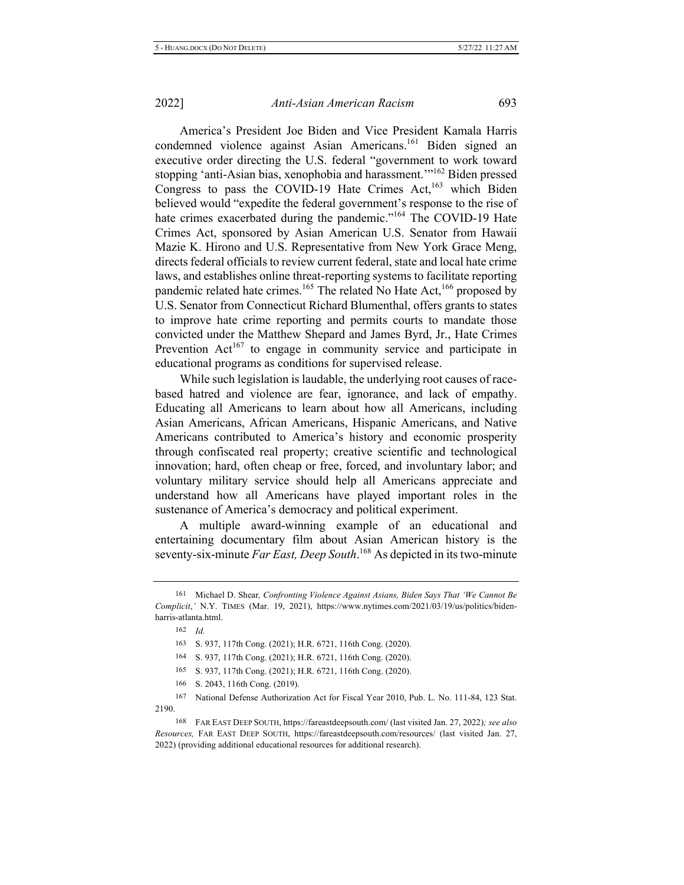America's President Joe Biden and Vice President Kamala Harris condemned violence against Asian Americans.[161] Biden signed an executive order directing the U.S. federal "government to work toward stopping 'anti-Asian bias, xenophobia and harassment.'"[162] Biden pressed Congress to pass the COVID-19 Hate Crimes Act,[163] which Biden believed would "expedite the federal government's response to the rise of hate crimes exacerbated during the pandemic."[164] The COVID-19 Hate Crimes Act, sponsored by Asian American U.S. Senator from Hawaii Mazie K. Hirono and U.S. Representative from New York Grace Meng, directs federal officials to review current federal, state and local hate crime laws, and establishes online threat-reporting systems to facilitate reporting pandemic related hate crimes.[165] The related No Hate Act,[166] proposed by U.S. Senator from Connecticut Richard Blumenthal, offers grants to states to improve hate crime reporting and permits courts to mandate those convicted under the Matthew Shepard and James Byrd, Jr., Hate Crimes Prevention Act[167] to engage in community service and participate in educational programs as conditions for supervised release.

While such legislation is laudable, the underlying root causes of race-based hatred and violence are fear, ignorance, and lack of empathy. Educating all Americans to learn about how all Americans, including Asian Americans, African Americans, Hispanic Americans, and Native Americans contributed to America's history and economic prosperity through confiscated real property; creative scientific and technological innovation; hard, often cheap or free, forced, and involuntary labor; and voluntary military service should help all Americans appreciate and understand how all Americans have played important roles in the sustenance of America's democracy and political experiment.

A multiple award-winning example of an educational and entertaining documentary film about Asian American history is the seventy-six-minute *Far East, Deep South*.[168] As depicted in its two-minute

---

161 Michael D. Shear, *Confronting Violence Against Asians, Biden Says That 'We Cannot Be Complicit*,*'* N.Y. TIMES (Mar. 19, 2021), https://www.nytimes.com/2021/03/19/us/politics/biden-harris-atlanta.html.

162 *Id.*

163 S. 937, 117th Cong. (2021); H.R. 6721, 116th Cong. (2020).

164 S. 937, 117th Cong. (2021); H.R. 6721, 116th Cong. (2020).

165 S. 937, 117th Cong. (2021); H.R. 6721, 116th Cong. (2020).

166 S. 2043, 116th Cong. (2019).

167 National Defense Authorization Act for Fiscal Year 2010, Pub. L. No. 111-84, 123 Stat. 2190.

168 FAR EAST DEEP SOUTH, https://fareastdeepsouth.com/ (last visited Jan. 27, 2022)*; see also Resources,* FAR EAST DEEP SOUTH, https://fareastdeepsouth.com/resources/ (last visited Jan. 27, 2022) (providing additional educational resources for additional research).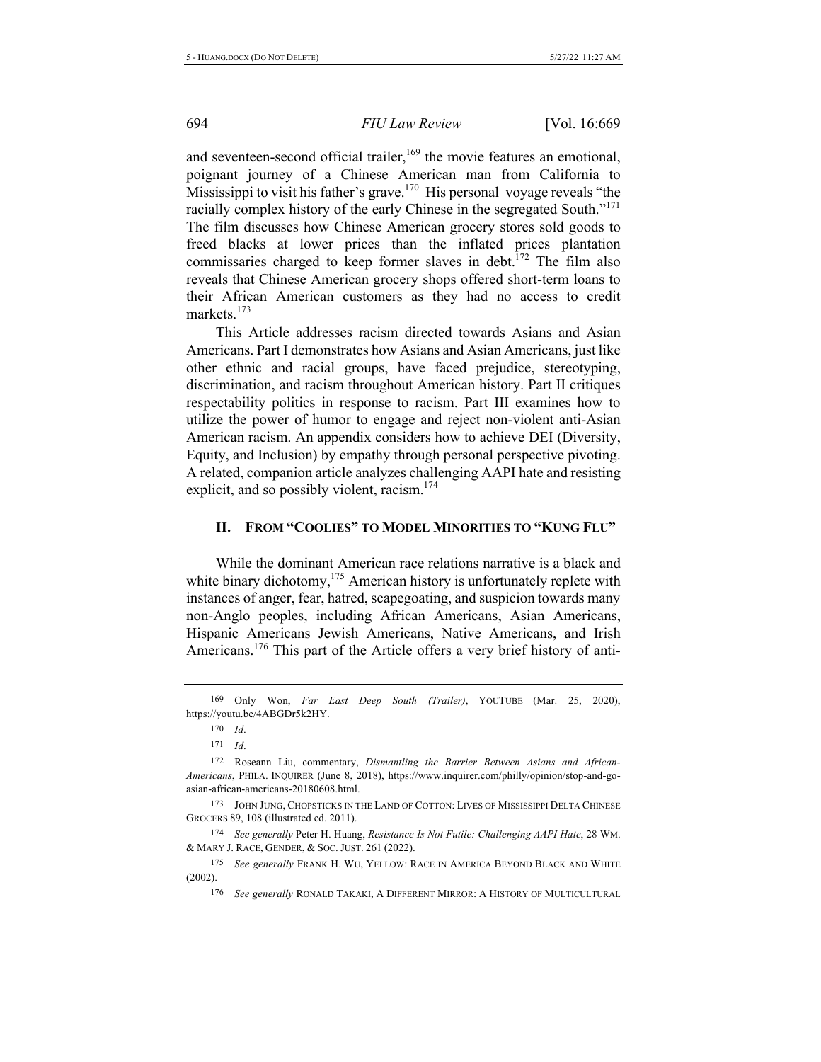and seventeen-second official trailer,[169] the movie features an emotional, poignant journey of a Chinese American man from California to Mississippi to visit his father's grave.[170] His personal voyage reveals "the racially complex history of the early Chinese in the segregated South."[171] The film discusses how Chinese American grocery stores sold goods to freed blacks at lower prices than the inflated prices plantation commissaries charged to keep former slaves in debt.[172] The film also reveals that Chinese American grocery shops offered short-term loans to their African American customers as they had no access to credit markets.[173]

This Article addresses racism directed towards Asians and Asian Americans. Part I demonstrates how Asians and Asian Americans, just like other ethnic and racial groups, have faced prejudice, stereotyping, discrimination, and racism throughout American history. Part II critiques respectability politics in response to racism. Part III examines how to utilize the power of humor to engage and reject non-violent anti-Asian American racism. An appendix considers how to achieve DEI (Diversity, Equity, and Inclusion) by empathy through personal perspective pivoting. A related, companion article analyzes challenging AAPI hate and resisting explicit, and so possibly violent, racism.[174]

## II. FROM "COOLIES" TO MODEL MINORITIES TO "KUNG FLU"

While the dominant American race relations narrative is a black and white binary dichotomy,[175] American history is unfortunately replete with instances of anger, fear, hatred, scapegoating, and suspicion towards many non-Anglo peoples, including African Americans, Asian Americans, Hispanic Americans Jewish Americans, Native Americans, and Irish Americans.[176] This part of the Article offers a very brief history of anti-

---

169 Only Won, *Far East Deep South (Trailer)*, YOUTUBE (Mar. 25, 2020), https://youtu.be/4ABGDr5k2HY.

170 *Id*.

171 *Id*.

172 Roseann Liu, commentary, *Dismantling the Barrier Between Asians and African-Americans*, PHILA. INQUIRER (June 8, 2018), https://www.inquirer.com/philly/opinion/stop-and-go-asian-african-americans-20180608.html.

173 JOHN JUNG, CHOPSTICKS IN THE LAND OF COTTON: LIVES OF MISSISSIPPI DELTA CHINESE GROCERS 89, 108 (illustrated ed. 2011).

174 *See generally* Peter H. Huang, *Resistance Is Not Futile: Challenging AAPI Hate*, 28 WM. & MARY J. RACE, GENDER, & SOC. JUST. 261 (2022).

175 *See generally* FRANK H. WU, YELLOW: RACE IN AMERICA BEYOND BLACK AND WHITE (2002).

176 *See generally* RONALD TAKAKI, A DIFFERENT MIRROR: A HISTORY OF MULTICULTURAL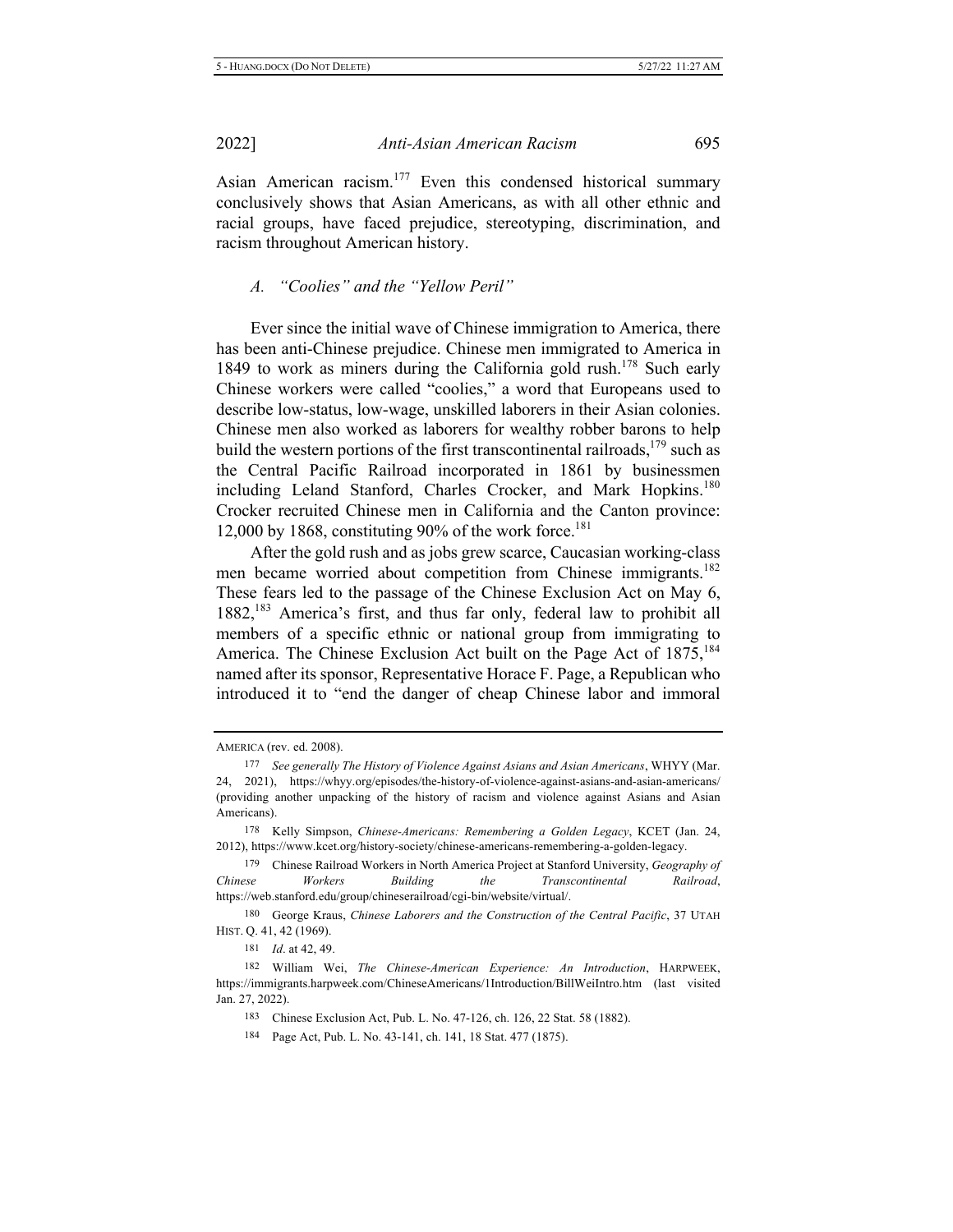Asian American racism.[177] Even this condensed historical summary conclusively shows that Asian Americans, as with all other ethnic and racial groups, have faced prejudice, stereotyping, discrimination, and racism throughout American history.

### *A. "Coolies" and the "Yellow Peril"*

Ever since the initial wave of Chinese immigration to America, there has been anti-Chinese prejudice. Chinese men immigrated to America in 1849 to work as miners during the California gold rush.[178] Such early Chinese workers were called "coolies," a word that Europeans used to describe low-status, low-wage, unskilled laborers in their Asian colonies. Chinese men also worked as laborers for wealthy robber barons to help build the western portions of the first transcontinental railroads,[179] such as the Central Pacific Railroad incorporated in 1861 by businessmen including Leland Stanford, Charles Crocker, and Mark Hopkins.[180] Crocker recruited Chinese men in California and the Canton province: 12,000 by 1868, constituting 90% of the work force.[181]

After the gold rush and as jobs grew scarce, Caucasian working-class men became worried about competition from Chinese immigrants.[182] These fears led to the passage of the Chinese Exclusion Act on May 6, 1882,[183] America's first, and thus far only, federal law to prohibit all members of a specific ethnic or national group from immigrating to America. The Chinese Exclusion Act built on the Page Act of 1875,[184] named after its sponsor, Representative Horace F. Page, a Republican who introduced it to "end the danger of cheap Chinese labor and immoral

---

AMERICA (rev. ed. 2008).

177 *See generally The History of Violence Against Asians and Asian Americans*, WHYY (Mar. 24, 2021), https://whyy.org/episodes/the-history-of-violence-against-asians-and-asian-americans/ (providing another unpacking of the history of racism and violence against Asians and Asian Americans).

178 Kelly Simpson, *Chinese-Americans: Remembering a Golden Legacy*, KCET (Jan. 24, 2012), https://www.kcet.org/history-society/chinese-americans-remembering-a-golden-legacy.

179 Chinese Railroad Workers in North America Project at Stanford University, *Geography of Chinese Workers Building the Transcontinental Railroad*, https://web.stanford.edu/group/chineserailroad/cgi-bin/website/virtual/.

180 George Kraus, *Chinese Laborers and the Construction of the Central Pacific*, 37 UTAH HIST. Q. 41, 42 (1969).

181 *Id*. at 42, 49.

182 William Wei, *The Chinese-American Experience: An Introduction*, HARPWEEK, https://immigrants.harpweek.com/ChineseAmericans/1Introduction/BillWeiIntro.htm (last visited Jan. 27, 2022).

183 Chinese Exclusion Act, Pub. L. No. 47-126, ch. 126, 22 Stat. 58 (1882).

184 Page Act, Pub. L. No. 43-141, ch. 141, 18 Stat. 477 (1875).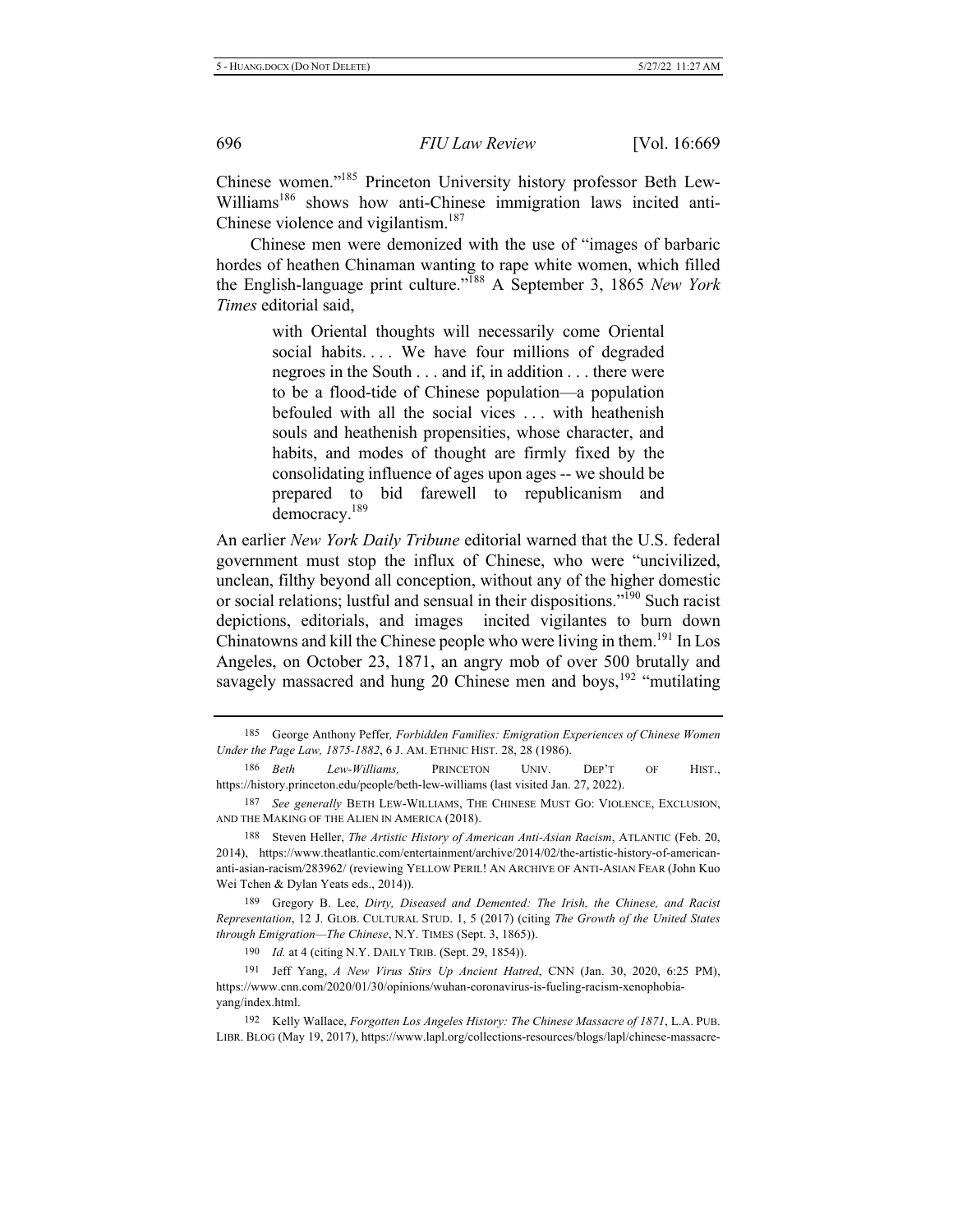Chinese women."[185] Princeton University history professor Beth Lew-Williams[186] shows how anti-Chinese immigration laws incited anti-Chinese violence and vigilantism.[187]

Chinese men were demonized with the use of "images of barbaric hordes of heathen Chinaman wanting to rape white women, which filled the English-language print culture."[188] A September 3, 1865 *New York Times* editorial said,

> with Oriental thoughts will necessarily come Oriental social habits. . . . We have four millions of degraded negroes in the South . . . and if, in addition . . . there were to be a flood-tide of Chinese population—a population befouled with all the social vices . . . with heathenish souls and heathenish propensities, whose character, and habits, and modes of thought are firmly fixed by the consolidating influence of ages upon ages -- we should be prepared to bid farewell to republicanism and democracy.[189]

An earlier *New York Daily Tribune* editorial warned that the U.S. federal government must stop the influx of Chinese, who were "uncivilized, unclean, filthy beyond all conception, without any of the higher domestic or social relations; lustful and sensual in their dispositions."[190] Such racist depictions, editorials, and images incited vigilantes to burn down Chinatowns and kill the Chinese people who were living in them.[191] In Los Angeles, on October 23, 1871, an angry mob of over 500 brutally and savagely massacred and hung 20 Chinese men and boys,[192] "mutilating

---

185 George Anthony Peffer*, Forbidden Families: Emigration Experiences of Chinese Women Under the Page Law, 1875-1882*, 6 J. AM. ETHNIC HIST. 28, 28 (1986).

186 *Beth Lew-Williams,* PRINCETON UNIV. DEP'T OF HIST., https://history.princeton.edu/people/beth-lew-williams (last visited Jan. 27, 2022).

187 *See generally* BETH LEW-WILLIAMS, THE CHINESE MUST GO: VIOLENCE, EXCLUSION, AND THE MAKING OF THE ALIEN IN AMERICA (2018).

188 Steven Heller, *The Artistic History of American Anti-Asian Racism*, ATLANTIC (Feb. 20, 2014), https://www.theatlantic.com/entertainment/archive/2014/02/the-artistic-history-of-american-anti-asian-racism/283962/ (reviewing YELLOW PERIL! AN ARCHIVE OF ANTI-ASIAN FEAR (John Kuo Wei Tchen & Dylan Yeats eds., 2014)).

189 Gregory B. Lee, *Dirty, Diseased and Demented: The Irish, the Chinese, and Racist Representation*, 12 J. GLOB. CULTURAL STUD. 1, 5 (2017) (citing *The Growth of the United States through Emigration—The Chinese*, N.Y. TIMES (Sept. 3, 1865)).

190 *Id.* at 4 (citing N.Y. DAILY TRIB. (Sept. 29, 1854)).

191 Jeff Yang, *A New Virus Stirs Up Ancient Hatred*, CNN (Jan. 30, 2020, 6:25 PM), https://www.cnn.com/2020/01/30/opinions/wuhan-coronavirus-is-fueling-racism-xenophobia-yang/index.html.

192 Kelly Wallace, *Forgotten Los Angeles History: The Chinese Massacre of 1871*, L.A. PUB. LIBR. BLOG (May 19, 2017), https://www.lapl.org/collections-resources/blogs/lapl/chinese-massacre-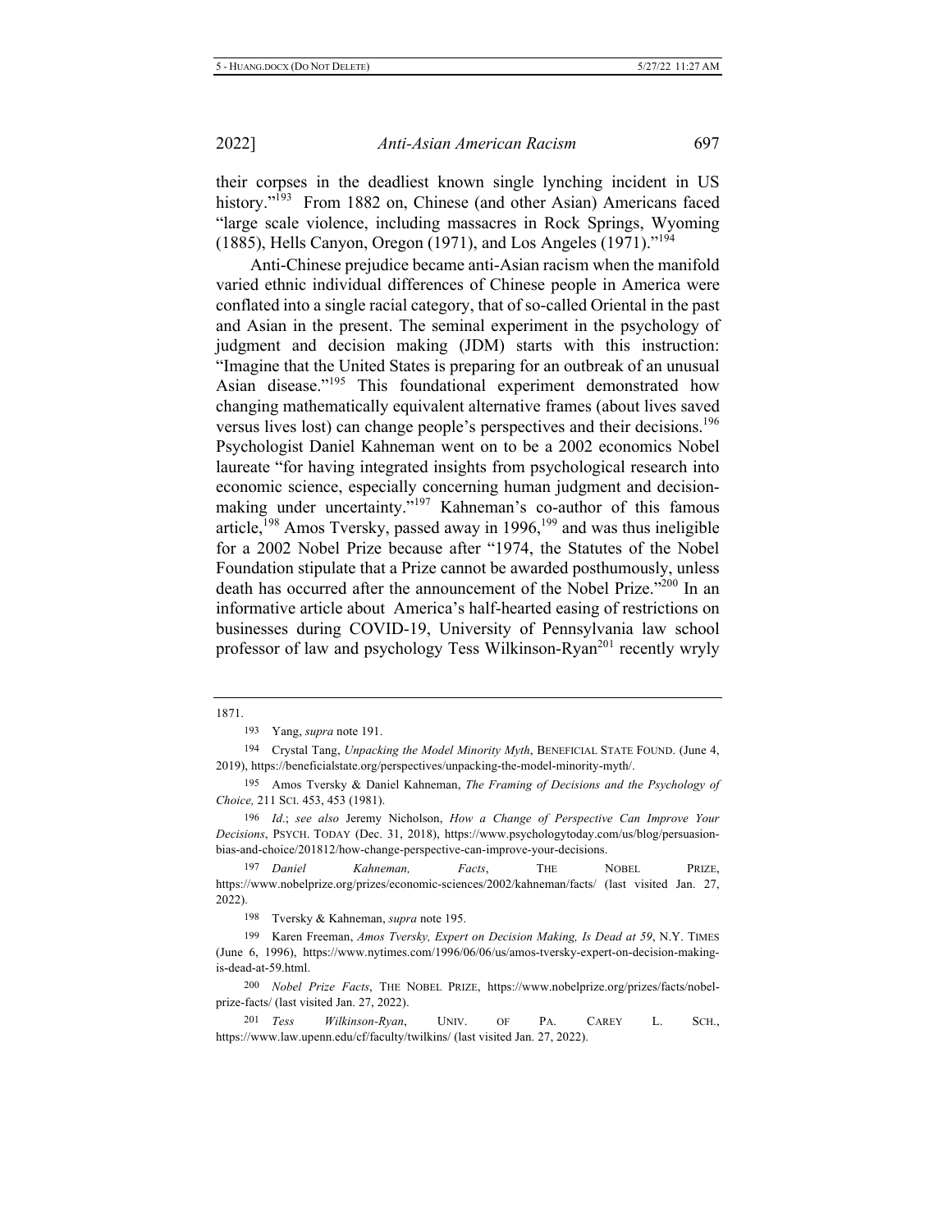their corpses in the deadliest known single lynching incident in US history."[193] From 1882 on, Chinese (and other Asian) Americans faced "large scale violence, including massacres in Rock Springs, Wyoming (1885), Hells Canyon, Oregon (1971), and Los Angeles (1971)."[194]

Anti-Chinese prejudice became anti-Asian racism when the manifold varied ethnic individual differences of Chinese people in America were conflated into a single racial category, that of so-called Oriental in the past and Asian in the present. The seminal experiment in the psychology of judgment and decision making (JDM) starts with this instruction: "Imagine that the United States is preparing for an outbreak of an unusual Asian disease."[195] This foundational experiment demonstrated how changing mathematically equivalent alternative frames (about lives saved versus lives lost) can change people's perspectives and their decisions.[196] Psychologist Daniel Kahneman went on to be a 2002 economics Nobel laureate "for having integrated insights from psychological research into economic science, especially concerning human judgment and decision-making under uncertainty."[197] Kahneman's co-author of this famous article,[198] Amos Tversky, passed away in 1996,[199] and was thus ineligible for a 2002 Nobel Prize because after "1974, the Statutes of the Nobel Foundation stipulate that a Prize cannot be awarded posthumously, unless death has occurred after the announcement of the Nobel Prize."[200] In an informative article about America's half-hearted easing of restrictions on businesses during COVID-19, University of Pennsylvania law school professor of law and psychology Tess Wilkinson-Ryan[201] recently wryly

---

1871.

193 Yang, *supra* note 191.

194 Crystal Tang, *Unpacking the Model Minority Myth*, BENEFICIAL STATE FOUND. (June 4, 2019), https://beneficialstate.org/perspectives/unpacking-the-model-minority-myth/.

195 Amos Tversky & Daniel Kahneman, *The Framing of Decisions and the Psychology of Choice,* 211 SCI. 453, 453 (1981).

196 *Id*.; *see also* Jeremy Nicholson, *How a Change of Perspective Can Improve Your Decisions*, PSYCH. TODAY (Dec. 31, 2018), https://www.psychologytoday.com/us/blog/persuasion-bias-and-choice/201812/how-change-perspective-can-improve-your-decisions.

197 *Daniel Kahneman, Facts*, THE NOBEL PRIZE, https://www.nobelprize.org/prizes/economic-sciences/2002/kahneman/facts/ (last visited Jan. 27, 2022).

198 Tversky & Kahneman, *supra* note 195.

199 Karen Freeman, *Amos Tversky, Expert on Decision Making, Is Dead at 59*, N.Y. TIMES (June 6, 1996), https://www.nytimes.com/1996/06/06/us/amos-tversky-expert-on-decision-making-is-dead-at-59.html.

200 *Nobel Prize Facts*, THE NOBEL PRIZE, https://www.nobelprize.org/prizes/facts/nobel-prize-facts/ (last visited Jan. 27, 2022).

201 *Tess Wilkinson-Ryan*, UNIV. OF PA. CAREY L. SCH., https://www.law.upenn.edu/cf/faculty/twilkins/ (last visited Jan. 27, 2022).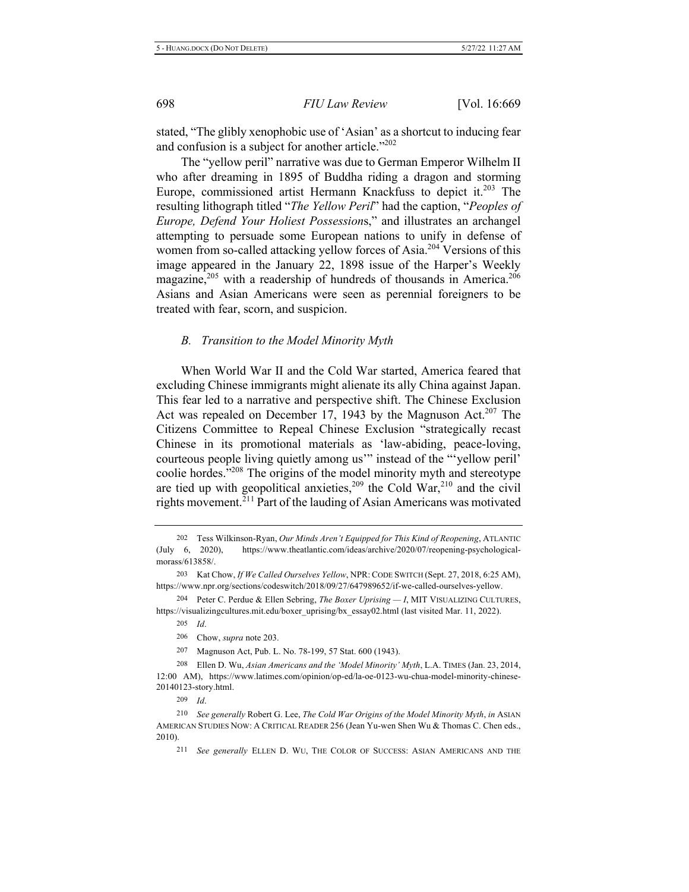stated, "The glibly xenophobic use of 'Asian' as a shortcut to inducing fear and confusion is a subject for another article."[202]

The "yellow peril" narrative was due to German Emperor Wilhelm II who after dreaming in 1895 of Buddha riding a dragon and storming Europe, commissioned artist Hermann Knackfuss to depict it.[203] The resulting lithograph titled "*The Yellow Peril*" had the caption, "*Peoples of Europe, Defend Your Holiest Possession*s," and illustrates an archangel attempting to persuade some European nations to unify in defense of women from so-called attacking yellow forces of Asia.[204] Versions of this image appeared in the January 22, 1898 issue of the Harper's Weekly magazine,[205] with a readership of hundreds of thousands in America.[206] Asians and Asian Americans were seen as perennial foreigners to be treated with fear, scorn, and suspicion.

### *B. Transition to the Model Minority Myth*

When World War II and the Cold War started, America feared that excluding Chinese immigrants might alienate its ally China against Japan. This fear led to a narrative and perspective shift. The Chinese Exclusion Act was repealed on December 17, 1943 by the Magnuson Act.[207] The Citizens Committee to Repeal Chinese Exclusion "strategically recast Chinese in its promotional materials as 'law-abiding, peace-loving, courteous people living quietly among us'" instead of the "'yellow peril' coolie hordes."[208] The origins of the model minority myth and stereotype are tied up with geopolitical anxieties,[209] the Cold War,[210] and the civil rights movement.[211] Part of the lauding of Asian Americans was motivated

---

202 Tess Wilkinson-Ryan, *Our Minds Aren't Equipped for This Kind of Reopening*, ATLANTIC (July 6, 2020), https://www.theatlantic.com/ideas/archive/2020/07/reopening-psychological-morass/613858/.

203 Kat Chow, *If We Called Ourselves Yellow*, NPR: CODE SWITCH (Sept. 27, 2018, 6:25 AM), https://www.npr.org/sections/codeswitch/2018/09/27/647989652/if-we-called-ourselves-yellow.

204 Peter C. Perdue & Ellen Sebring, *The Boxer Uprising — I*, MIT VISUALIZING CULTURES, https://visualizingcultures.mit.edu/boxer_uprising/bx_essay02.html (last visited Mar. 11, 2022).

205 *Id*.

206 Chow, *supra* note 203.

207 Magnuson Act, Pub. L. No. 78-199, 57 Stat. 600 (1943).

208 Ellen D. Wu, *Asian Americans and the 'Model Minority' Myth*, L.A. TIMES (Jan. 23, 2014, 12:00 AM), https://www.latimes.com/opinion/op-ed/la-oe-0123-wu-chua-model-minority-chinese-20140123-story.html.

209 *Id*.

210 *See generally* Robert G. Lee, *The Cold War Origins of the Model Minority Myth*, *in* ASIAN AMERICAN STUDIES NOW: A CRITICAL READER 256 (Jean Yu-wen Shen Wu & Thomas C. Chen eds., 2010).

211 *See generally* ELLEN D. WU, THE COLOR OF SUCCESS: ASIAN AMERICANS AND THE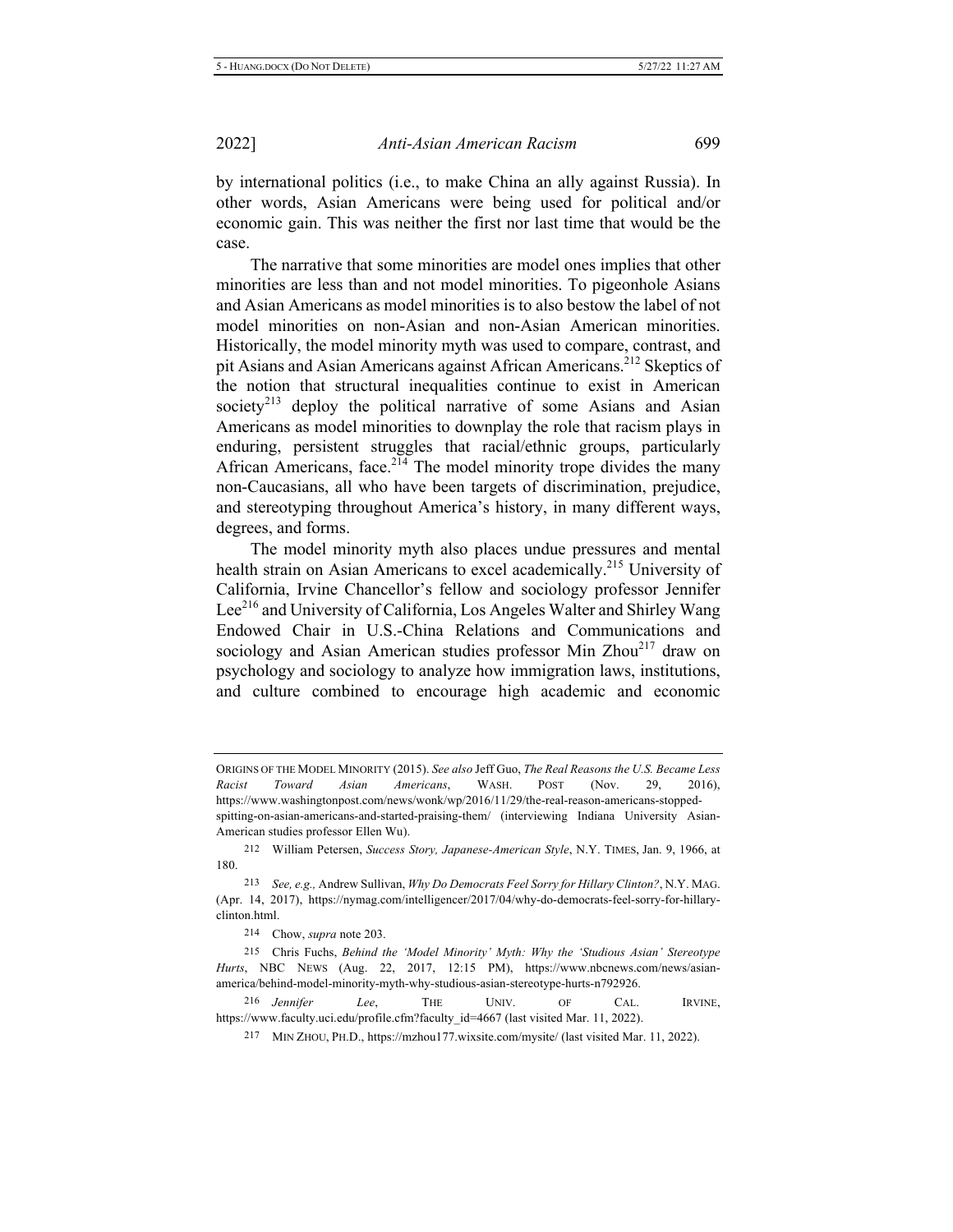by international politics (i.e., to make China an ally against Russia). In other words, Asian Americans were being used for political and/or economic gain. This was neither the first nor last time that would be the case.

The narrative that some minorities are model ones implies that other minorities are less than and not model minorities. To pigeonhole Asians and Asian Americans as model minorities is to also bestow the label of not model minorities on non-Asian and non-Asian American minorities. Historically, the model minority myth was used to compare, contrast, and pit Asians and Asian Americans against African Americans.[212] Skeptics of the notion that structural inequalities continue to exist in American society[213] deploy the political narrative of some Asians and Asian Americans as model minorities to downplay the role that racism plays in enduring, persistent struggles that racial/ethnic groups, particularly African Americans, face.[214] The model minority trope divides the many non-Caucasians, all who have been targets of discrimination, prejudice, and stereotyping throughout America's history, in many different ways, degrees, and forms.

The model minority myth also places undue pressures and mental health strain on Asian Americans to excel academically.[215] University of California, Irvine Chancellor's fellow and sociology professor Jennifer Lee[216] and University of California, Los Angeles Walter and Shirley Wang Endowed Chair in U.S.-China Relations and Communications and sociology and Asian American studies professor Min Zhou[217] draw on psychology and sociology to analyze how immigration laws, institutions, and culture combined to encourage high academic and economic

---

ORIGINS OF THE MODEL MINORITY (2015). *See also* Jeff Guo, *The Real Reasons the U.S. Became Less Racist Toward Asian Americans*, WASH. POST (Nov. 29, 2016), https://www.washingtonpost.com/news/wonk/wp/2016/11/29/the-real-reason-americans-stopped-spitting-on-asian-americans-and-started-praising-them/ (interviewing Indiana University Asian-American studies professor Ellen Wu).

212 William Petersen, *Success Story, Japanese-American Style*, N.Y. TIMES, Jan. 9, 1966, at 180.

213 *See, e.g.,* Andrew Sullivan, *Why Do Democrats Feel Sorry for Hillary Clinton?*, N.Y. MAG. (Apr. 14, 2017), https://nymag.com/intelligencer/2017/04/why-do-democrats-feel-sorry-for-hillary-clinton.html.

214 Chow, *supra* note 203.

215 Chris Fuchs, *Behind the 'Model Minority' Myth: Why the 'Studious Asian' Stereotype Hurts*, NBC NEWS (Aug. 22, 2017, 12:15 PM), https://www.nbcnews.com/news/asian-america/behind-model-minority-myth-why-studious-asian-stereotype-hurts-n792926.

216 *Jennifer Lee*, THE UNIV. OF CAL. IRVINE, https://www.faculty.uci.edu/profile.cfm?faculty_id=4667 (last visited Mar. 11, 2022).

217 MIN ZHOU, PH.D., https://mzhou177.wixsite.com/mysite/ (last visited Mar. 11, 2022).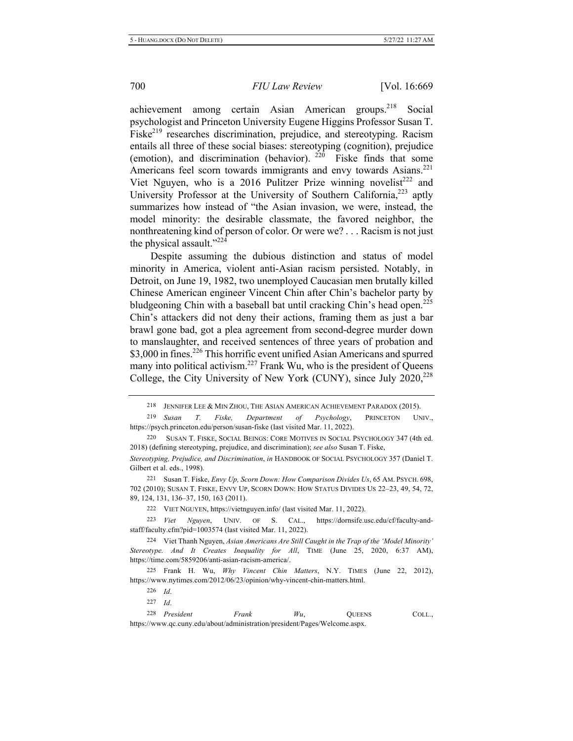achievement among certain Asian American groups.[218] Social psychologist and Princeton University Eugene Higgins Professor Susan T. Fiske[219] researches discrimination, prejudice, and stereotyping. Racism entails all three of these social biases: stereotyping (cognition), prejudice (emotion), and discrimination (behavior).[220] Fiske finds that some Americans feel scorn towards immigrants and envy towards Asians.[221] Viet Nguyen, who is a 2016 Pulitzer Prize winning novelist[222] and University Professor at the University of Southern California,[223] aptly summarizes how instead of "the Asian invasion, we were, instead, the model minority: the desirable classmate, the favored neighbor, the nonthreatening kind of person of color. Or were we? . . . Racism is not just the physical assault."[224]

Despite assuming the dubious distinction and status of model minority in America, violent anti-Asian racism persisted. Notably, in Detroit, on June 19, 1982, two unemployed Caucasian men brutally killed Chinese American engineer Vincent Chin after Chin's bachelor party by bludgeoning Chin with a baseball bat until cracking Chin's head open.[225] Chin's attackers did not deny their actions, framing them as just a bar brawl gone bad, got a plea agreement from second-degree murder down to manslaughter, and received sentences of three years of probation and $3,000 in fines.[226] This horrific event unified Asian Americans and spurred many into political activism.[227] Frank Wu, who is the president of Queens College, the City University of New York (CUNY), since July 2020,[228]

---

218 JENNIFER LEE & MIN ZHOU, THE ASIAN AMERICAN ACHIEVEMENT PARADOX (2015).

219 *Susan T. Fiske, Department of Psychology*, PRINCETON UNIV., https://psych.princeton.edu/person/susan-fiske (last visited Mar. 11, 2022).

220 SUSAN T. FISKE, SOCIAL BEINGS: CORE MOTIVES IN SOCIAL PSYCHOLOGY 347 (4th ed. 2018) (defining stereotyping, prejudice, and discrimination); *see also* Susan T. Fiske, *Stereotyping, Prejudice, and Discrimination*, *in* HANDBOOK OF SOCIAL PSYCHOLOGY 357 (Daniel T. Gilbert et al. eds., 1998).

221 Susan T. Fiske, *Envy Up, Scorn Down: How Comparison Divides Us*, 65 AM. PSYCH. 698, 702 (2010); SUSAN T. FISKE, ENVY UP, SCORN DOWN: HOW STATUS DIVIDES US 22–23, 49, 54, 72, 89, 124, 131, 136–37, 150, 163 (2011).

222 VIET NGUYEN, https://vietnguyen.info/ (last visited Mar. 11, 2022).

223 *Viet Nguyen*, UNIV. OF S. CAL., https://dornsife.usc.edu/cf/faculty-and-staff/faculty.cfm?pid=1003574 (last visited Mar. 11, 2022).

224 Viet Thanh Nguyen, *Asian Americans Are Still Caught in the Trap of the 'Model Minority' Stereotype. And It Creates Inequality for All*, TIME (June 25, 2020, 6:37 AM), https://time.com/5859206/anti-asian-racism-america/.

225 Frank H. Wu, *Why Vincent Chin Matters*, N.Y. TIMES (June 22, 2012), https://www.nytimes.com/2012/06/23/opinion/why-vincent-chin-matters.html.

226 *Id.*

227 *Id.*

228 *President Frank Wu*, QUEENS COLL., https://www.qc.cuny.edu/about/administration/president/Pages/Welcome.aspx.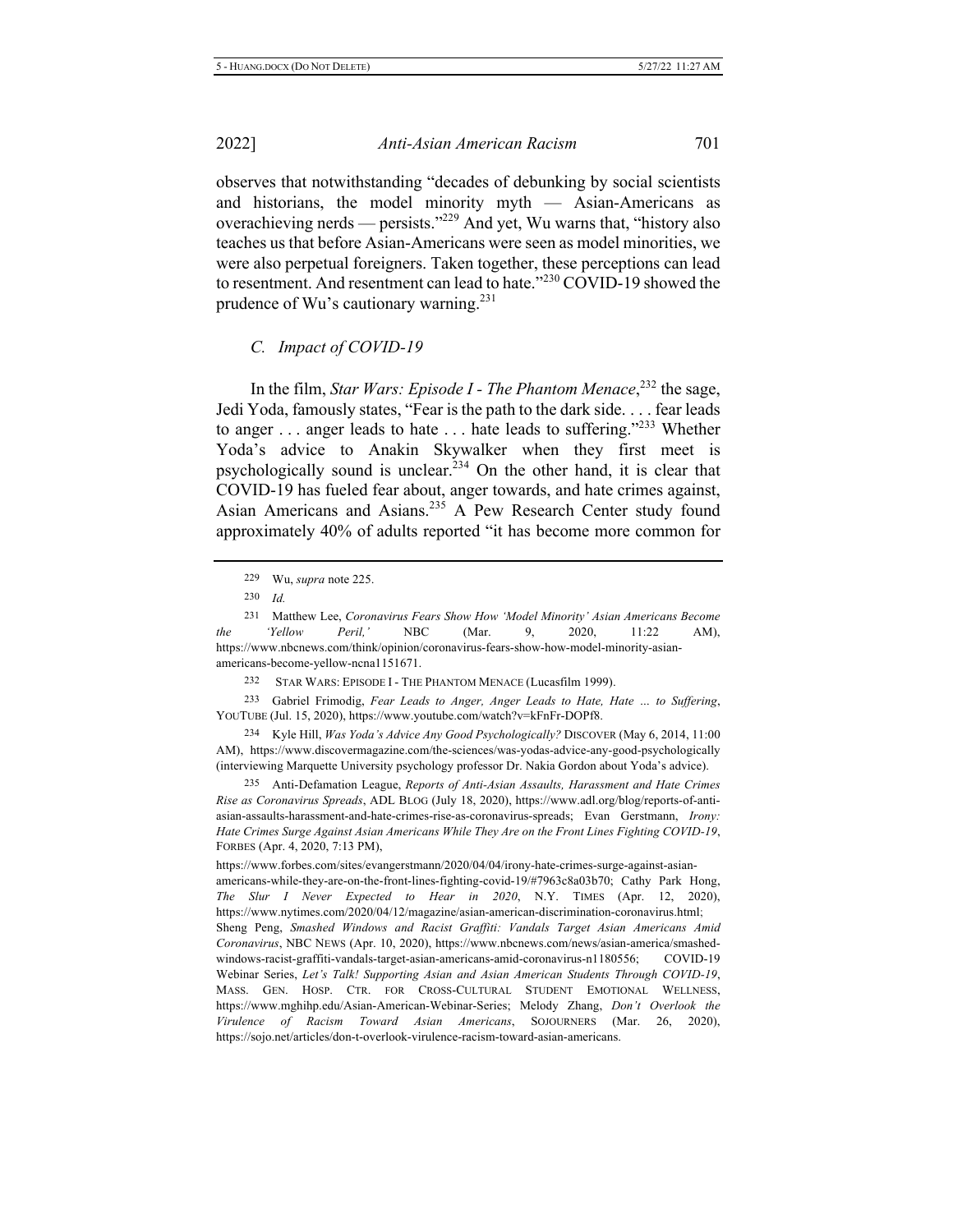observes that notwithstanding "decades of debunking by social scientists and historians, the model minority myth — Asian-Americans as overachieving nerds — persists."[229] And yet, Wu warns that, "history also teaches us that before Asian-Americans were seen as model minorities, we were also perpetual foreigners. Taken together, these perceptions can lead to resentment. And resentment can lead to hate."[230] COVID-19 showed the prudence of Wu's cautionary warning.[231]

### *C. Impact of COVID-19*

In the film, *Star Wars: Episode I - The Phantom Menace*,[232] the sage, Jedi Yoda, famously states, "Fear is the path to the dark side. . . . fear leads to anger . . . anger leads to hate . . . hate leads to suffering."[233] Whether Yoda's advice to Anakin Skywalker when they first meet is psychologically sound is unclear.[234] On the other hand, it is clear that COVID-19 has fueled fear about, anger towards, and hate crimes against, Asian Americans and Asians.[235] A Pew Research Center study found approximately 40% of adults reported "it has become more common for

---

229 Wu, *supra* note 225.

230 *Id.*

231 Matthew Lee, *Coronavirus Fears Show How 'Model Minority' Asian Americans Become the 'Yellow Peril,'* NBC (Mar. 9, 2020, 11:22 AM), https://www.nbcnews.com/think/opinion/coronavirus-fears-show-how-model-minority-asian-americans-become-yellow-ncna1151671.

232 STAR WARS: EPISODE I - THE PHANTOM MENACE (Lucasfilm 1999).

233 Gabriel Frimodig, *Fear Leads to Anger, Anger Leads to Hate, Hate … to Suffering*, YOUTUBE (Jul. 15, 2020), https://www.youtube.com/watch?v=kFnFr-DOPf8.

234 Kyle Hill, *Was Yoda's Advice Any Good Psychologically?* DISCOVER (May 6, 2014, 11:00 AM), https://www.discovermagazine.com/the-sciences/was-yodas-advice-any-good-psychologically (interviewing Marquette University psychology professor Dr. Nakia Gordon about Yoda's advice).

235 Anti-Defamation League, *Reports of Anti-Asian Assaults, Harassment and Hate Crimes Rise as Coronavirus Spreads*, ADL BLOG (July 18, 2020), https://www.adl.org/blog/reports-of-anti-asian-assaults-harassment-and-hate-crimes-rise-as-coronavirus-spreads; Evan Gerstmann, *Irony: Hate Crimes Surge Against Asian Americans While They Are on the Front Lines Fighting COVID-19*, FORBES (Apr. 4, 2020, 7:13 PM), https://www.forbes.com/sites/evangerstmann/2020/04/04/irony-hate-crimes-surge-against-asian-americans-while-they-are-on-the-front-lines-fighting-covid-19/#7963c8a03b70; Cathy Park Hong, *The Slur I Never Expected to Hear in 2020*, N.Y. TIMES (Apr. 12, 2020), https://www.nytimes.com/2020/04/12/magazine/asian-american-discrimination-coronavirus.html; Sheng Peng, *Smashed Windows and Racist Graffiti: Vandals Target Asian Americans Amid Coronavirus*, NBC NEWS (Apr. 10, 2020), https://www.nbcnews.com/news/asian-america/smashed-windows-racist-graffiti-vandals-target-asian-americans-amid-coronavirus-n1180556; COVID-19 Webinar Series, *Let's Talk! Supporting Asian and Asian American Students Through COVID-19*, MASS. GEN. HOSP. CTR. FOR CROSS-CULTURAL STUDENT EMOTIONAL WELLNESS, https://www.mghihp.edu/Asian-American-Webinar-Series; Melody Zhang, *Don't Overlook the Virulence of Racism Toward Asian Americans*, SOJOURNERS (Mar. 26, 2020), https://sojo.net/articles/don-t-overlook-virulence-racism-toward-asian-americans.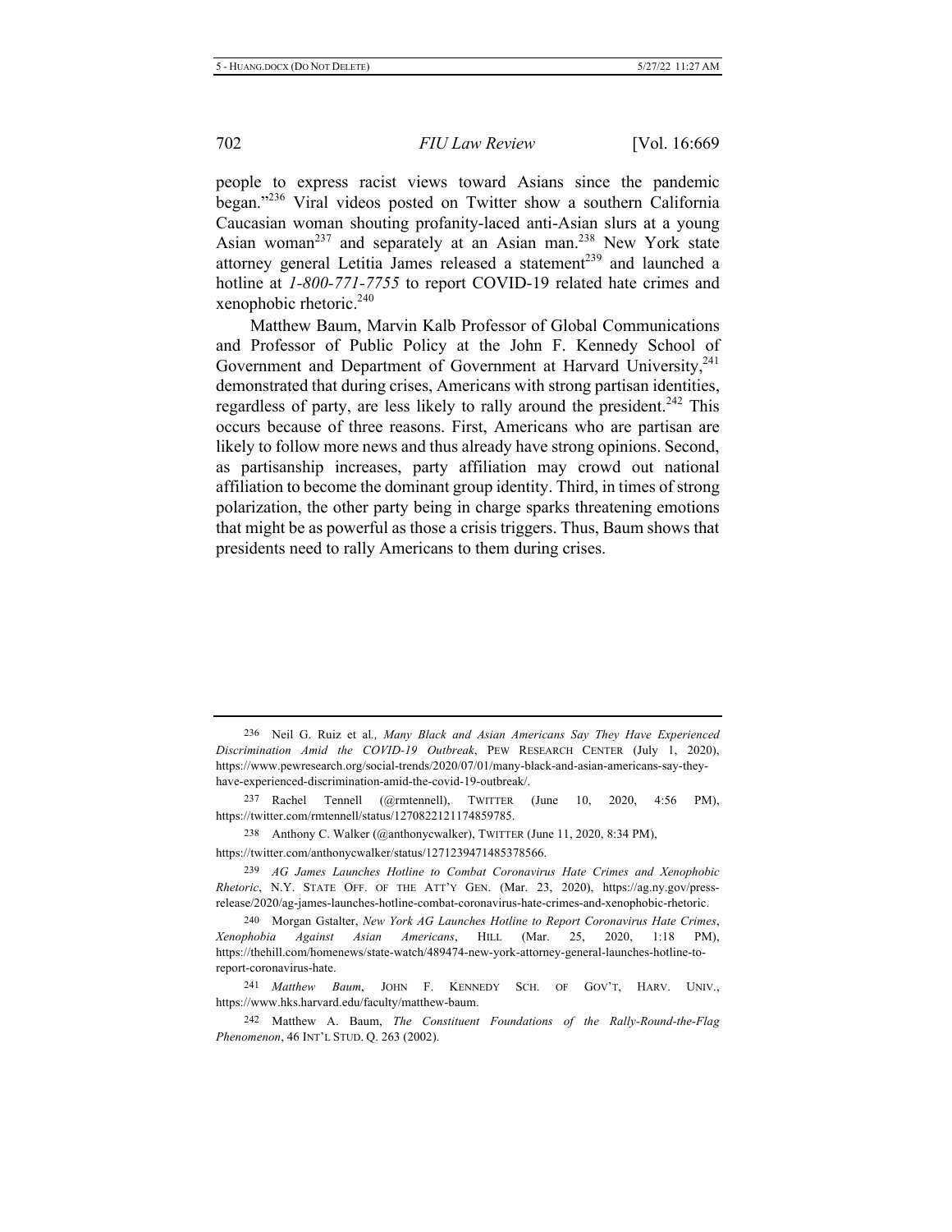people to express racist views toward Asians since the pandemic began."[236] Viral videos posted on Twitter show a southern California Caucasian woman shouting profanity-laced anti-Asian slurs at a young Asian woman[237] and separately at an Asian man.[238] New York state attorney general Letitia James released a statement[239] and launched a hotline at *1-800-771-7755* to report COVID-19 related hate crimes and xenophobic rhetoric.[240]

Matthew Baum, Marvin Kalb Professor of Global Communications and Professor of Public Policy at the John F. Kennedy School of Government and Department of Government at Harvard University,[241] demonstrated that during crises, Americans with strong partisan identities, regardless of party, are less likely to rally around the president.[242] This occurs because of three reasons. First, Americans who are partisan are likely to follow more news and thus already have strong opinions. Second, as partisanship increases, party affiliation may crowd out national affiliation to become the dominant group identity. Third, in times of strong polarization, the other party being in charge sparks threatening emotions that might be as powerful as those a crisis triggers. Thus, Baum shows that presidents need to rally Americans to them during crises.

---

[236] Neil G. Ruiz et al., *Many Black and Asian Americans Say They Have Experienced Discrimination Amid the COVID-19 Outbreak*, PEW RESEARCH CENTER (July 1, 2020), https://www.pewresearch.org/social-trends/2020/07/01/many-black-and-asian-americans-say-they-have-experienced-discrimination-amid-the-covid-19-outbreak/.

[237] Rachel Tennell (@rmtennell), TWITTER (June 10, 2020, 4:56 PM), https://twitter.com/rmtennell/status/1270822121174859785.

[238] Anthony C. Walker (@anthonycwalker), TWITTER (June 11, 2020, 8:34 PM), https://twitter.com/anthonycwalker/status/1271239471485378566.

[239] *AG James Launches Hotline to Combat Coronavirus Hate Crimes and Xenophobic Rhetoric*, N.Y. STATE OFF. OF THE ATT'Y GEN. (Mar. 23, 2020), https://ag.ny.gov/press-release/2020/ag-james-launches-hotline-combat-coronavirus-hate-crimes-and-xenophobic-rhetoric.

[240] Morgan Gstalter, *New York AG Launches Hotline to Report Coronavirus Hate Crimes, Xenophobia Against Asian Americans*, HILL (Mar. 25, 2020, 1:18 PM), https://thehill.com/homenews/state-watch/489474-new-york-attorney-general-launches-hotline-to-report-coronavirus-hate.

[241] *Matthew Baum*, JOHN F. KENNEDY SCH. OF GOV'T, HARV. UNIV., https://www.hks.harvard.edu/faculty/matthew-baum.

[242] Matthew A. Baum, *The Constituent Foundations of the Rally-Round-the-Flag Phenomenon*, 46 INT'L STUD. Q. 263 (2002).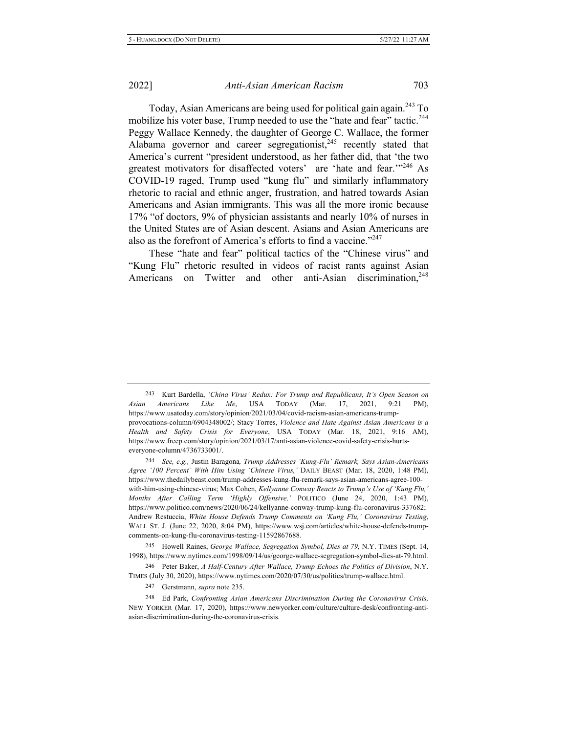Today, Asian Americans are being used for political gain again.[243] To mobilize his voter base, Trump needed to use the "hate and fear" tactic.[244] Peggy Wallace Kennedy, the daughter of George C. Wallace, the former Alabama governor and career segregationist,[245] recently stated that America's current "president understood, as her father did, that 'the two greatest motivators for disaffected voters' are 'hate and fear.'"[246] As COVID-19 raged, Trump used "kung flu" and similarly inflammatory rhetoric to racial and ethnic anger, frustration, and hatred towards Asian Americans and Asian immigrants. This was all the more ironic because 17% "of doctors, 9% of physician assistants and nearly 10% of nurses in the United States are of Asian descent. Asians and Asian Americans are also as the forefront of America's efforts to find a vaccine."[247]

These "hate and fear" political tactics of the "Chinese virus" and "Kung Flu" rhetoric resulted in videos of racist rants against Asian Americans on Twitter and other anti-Asian discrimination,[248]

---

243 Kurt Bardella, *'China Virus' Redux: For Trump and Republicans, It's Open Season on Asian Americans Like Me*, USA TODAY (Mar. 17, 2021, 9:21 PM), https://www.usatoday.com/story/opinion/2021/03/04/covid-racism-asian-americans-trump-provocations-column/6904348002/; Stacy Torres, *Violence and Hate Against Asian Americans is a Health and Safety Crisis for Everyone*, USA TODAY (Mar. 18, 2021, 9:16 AM), https://www.freep.com/story/opinion/2021/03/17/anti-asian-violence-covid-safety-crisis-hurts-everyone-column/4736733001/.

244 *See, e.g.,* Justin Baragona*, Trump Addresses 'Kung-Flu' Remark, Says Asian-Americans Agree '100 Percent' With Him Using 'Chinese Virus,'* DAILY BEAST (Mar. 18, 2020, 1:48 PM), https://www.thedailybeast.com/trump-addresses-kung-flu-remark-says-asian-americans-agree-100-with-him-using-chinese-virus; Max Cohen, *Kellyanne Conway Reacts to Trump's Use of 'Kung Flu,' Months After Calling Term 'Highly Offensive,'* POLITICO (June 24, 2020, 1:43 PM), https://www.politico.com/news/2020/06/24/kellyanne-conway-trump-kung-flu-coronavirus-337682; Andrew Restuccia, *White House Defends Trump Comments on 'Kung Flu,' Coronavirus Testing*, WALL ST. J. (June 22, 2020, 8:04 PM), https://www.wsj.com/articles/white-house-defends-trump-comments-on-kung-flu-coronavirus-testing-11592867688.

245 Howell Raines, *George Wallace, Segregation Symbol, Dies at 79*, N.Y. TIMES (Sept. 14, 1998), https://www.nytimes.com/1998/09/14/us/george-wallace-segregation-symbol-dies-at-79.html.

246 Peter Baker, *A Half-Century After Wallace, Trump Echoes the Politics of Division*, N.Y. TIMES (July 30, 2020), https://www.nytimes.com/2020/07/30/us/politics/trump-wallace.html.

247 Gerstmann, *supra* note 235.

248 Ed Park, *Confronting Asian Americans Discrimination During the Coronavirus Crisis,* NEW YORKER (Mar. 17, 2020), https://www.newyorker.com/culture/culture-desk/confronting-anti-asian-discrimination-during-the-coronavirus-crisis.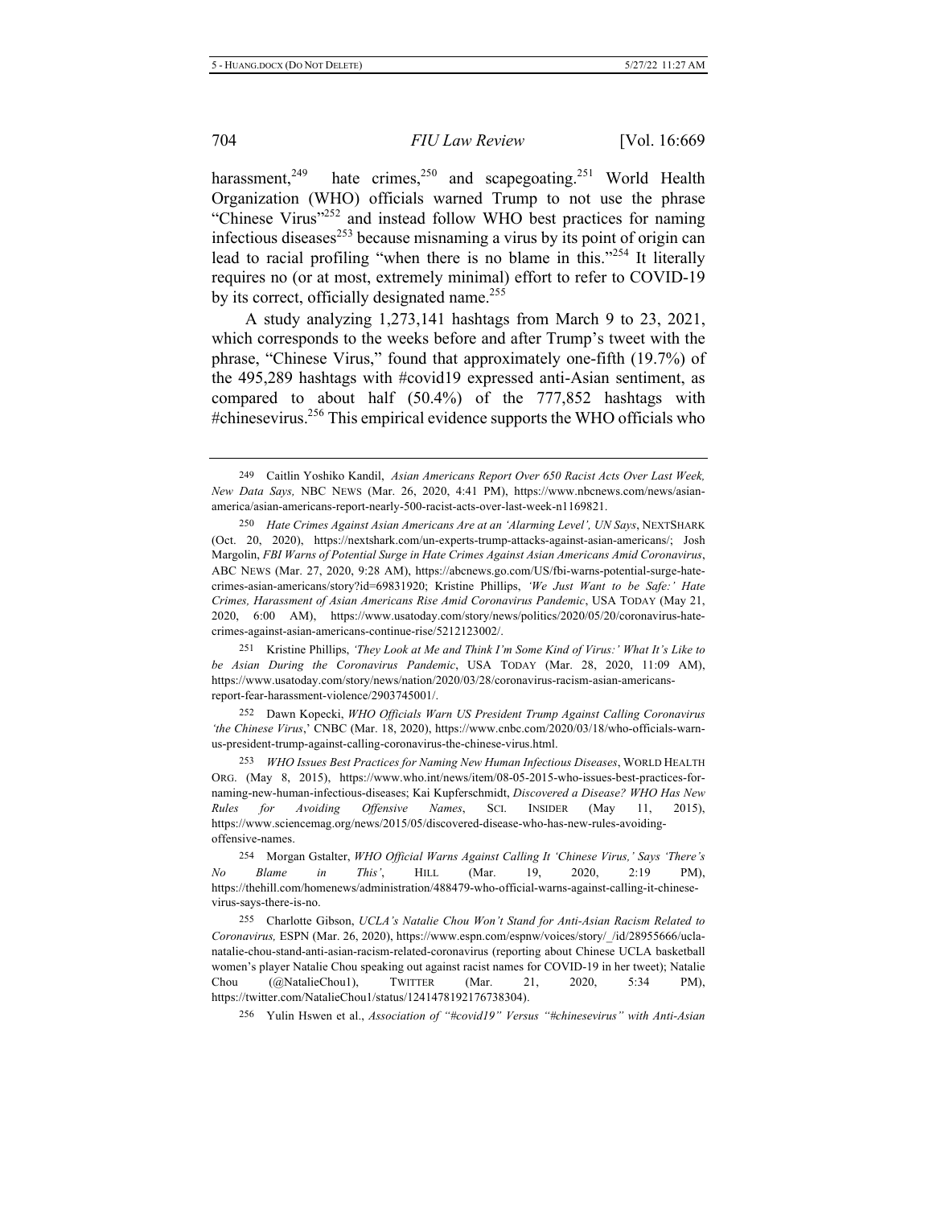harassment,[249] hate crimes,[250] and scapegoating.[251] World Health Organization (WHO) officials warned Trump to not use the phrase "Chinese Virus"[252] and instead follow WHO best practices for naming infectious diseases[253] because misnaming a virus by its point of origin can lead to racial profiling "when there is no blame in this."[254] It literally requires no (or at most, extremely minimal) effort to refer to COVID-19 by its correct, officially designated name.[255]

A study analyzing 1,273,141 hashtags from March 9 to 23, 2021, which corresponds to the weeks before and after Trump's tweet with the phrase, "Chinese Virus," found that approximately one-fifth (19.7%) of the 495,289 hashtags with #covid19 expressed anti-Asian sentiment, as compared to about half (50.4%) of the 777,852 hashtags with #chinesevirus.[256] This empirical evidence supports the WHO officials who

---

249 Caitlin Yoshiko Kandil, *Asian Americans Report Over 650 Racist Acts Over Last Week, New Data Says,* NBC NEWS (Mar. 26, 2020, 4:41 PM), https://www.nbcnews.com/news/asian-america/asian-americans-report-nearly-500-racist-acts-over-last-week-n1169821.

250 *Hate Crimes Against Asian Americans Are at an 'Alarming Level', UN Says*, NEXTSHARK (Oct. 20, 2020), https://nextshark.com/un-experts-trump-attacks-against-asian-americans/; Josh Margolin, *FBI Warns of Potential Surge in Hate Crimes Against Asian Americans Amid Coronavirus*, ABC NEWS (Mar. 27, 2020, 9:28 AM), https://abcnews.go.com/US/fbi-warns-potential-surge-hate-crimes-asian-americans/story?id=69831920; Kristine Phillips, *'We Just Want to be Safe:' Hate Crimes, Harassment of Asian Americans Rise Amid Coronavirus Pandemic*, USA TODAY (May 21, 2020, 6:00 AM), https://www.usatoday.com/story/news/politics/2020/05/20/coronavirus-hate-crimes-against-asian-americans-continue-rise/5212123002/.

251 Kristine Phillips, *'They Look at Me and Think I'm Some Kind of Virus:' What It's Like to be Asian During the Coronavirus Pandemic*, USA TODAY (Mar. 28, 2020, 11:09 AM), https://www.usatoday.com/story/news/nation/2020/03/28/coronavirus-racism-asian-americans-report-fear-harassment-violence/2903745001/.

252 Dawn Kopecki, *WHO Officials Warn US President Trump Against Calling Coronavirus 'the Chinese Virus*,' CNBC (Mar. 18, 2020), https://www.cnbc.com/2020/03/18/who-officials-warn-us-president-trump-against-calling-coronavirus-the-chinese-virus.html.

253 *WHO Issues Best Practices for Naming New Human Infectious Diseases*, WORLD HEALTH ORG. (May 8, 2015), https://www.who.int/news/item/08-05-2015-who-issues-best-practices-for-naming-new-human-infectious-diseases; Kai Kupferschmidt, *Discovered a Disease? WHO Has New Rules for Avoiding Offensive Names*, SCI. INSIDER (May 11, 2015), https://www.sciencemag.org/news/2015/05/discovered-disease-who-has-new-rules-avoiding-offensive-names.

254 Morgan Gstalter, *WHO Official Warns Against Calling It 'Chinese Virus,' Says 'There's No Blame in This'*, HILL (Mar. 19, 2020, 2:19 PM), https://thehill.com/homenews/administration/488479-who-official-warns-against-calling-it-chinese-virus-says-there-is-no.

255 Charlotte Gibson, *UCLA's Natalie Chou Won't Stand for Anti-Asian Racism Related to Coronavirus,* ESPN (Mar. 26, 2020), https://www.espn.com/espnw/voices/story/_/id/28955666/ucla-natalie-chou-stand-anti-asian-racism-related-coronavirus (reporting about Chinese UCLA basketball women's player Natalie Chou speaking out against racist names for COVID-19 in her tweet); Natalie Chou (@NatalieChou1), TWITTER (Mar. 21, 2020, 5:34 PM), https://twitter.com/NatalieChou1/status/1241478192176738304).

256 Yulin Hswen et al., *Association of "#covid19" Versus "#chinesevirus" with Anti-Asian*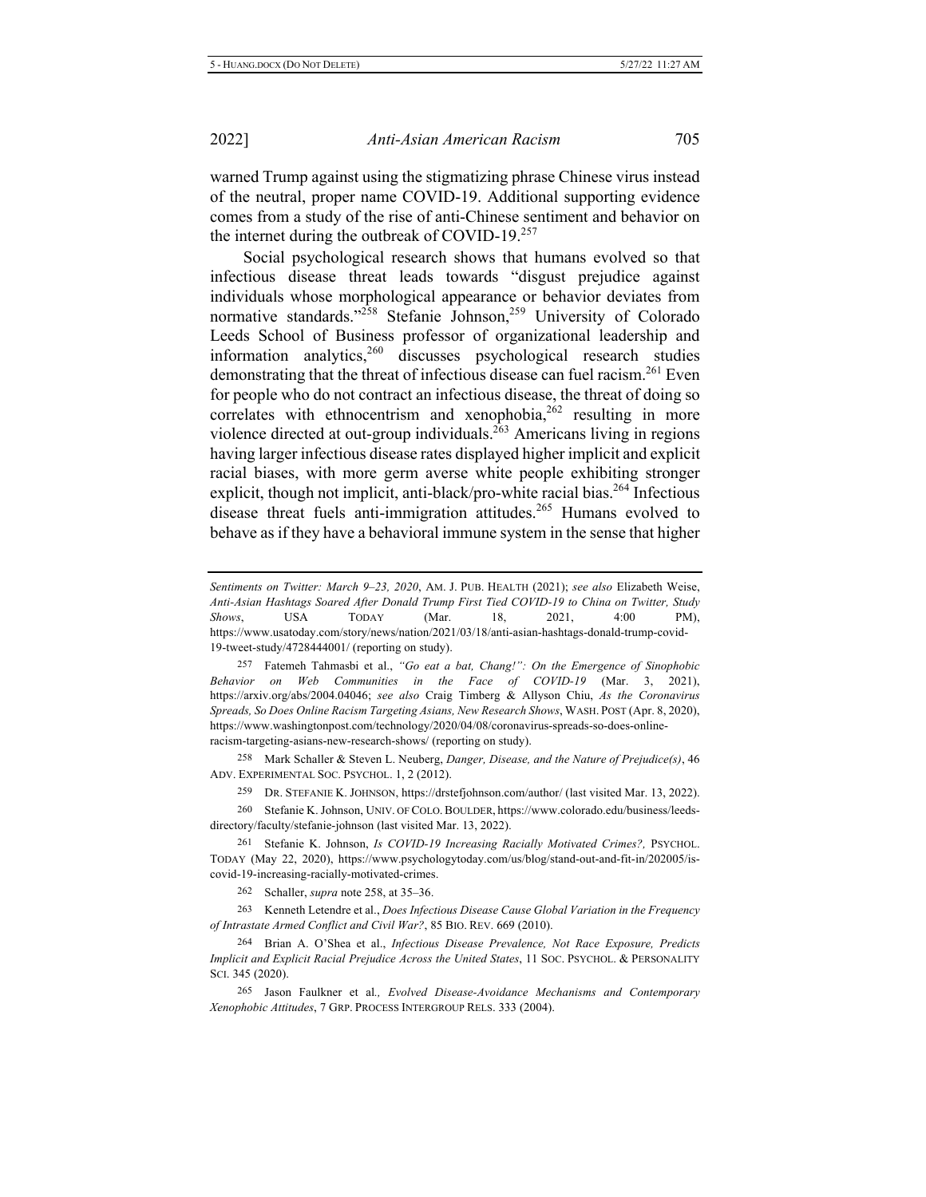warned Trump against using the stigmatizing phrase Chinese virus instead of the neutral, proper name COVID-19. Additional supporting evidence comes from a study of the rise of anti-Chinese sentiment and behavior on the internet during the outbreak of COVID-19.[257]

Social psychological research shows that humans evolved so that infectious disease threat leads towards "disgust prejudice against individuals whose morphological appearance or behavior deviates from normative standards."[258] Stefanie Johnson,[259] University of Colorado Leeds School of Business professor of organizational leadership and information analytics,[260] discusses psychological research studies demonstrating that the threat of infectious disease can fuel racism.[261] Even for people who do not contract an infectious disease, the threat of doing so correlates with ethnocentrism and xenophobia,[262] resulting in more violence directed at out-group individuals.[263] Americans living in regions having larger infectious disease rates displayed higher implicit and explicit racial biases, with more germ averse white people exhibiting stronger explicit, though not implicit, anti-black/pro-white racial bias.[264] Infectious disease threat fuels anti-immigration attitudes.[265] Humans evolved to behave as if they have a behavioral immune system in the sense that higher

---

*Sentiments on Twitter: March 9–23, 2020*, AM. J. PUB. HEALTH (2021); *see also* Elizabeth Weise, *Anti-Asian Hashtags Soared After Donald Trump First Tied COVID-19 to China on Twitter, Study Shows*, USA TODAY (Mar. 18, 2021, 4:00 PM), https://www.usatoday.com/story/news/nation/2021/03/18/anti-asian-hashtags-donald-trump-covid-19-tweet-study/4728444001/ (reporting on study).

257 Fatemeh Tahmasbi et al., *"Go eat a bat, Chang!": On the Emergence of Sinophobic Behavior on Web Communities in the Face of COVID-19* (Mar. 3, 2021), https://arxiv.org/abs/2004.04046; *see also* Craig Timberg & Allyson Chiu, *As the Coronavirus Spreads, So Does Online Racism Targeting Asians, New Research Shows*, WASH. POST (Apr. 8, 2020), https://www.washingtonpost.com/technology/2020/04/08/coronavirus-spreads-so-does-online-racism-targeting-asians-new-research-shows/ (reporting on study).

258 Mark Schaller & Steven L. Neuberg, *Danger, Disease, and the Nature of Prejudice(s)*, 46 ADV. EXPERIMENTAL SOC. PSYCHOL. 1, 2 (2012).

259 DR. STEFANIE K. JOHNSON, https://drstefjohnson.com/author/ (last visited Mar. 13, 2022).

260 Stefanie K. Johnson, UNIV. OF COLO. BOULDER, https://www.colorado.edu/business/leeds-directory/faculty/stefanie-johnson (last visited Mar. 13, 2022).

261 Stefanie K. Johnson, *Is COVID-19 Increasing Racially Motivated Crimes?,* PSYCHOL. TODAY (May 22, 2020), https://www.psychologytoday.com/us/blog/stand-out-and-fit-in/202005/is-covid-19-increasing-racially-motivated-crimes.

262 Schaller, *supra* note 258, at 35–36.

263 Kenneth Letendre et al., *Does Infectious Disease Cause Global Variation in the Frequency of Intrastate Armed Conflict and Civil War?*, 85 BIO. REV. 669 (2010).

264 Brian A. O'Shea et al., *Infectious Disease Prevalence, Not Race Exposure, Predicts Implicit and Explicit Racial Prejudice Across the United States*, 11 SOC. PSYCHOL. & PERSONALITY SCI. 345 (2020).

265 Jason Faulkner et al*., Evolved Disease-Avoidance Mechanisms and Contemporary Xenophobic Attitudes*, 7 GRP. PROCESS INTERGROUP RELS. 333 (2004).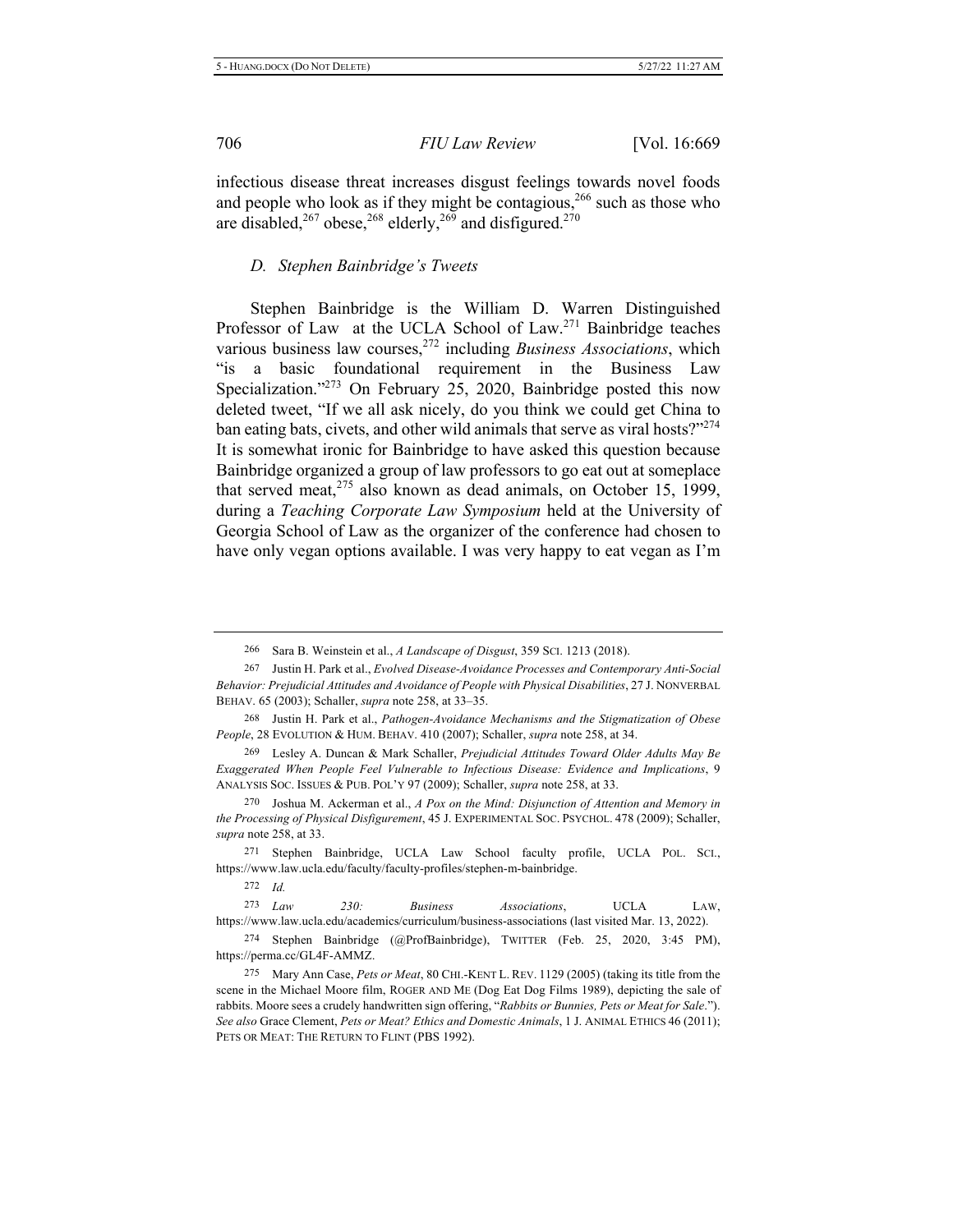infectious disease threat increases disgust feelings towards novel foods and people who look as if they might be contagious,[266] such as those who are disabled,[267] obese,[268] elderly,[269] and disfigured.[270]

### *D. Stephen Bainbridge's Tweets*

Stephen Bainbridge is the William D. Warren Distinguished Professor of Law at the UCLA School of Law.[271] Bainbridge teaches various business law courses,[272] including *Business Associations*, which "is a basic foundational requirement in the Business Law Specialization."[273] On February 25, 2020, Bainbridge posted this now deleted tweet, "If we all ask nicely, do you think we could get China to ban eating bats, civets, and other wild animals that serve as viral hosts?"[274] It is somewhat ironic for Bainbridge to have asked this question because Bainbridge organized a group of law professors to go eat out at someplace that served meat,[275] also known as dead animals, on October 15, 1999, during a *Teaching Corporate Law Symposium* held at the University of Georgia School of Law as the organizer of the conference had chosen to have only vegan options available. I was very happy to eat vegan as I'm

---

266 Sara B. Weinstein et al., *A Landscape of Disgust*, 359 SCI. 1213 (2018).

267 Justin H. Park et al., *Evolved Disease-Avoidance Processes and Contemporary Anti-Social Behavior: Prejudicial Attitudes and Avoidance of People with Physical Disabilities*, 27 J. NONVERBAL BEHAV. 65 (2003); Schaller, *supra* note 258, at 33–35.

268 Justin H. Park et al., *Pathogen-Avoidance Mechanisms and the Stigmatization of Obese People*, 28 EVOLUTION & HUM. BEHAV. 410 (2007); Schaller, *supra* note 258, at 34.

269 Lesley A. Duncan & Mark Schaller, *Prejudicial Attitudes Toward Older Adults May Be Exaggerated When People Feel Vulnerable to Infectious Disease: Evidence and Implications*, 9 ANALYSIS SOC. ISSUES & PUB. POL'Y 97 (2009); Schaller, *supra* note 258, at 33.

270 Joshua M. Ackerman et al., *A Pox on the Mind: Disjunction of Attention and Memory in the Processing of Physical Disfigurement*, 45 J. EXPERIMENTAL SOC. PSYCHOL. 478 (2009); Schaller, *supra* note 258, at 33.

271 Stephen Bainbridge, UCLA Law School faculty profile, UCLA POL. SCI., https://www.law.ucla.edu/faculty/faculty-profiles/stephen-m-bainbridge.

272 *Id.*

273 *Law 230: Business Associations*, UCLA LAW, https://www.law.ucla.edu/academics/curriculum/business-associations (last visited Mar. 13, 2022).

274 Stephen Bainbridge (@ProfBainbridge), TWITTER (Feb. 25, 2020, 3:45 PM), https://perma.cc/GL4F-AMMZ.

275 Mary Ann Case, *Pets or Meat*, 80 CHI.-KENT L. REV. 1129 (2005) (taking its title from the scene in the Michael Moore film, ROGER AND ME (Dog Eat Dog Films 1989), depicting the sale of rabbits. Moore sees a crudely handwritten sign offering, "*Rabbits or Bunnies, Pets or Meat for Sale*."). *See also* Grace Clement, *Pets or Meat? Ethics and Domestic Animals*, 1 J. ANIMAL ETHICS 46 (2011); PETS OR MEAT: THE RETURN TO FLINT (PBS 1992).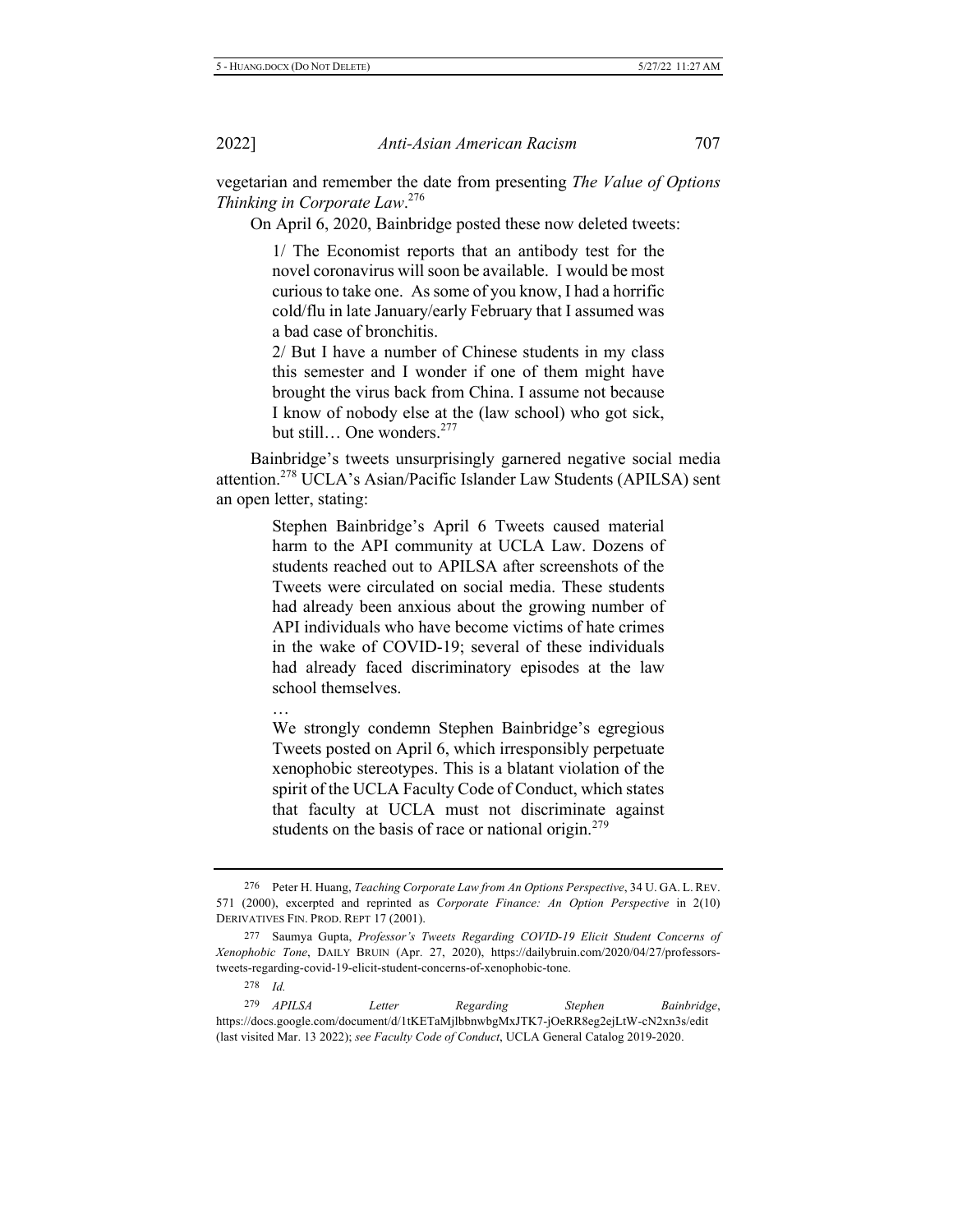vegetarian and remember the date from presenting *The Value of Options Thinking in Corporate Law*.[276]

On April 6, 2020, Bainbridge posted these now deleted tweets:

> 1/ The Economist reports that an antibody test for the novel coronavirus will soon be available. I would be most curious to take one. As some of you know, I had a horrific cold/flu in late January/early February that I assumed was a bad case of bronchitis.
>
> 2/ But I have a number of Chinese students in my class this semester and I wonder if one of them might have brought the virus back from China. I assume not because I know of nobody else at the (law school) who got sick, but still… One wonders.[277]

Bainbridge's tweets unsurprisingly garnered negative social media attention.[278] UCLA's Asian/Pacific Islander Law Students (APILSA) sent an open letter, stating:

> Stephen Bainbridge's April 6 Tweets caused material harm to the API community at UCLA Law. Dozens of students reached out to APILSA after screenshots of the Tweets were circulated on social media. These students had already been anxious about the growing number of API individuals who have become victims of hate crimes in the wake of COVID-19; several of these individuals had already faced discriminatory episodes at the law school themselves.
>
> …
>
> We strongly condemn Stephen Bainbridge's egregious Tweets posted on April 6, which irresponsibly perpetuate xenophobic stereotypes. This is a blatant violation of the spirit of the UCLA Faculty Code of Conduct, which states that faculty at UCLA must not discriminate against students on the basis of race or national origin.[279]

---

276 Peter H. Huang, *Teaching Corporate Law from An Options Perspective*, 34 U. GA. L. REV. 571 (2000), excerpted and reprinted as *Corporate Finance: An Option Perspective* in 2(10) DERIVATIVES FIN. PROD. REPT 17 (2001).

277 Saumya Gupta, *Professor's Tweets Regarding COVID-19 Elicit Student Concerns of Xenophobic Tone*, DAILY BRUIN (Apr. 27, 2020), https://dailybruin.com/2020/04/27/professors-tweets-regarding-covid-19-elicit-student-concerns-of-xenophobic-tone.

278 *Id.*

279 *APILSA Letter Regarding Stephen Bainbridge*, https://docs.google.com/document/d/1tKETaMjlbbnwbgMxJTK7-jOeRR8eg2ejLtW-cN2xn3s/edit (last visited Mar. 13 2022); *see Faculty Code of Conduct*, UCLA General Catalog 2019-2020.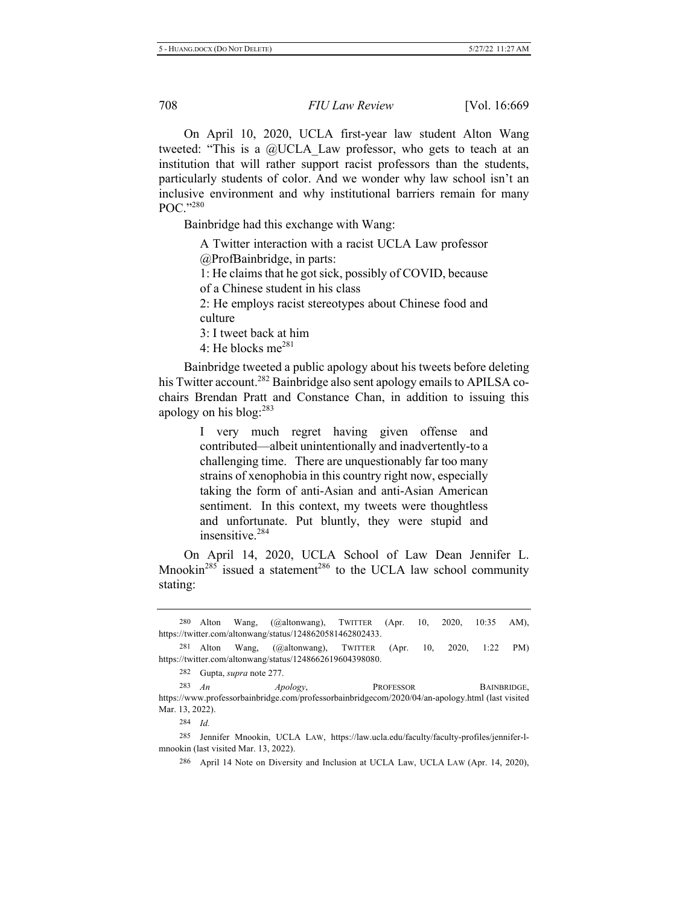On April 10, 2020, UCLA first-year law student Alton Wang tweeted: "This is a @UCLA_Law professor, who gets to teach at an institution that will rather support racist professors than the students, particularly students of color. And we wonder why law school isn't an inclusive environment and why institutional barriers remain for many POC."[280]

Bainbridge had this exchange with Wang:

> A Twitter interaction with a racist UCLA Law professor @ProfBainbridge, in parts:
> 1: He claims that he got sick, possibly of COVID, because of a Chinese student in his class
> 2: He employs racist stereotypes about Chinese food and culture
> 3: I tweet back at him
> 4: He blocks me[281]

Bainbridge tweeted a public apology about his tweets before deleting his Twitter account.[282] Bainbridge also sent apology emails to APILSA co-chairs Brendan Pratt and Constance Chan, in addition to issuing this apology on his blog:[283]

> I very much regret having given offense and contributed—albeit unintentionally and inadvertently-to a challenging time. There are unquestionably far too many strains of xenophobia in this country right now, especially taking the form of anti-Asian and anti-Asian American sentiment. In this context, my tweets were thoughtless and unfortunate. Put bluntly, they were stupid and insensitive.[284]

On April 14, 2020, UCLA School of Law Dean Jennifer L. Mnookin[285] issued a statement[286] to the UCLA law school community stating:

---

280 Alton Wang, (@altonwang), TWITTER (Apr. 10, 2020, 10:35 AM), https://twitter.com/altonwang/status/1248620581462802433.

281 Alton Wang, (@altonwang), TWITTER (Apr. 10, 2020, 1:22 PM) https://twitter.com/altonwang/status/1248662619604398080.

282 Gupta, *supra* note 277.

283 *An Apology*, PROFESSOR BAINBRIDGE, https://www.professorbainbridge.com/professorbainbridgecom/2020/04/an-apology.html (last visited Mar. 13, 2022).

284 *Id.*

285 Jennifer Mnookin, UCLA LAW, https://law.ucla.edu/faculty/faculty-profiles/jennifer-l-mnookin (last visited Mar. 13, 2022).

286 April 14 Note on Diversity and Inclusion at UCLA Law, UCLA LAW (Apr. 14, 2020),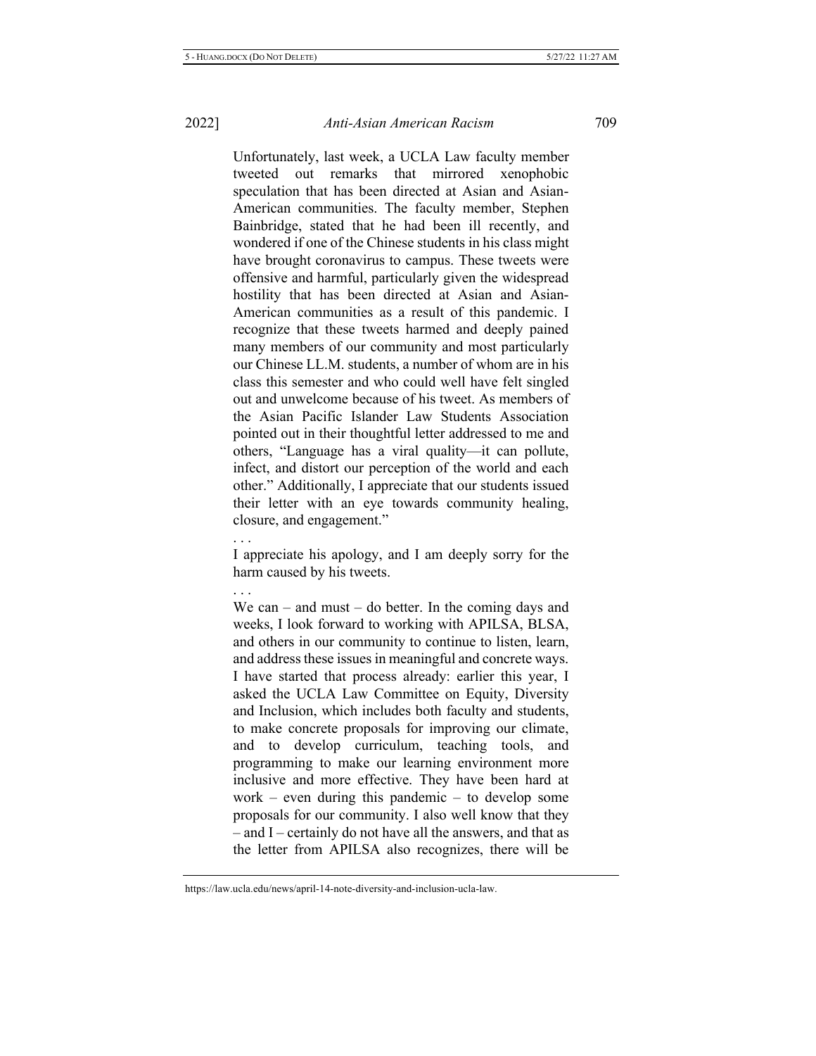> Unfortunately, last week, a UCLA Law faculty member tweeted out remarks that mirrored xenophobic speculation that has been directed at Asian and Asian-American communities. The faculty member, Stephen Bainbridge, stated that he had been ill recently, and wondered if one of the Chinese students in his class might have brought coronavirus to campus. These tweets were offensive and harmful, particularly given the widespread hostility that has been directed at Asian and Asian-American communities as a result of this pandemic. I recognize that these tweets harmed and deeply pained many members of our community and most particularly our Chinese LL.M. students, a number of whom are in his class this semester and who could well have felt singled out and unwelcome because of his tweet. As members of the Asian Pacific Islander Law Students Association pointed out in their thoughtful letter addressed to me and others, "Language has a viral quality—it can pollute, infect, and distort our perception of the world and each other." Additionally, I appreciate that our students issued their letter with an eye towards community healing, closure, and engagement."
>
> . . .
>
> I appreciate his apology, and I am deeply sorry for the harm caused by his tweets.
>
> . . .
>
> We can – and must – do better. In the coming days and weeks, I look forward to working with APILSA, BLSA, and others in our community to continue to listen, learn, and address these issues in meaningful and concrete ways. I have started that process already: earlier this year, I asked the UCLA Law Committee on Equity, Diversity and Inclusion, which includes both faculty and students, to make concrete proposals for improving our climate, and to develop curriculum, teaching tools, and programming to make our learning environment more inclusive and more effective. They have been hard at work – even during this pandemic – to develop some proposals for our community. I also well know that they – and I – certainly do not have all the answers, and that as the letter from APILSA also recognizes, there will be

https://law.ucla.edu/news/april-14-note-diversity-and-inclusion-ucla-law.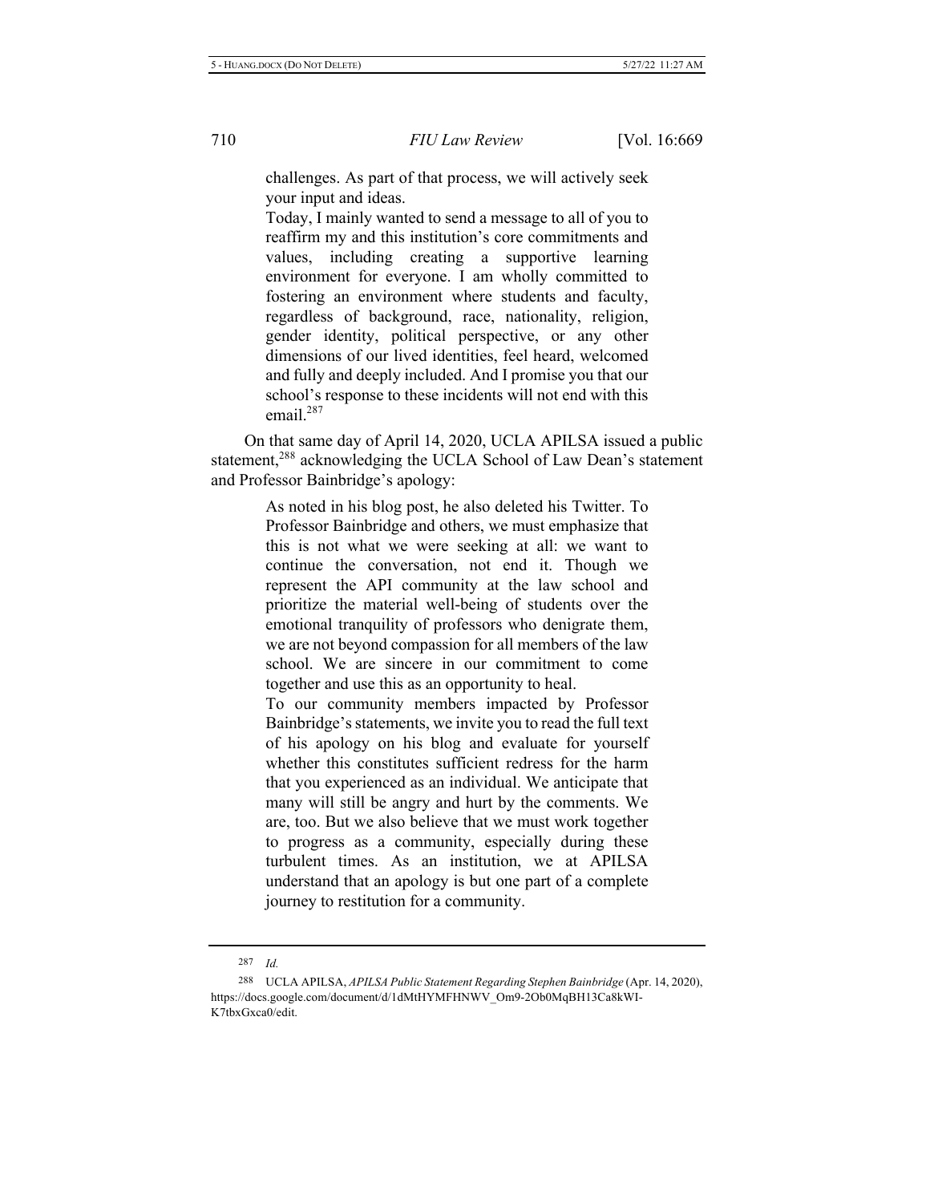> challenges. As part of that process, we will actively seek your input and ideas.
>
> Today, I mainly wanted to send a message to all of you to reaffirm my and this institution's core commitments and values, including creating a supportive learning environment for everyone. I am wholly committed to fostering an environment where students and faculty, regardless of background, race, nationality, religion, gender identity, political perspective, or any other dimensions of our lived identities, feel heard, welcomed and fully and deeply included. And I promise you that our school's response to these incidents will not end with this email.[287]

On that same day of April 14, 2020, UCLA APILSA issued a public statement,[288] acknowledging the UCLA School of Law Dean's statement and Professor Bainbridge's apology:

> As noted in his blog post, he also deleted his Twitter. To Professor Bainbridge and others, we must emphasize that this is not what we were seeking at all: we want to continue the conversation, not end it. Though we represent the API community at the law school and prioritize the material well-being of students over the emotional tranquility of professors who denigrate them, we are not beyond compassion for all members of the law school. We are sincere in our commitment to come together and use this as an opportunity to heal.
>
> To our community members impacted by Professor Bainbridge's statements, we invite you to read the full text of his apology on his blog and evaluate for yourself whether this constitutes sufficient redress for the harm that you experienced as an individual. We anticipate that many will still be angry and hurt by the comments. We are, too. But we also believe that we must work together to progress as a community, especially during these turbulent times. As an institution, we at APILSA understand that an apology is but one part of a complete journey to restitution for a community.

---

[287] *Id.*

[288] UCLA APILSA, *APILSA Public Statement Regarding Stephen Bainbridge* (Apr. 14, 2020), https://docs.google.com/document/d/1dMtHYMFHNWV_Om9-2Ob0MqBH13Ca8kWI-K7tbxGxca0/edit.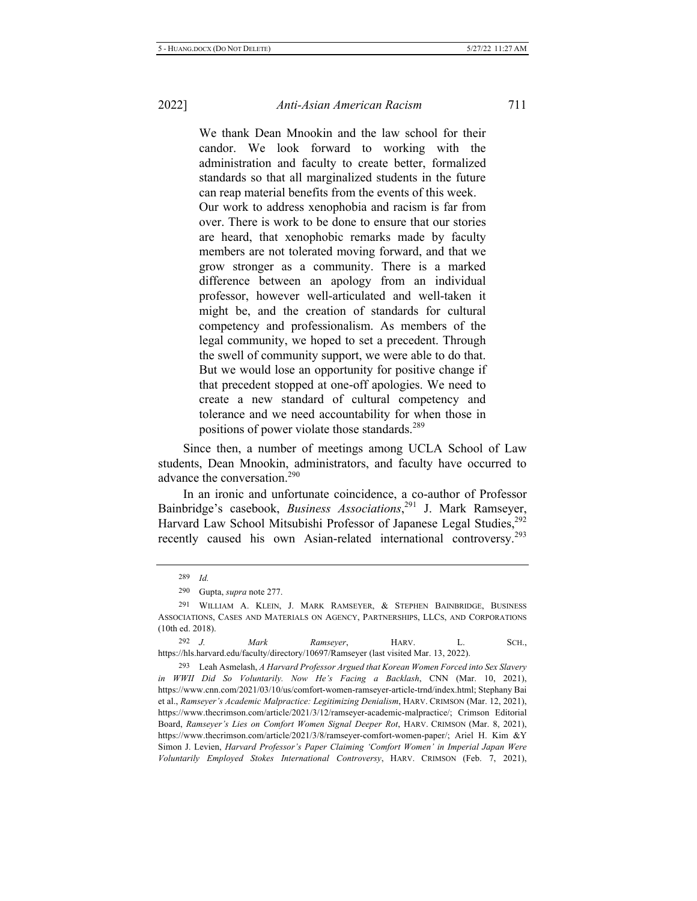> We thank Dean Mnookin and the law school for their candor. We look forward to working with the administration and faculty to create better, formalized standards so that all marginalized students in the future can reap material benefits from the events of this week.
>
> Our work to address xenophobia and racism is far from over. There is work to be done to ensure that our stories are heard, that xenophobic remarks made by faculty members are not tolerated moving forward, and that we grow stronger as a community. There is a marked difference between an apology from an individual professor, however well-articulated and well-taken it might be, and the creation of standards for cultural competency and professionalism. As members of the legal community, we hoped to set a precedent. Through the swell of community support, we were able to do that. But we would lose an opportunity for positive change if that precedent stopped at one-off apologies. We need to create a new standard of cultural competency and tolerance and we need accountability for when those in positions of power violate those standards.[289]

Since then, a number of meetings among UCLA School of Law students, Dean Mnookin, administrators, and faculty have occurred to advance the conversation.[290]

In an ironic and unfortunate coincidence, a co-author of Professor Bainbridge's casebook, *Business Associations*,[291] J. Mark Ramseyer, Harvard Law School Mitsubishi Professor of Japanese Legal Studies,[292] recently caused his own Asian-related international controversy.[293]

---

289 *Id.*

290 Gupta, *supra* note 277.

291 WILLIAM A. KLEIN, J. MARK RAMSEYER, & STEPHEN BAINBRIDGE, BUSINESS ASSOCIATIONS, CASES AND MATERIALS ON AGENCY, PARTNERSHIPS, LLCS, AND CORPORATIONS (10th ed. 2018).

292 *J. Mark Ramseyer*, HARV. L. SCH., https://hls.harvard.edu/faculty/directory/10697/Ramseyer (last visited Mar. 13, 2022).

293 Leah Asmelash, *A Harvard Professor Argued that Korean Women Forced into Sex Slavery in WWII Did So Voluntarily. Now He's Facing a Backlash*, CNN (Mar. 10, 2021), https://www.cnn.com/2021/03/10/us/comfort-women-ramseyer-article-trnd/index.html; Stephany Bai et al., *Ramseyer's Academic Malpractice: Legitimizing Denialism*, HARV. CRIMSON (Mar. 12, 2021), https://www.thecrimson.com/article/2021/3/12/ramseyer-academic-malpractice/; Crimson Editorial Board, *Ramseyer's Lies on Comfort Women Signal Deeper Rot*, HARV. CRIMSON (Mar. 8, 2021), https://www.thecrimson.com/article/2021/3/8/ramseyer-comfort-women-paper/; Ariel H. Kim &Y Simon J. Levien, *Harvard Professor's Paper Claiming 'Comfort Women' in Imperial Japan Were Voluntarily Employed Stokes International Controversy*, HARV. CRIMSON (Feb. 7, 2021),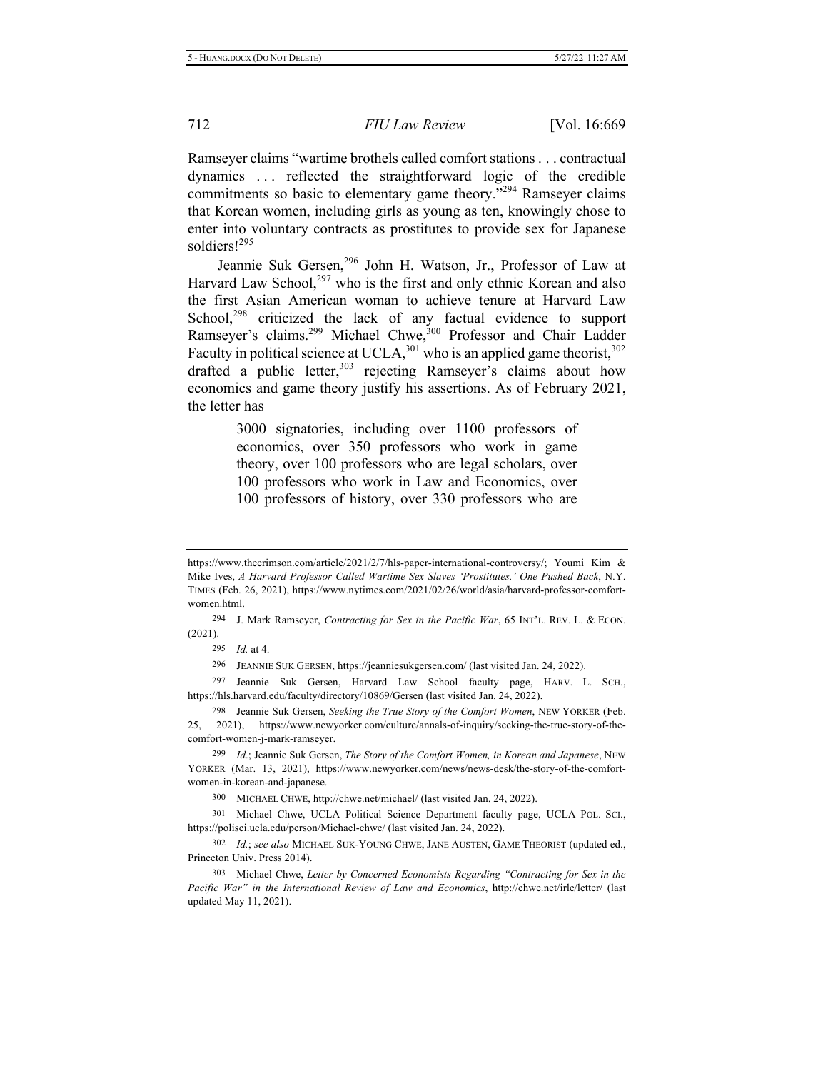Ramseyer claims "wartime brothels called comfort stations . . . contractual dynamics . . . reflected the straightforward logic of the credible commitments so basic to elementary game theory."[294] Ramseyer claims that Korean women, including girls as young as ten, knowingly chose to enter into voluntary contracts as prostitutes to provide sex for Japanese soldiers![295]

Jeannie Suk Gersen,[296] John H. Watson, Jr., Professor of Law at Harvard Law School,[297] who is the first and only ethnic Korean and also the first Asian American woman to achieve tenure at Harvard Law School,[298] criticized the lack of any factual evidence to support Ramseyer's claims.[299] Michael Chwe,[300] Professor and Chair Ladder Faculty in political science at UCLA,[301] who is an applied game theorist,[302] drafted a public letter,[303] rejecting Ramseyer's claims about how economics and game theory justify his assertions. As of February 2021, the letter has

> 3000 signatories, including over 1100 professors of economics, over 350 professors who work in game theory, over 100 professors who are legal scholars, over 100 professors who work in Law and Economics, over 100 professors of history, over 330 professors who are

---

https://www.thecrimson.com/article/2021/2/7/hls-paper-international-controversy/; Youmi Kim & Mike Ives, *A Harvard Professor Called Wartime Sex Slaves 'Prostitutes.' One Pushed Back*, N.Y. TIMES (Feb. 26, 2021), https://www.nytimes.com/2021/02/26/world/asia/harvard-professor-comfort-women.html.

294 J. Mark Ramseyer, *Contracting for Sex in the Pacific War*, 65 INT'L. REV. L. & ECON. (2021).

295 *Id.* at 4.

296 JEANNIE SUK GERSEN, https://jeanniesukgersen.com/ (last visited Jan. 24, 2022).

297 Jeannie Suk Gersen, Harvard Law School faculty page, HARV. L. SCH., https://hls.harvard.edu/faculty/directory/10869/Gersen (last visited Jan. 24, 2022).

298 Jeannie Suk Gersen, *Seeking the True Story of the Comfort Women*, NEW YORKER (Feb. 25, 2021), https://www.newyorker.com/culture/annals-of-inquiry/seeking-the-true-story-of-the-comfort-women-j-mark-ramseyer.

299 *Id*.; Jeannie Suk Gersen, *The Story of the Comfort Women, in Korean and Japanese*, NEW YORKER (Mar. 13, 2021), https://www.newyorker.com/news/news-desk/the-story-of-the-comfort-women-in-korean-and-japanese.

300 MICHAEL CHWE, http://chwe.net/michael/ (last visited Jan. 24, 2022).

301 Michael Chwe, UCLA Political Science Department faculty page, UCLA POL. SCI., https://polisci.ucla.edu/person/Michael-chwe/ (last visited Jan. 24, 2022).

302 *Id.*; *see also* MICHAEL SUK-YOUNG CHWE, JANE AUSTEN, GAME THEORIST (updated ed., Princeton Univ. Press 2014).

303 Michael Chwe, *Letter by Concerned Economists Regarding "Contracting for Sex in the Pacific War" in the International Review of Law and Economics*, http://chwe.net/irle/letter/ (last updated May 11, 2021).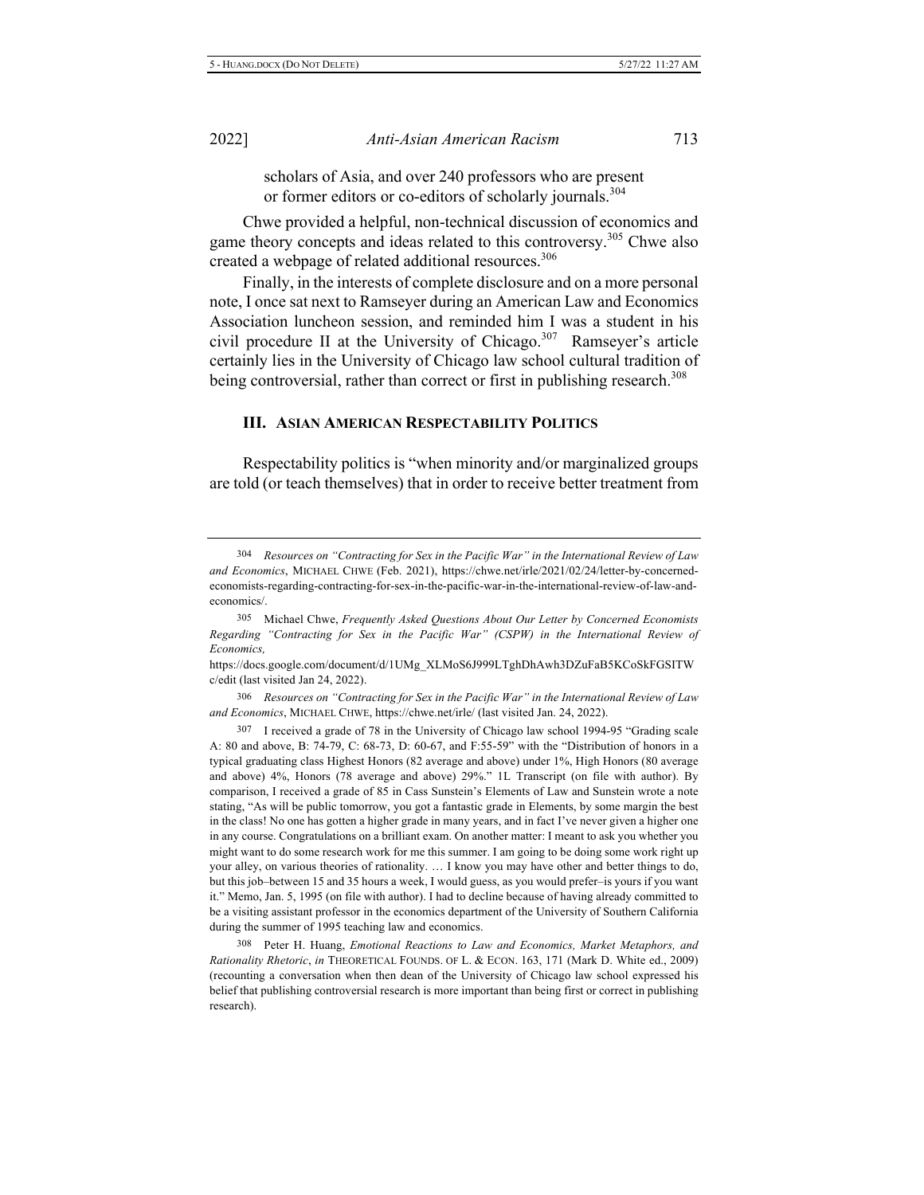scholars of Asia, and over 240 professors who are present or former editors or co-editors of scholarly journals.[304]

Chwe provided a helpful, non-technical discussion of economics and game theory concepts and ideas related to this controversy.[305] Chwe also created a webpage of related additional resources.[306]

Finally, in the interests of complete disclosure and on a more personal note, I once sat next to Ramseyer during an American Law and Economics Association luncheon session, and reminded him I was a student in his civil procedure II at the University of Chicago.[307] Ramseyer's article certainly lies in the University of Chicago law school cultural tradition of being controversial, rather than correct or first in publishing research.[308]

## III. Asian American Respectability Politics

Respectability politics is "when minority and/or marginalized groups are told (or teach themselves) that in order to receive better treatment from

---

304 *Resources on "Contracting for Sex in the Pacific War" in the International Review of Law and Economics*, MICHAEL CHWE (Feb. 2021), https://chwe.net/irle/2021/02/24/letter-by-concerned-economists-regarding-contracting-for-sex-in-the-pacific-war-in-the-international-review-of-law-and-economics/.

305 Michael Chwe, *Frequently Asked Questions About Our Letter by Concerned Economists Regarding "Contracting for Sex in the Pacific War" (CSPW) in the International Review of Economics,* https://docs.google.com/document/d/1UMg_XLMoS6J999LTghDhAwh3DZuFaB5KCoSkFGSITWc/edit (last visited Jan 24, 2022).

306 *Resources on "Contracting for Sex in the Pacific War" in the International Review of Law and Economics*, MICHAEL CHWE, https://chwe.net/irle/ (last visited Jan. 24, 2022).

307 I received a grade of 78 in the University of Chicago law school 1994-95 "Grading scale A: 80 and above, B: 74-79, C: 68-73, D: 60-67, and F:55-59" with the "Distribution of honors in a typical graduating class Highest Honors (82 average and above) under 1%, High Honors (80 average and above) 4%, Honors (78 average and above) 29%." 1L Transcript (on file with author). By comparison, I received a grade of 85 in Cass Sunstein's Elements of Law and Sunstein wrote a note stating, "As will be public tomorrow, you got a fantastic grade in Elements, by some margin the best in the class! No one has gotten a higher grade in many years, and in fact I've never given a higher one in any course. Congratulations on a brilliant exam. On another matter: I meant to ask you whether you might want to do some research work for me this summer. I am going to be doing some work right up your alley, on various theories of rationality. … I know you may have other and better things to do, but this job–between 15 and 35 hours a week, I would guess, as you would prefer–is yours if you want it." Memo, Jan. 5, 1995 (on file with author). I had to decline because of having already committed to be a visiting assistant professor in the economics department of the University of Southern California during the summer of 1995 teaching law and economics.

308 Peter H. Huang, *Emotional Reactions to Law and Economics, Market Metaphors, and Rationality Rhetoric*, *in* THEORETICAL FOUNDS. OF L. & ECON. 163, 171 (Mark D. White ed., 2009) (recounting a conversation when then dean of the University of Chicago law school expressed his belief that publishing controversial research is more important than being first or correct in publishing research).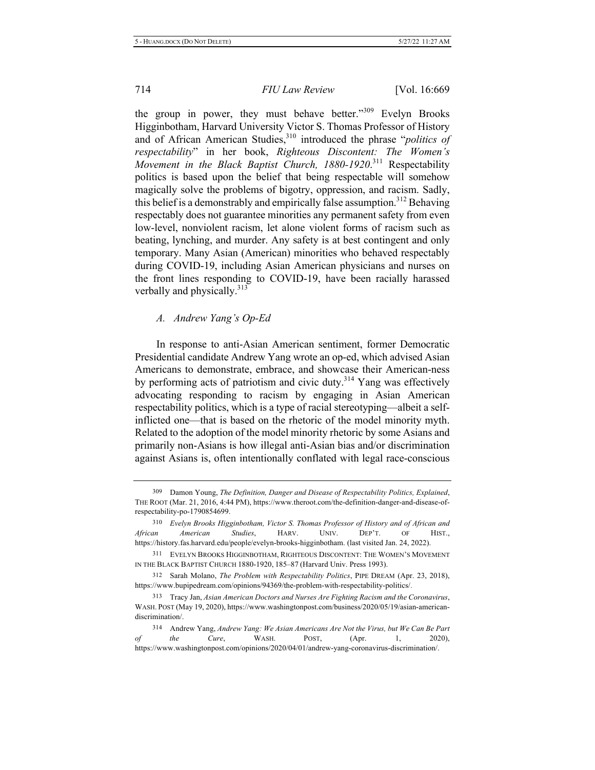the group in power, they must behave better."[309] Evelyn Brooks Higginbotham, Harvard University Victor S. Thomas Professor of History and of African American Studies,[310] introduced the phrase "*politics of respectability*" in her book, *Righteous Discontent: The Women's Movement in the Black Baptist Church, 1880-1920*.[311] Respectability politics is based upon the belief that being respectable will somehow magically solve the problems of bigotry, oppression, and racism. Sadly, this belief is a demonstrably and empirically false assumption.[312] Behaving respectably does not guarantee minorities any permanent safety from even low-level, nonviolent racism, let alone violent forms of racism such as beating, lynching, and murder. Any safety is at best contingent and only temporary. Many Asian (American) minorities who behaved respectably during COVID-19, including Asian American physicians and nurses on the front lines responding to COVID-19, have been racially harassed verbally and physically.[313]

### *A. Andrew Yang's Op-Ed*

In response to anti-Asian American sentiment, former Democratic Presidential candidate Andrew Yang wrote an op-ed, which advised Asian Americans to demonstrate, embrace, and showcase their American-ness by performing acts of patriotism and civic duty.[314] Yang was effectively advocating responding to racism by engaging in Asian American respectability politics, which is a type of racial stereotyping—albeit a self-inflicted one—that is based on the rhetoric of the model minority myth. Related to the adoption of the model minority rhetoric by some Asians and primarily non-Asians is how illegal anti-Asian bias and/or discrimination against Asians is, often intentionally conflated with legal race-conscious

---

309 Damon Young, *The Definition, Danger and Disease of Respectability Politics, Explained*, THE ROOT (Mar. 21, 2016, 4:44 PM), https://www.theroot.com/the-definition-danger-and-disease-of-respectability-po-1790854699.

310 *Evelyn Brooks Higginbotham, Victor S. Thomas Professor of History and of African and African American Studies*, HARV. UNIV. DEP'T. OF HIST., https://history.fas.harvard.edu/people/evelyn-brooks-higginbotham. (last visited Jan. 24, 2022).

311 EVELYN BROOKS HIGGINBOTHAM, RIGHTEOUS DISCONTENT: THE WOMEN'S MOVEMENT IN THE BLACK BAPTIST CHURCH 1880-1920, 185–87 (Harvard Univ. Press 1993).

312 Sarah Molano, *The Problem with Respectability Politics*, PIPE DREAM (Apr. 23, 2018), https://www.bupipedream.com/opinions/94369/the-problem-with-respectability-politics/.

313 Tracy Jan, *Asian American Doctors and Nurses Are Fighting Racism and the Coronavirus*, WASH. POST (May 19, 2020), https://www.washingtonpost.com/business/2020/05/19/asian-american-discrimination/.

314 Andrew Yang, *Andrew Yang: We Asian Americans Are Not the Virus, but We Can Be Part of the Cure*, WASH. POST, (Apr. 1, 2020), https://www.washingtonpost.com/opinions/2020/04/01/andrew-yang-coronavirus-discrimination/.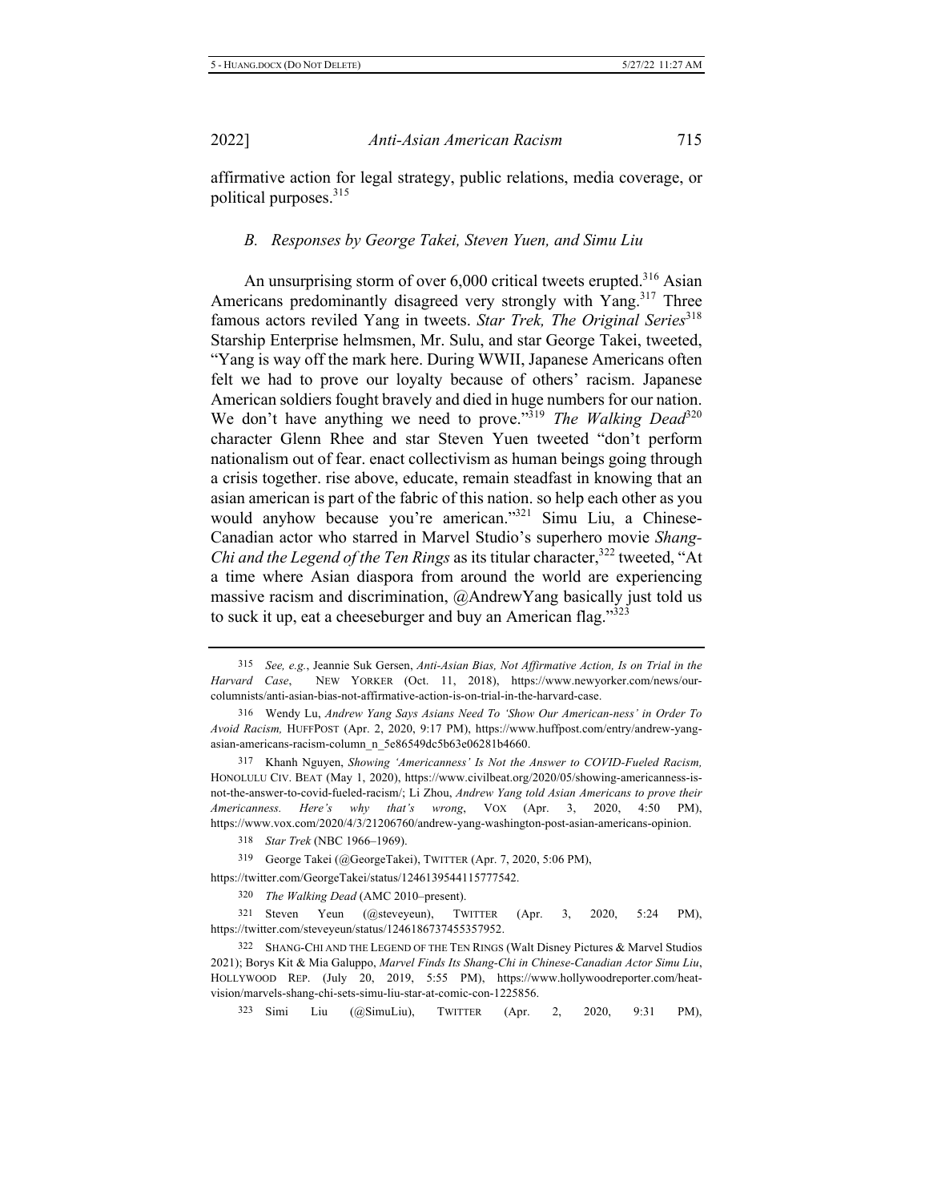affirmative action for legal strategy, public relations, media coverage, or political purposes.[315]

### *B. Responses by George Takei, Steven Yuen, and Simu Liu*

An unsurprising storm of over 6,000 critical tweets erupted.[316] Asian Americans predominantly disagreed very strongly with Yang.[317] Three famous actors reviled Yang in tweets. *Star Trek, The Original Series*[318] Starship Enterprise helmsmen, Mr. Sulu, and star George Takei, tweeted, "Yang is way off the mark here. During WWII, Japanese Americans often felt we had to prove our loyalty because of others' racism. Japanese American soldiers fought bravely and died in huge numbers for our nation. We don't have anything we need to prove."[319] *The Walking Dead*[320] character Glenn Rhee and star Steven Yuen tweeted "don't perform nationalism out of fear. enact collectivism as human beings going through a crisis together. rise above, educate, remain steadfast in knowing that an asian american is part of the fabric of this nation. so help each other as you would anyhow because you're american."[321] Simu Liu, a Chinese-Canadian actor who starred in Marvel Studio's superhero movie *Shang-Chi and the Legend of the Ten Rings* as its titular character,[322] tweeted, "At a time where Asian diaspora from around the world are experiencing massive racism and discrimination, @AndrewYang basically just told us to suck it up, eat a cheeseburger and buy an American flag."[323]

---

315 *See, e.g.*, Jeannie Suk Gersen, *Anti-Asian Bias, Not Affirmative Action, Is on Trial in the Harvard Case*, NEW YORKER (Oct. 11, 2018), https://www.newyorker.com/news/our-columnists/anti-asian-bias-not-affirmative-action-is-on-trial-in-the-harvard-case.

316 Wendy Lu, *Andrew Yang Says Asians Need To 'Show Our American-ness' in Order To Avoid Racism,* HUFFPOST (Apr. 2, 2020, 9:17 PM), https://www.huffpost.com/entry/andrew-yang-asian-americans-racism-column_n_5e86549dc5b63e06281b4660.

317 Khanh Nguyen, *Showing 'Americanness' Is Not the Answer to COVID-Fueled Racism,* HONOLULU CIV. BEAT (May 1, 2020), https://www.civilbeat.org/2020/05/showing-americanness-is-not-the-answer-to-covid-fueled-racism/; Li Zhou, *Andrew Yang told Asian Americans to prove their Americanness. Here's why that's wrong*, VOX (Apr. 3, 2020, 4:50 PM), https://www.vox.com/2020/4/3/21206760/andrew-yang-washington-post-asian-americans-opinion.

318 *Star Trek* (NBC 1966–1969).

319 George Takei (@GeorgeTakei), TWITTER (Apr. 7, 2020, 5:06 PM), https://twitter.com/GeorgeTakei/status/1246139544115777542.

320 *The Walking Dead* (AMC 2010–present).

321 Steven Yeun (@steveyeun), TWITTER (Apr. 3, 2020, 5:24 PM), https://twitter.com/steveyeun/status/1246186737455357952.

322 SHANG-CHI AND THE LEGEND OF THE TEN RINGS (Walt Disney Pictures & Marvel Studios 2021); Borys Kit & Mia Galuppo, *Marvel Finds Its Shang-Chi in Chinese-Canadian Actor Simu Liu*, HOLLYWOOD REP. (July 20, 2019, 5:55 PM), https://www.hollywoodreporter.com/heat-vision/marvels-shang-chi-sets-simu-liu-star-at-comic-con-1225856.

323 Simi Liu (@SimuLiu), TWITTER (Apr. 2, 2020, 9:31 PM),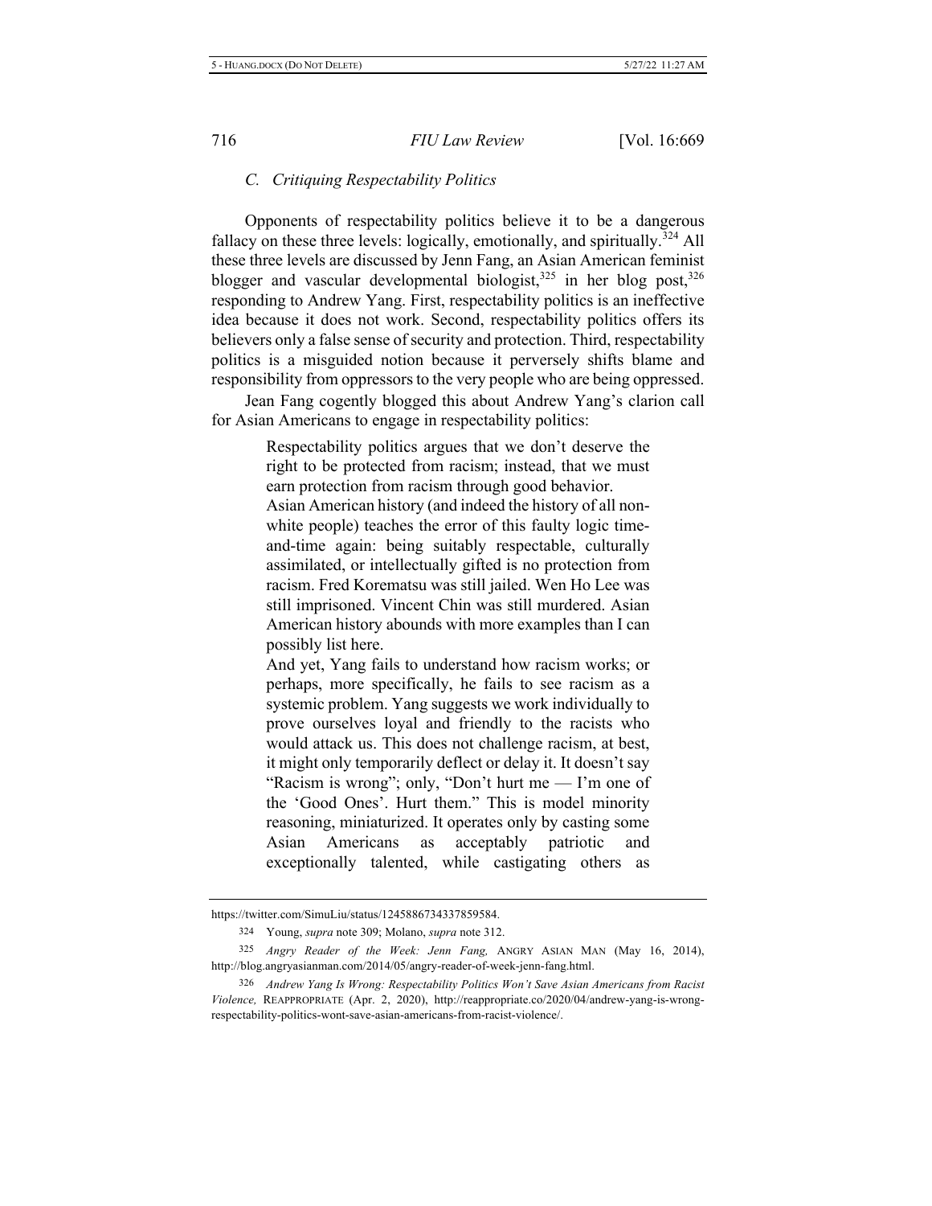### *C. Critiquing Respectability Politics*

Opponents of respectability politics believe it to be a dangerous fallacy on these three levels: logically, emotionally, and spiritually.[324] All these three levels are discussed by Jenn Fang, an Asian American feminist blogger and vascular developmental biologist,[325] in her blog post,[326] responding to Andrew Yang. First, respectability politics is an ineffective idea because it does not work. Second, respectability politics offers its believers only a false sense of security and protection. Third, respectability politics is a misguided notion because it perversely shifts blame and responsibility from oppressors to the very people who are being oppressed.

Jean Fang cogently blogged this about Andrew Yang's clarion call for Asian Americans to engage in respectability politics:

> Respectability politics argues that we don't deserve the right to be protected from racism; instead, that we must earn protection from racism through good behavior.
>
> Asian American history (and indeed the history of all non-white people) teaches the error of this faulty logic time-and-time again: being suitably respectable, culturally assimilated, or intellectually gifted is no protection from racism. Fred Korematsu was still jailed. Wen Ho Lee was still imprisoned. Vincent Chin was still murdered. Asian American history abounds with more examples than I can possibly list here.
>
> And yet, Yang fails to understand how racism works; or perhaps, more specifically, he fails to see racism as a systemic problem. Yang suggests we work individually to prove ourselves loyal and friendly to the racists who would attack us. This does not challenge racism, at best, it might only temporarily deflect or delay it. It doesn't say "Racism is wrong"; only, "Don't hurt me — I'm one of the 'Good Ones'. Hurt them." This is model minority reasoning, miniaturized. It operates only by casting some Asian Americans as acceptably patriotic and exceptionally talented, while castigating others as

---

https://twitter.com/SimuLiu/status/1245886734337859584.

[324] Young, *supra* note 309; Molano, *supra* note 312.

[325] *Angry Reader of the Week: Jenn Fang,* ANGRY ASIAN MAN (May 16, 2014), http://blog.angryasianman.com/2014/05/angry-reader-of-week-jenn-fang.html.

[326] *Andrew Yang Is Wrong: Respectability Politics Won't Save Asian Americans from Racist Violence,* REAPPROPRIATE (Apr. 2, 2020), http://reappropriate.co/2020/04/andrew-yang-is-wrong-respectability-politics-wont-save-asian-americans-from-racist-violence/.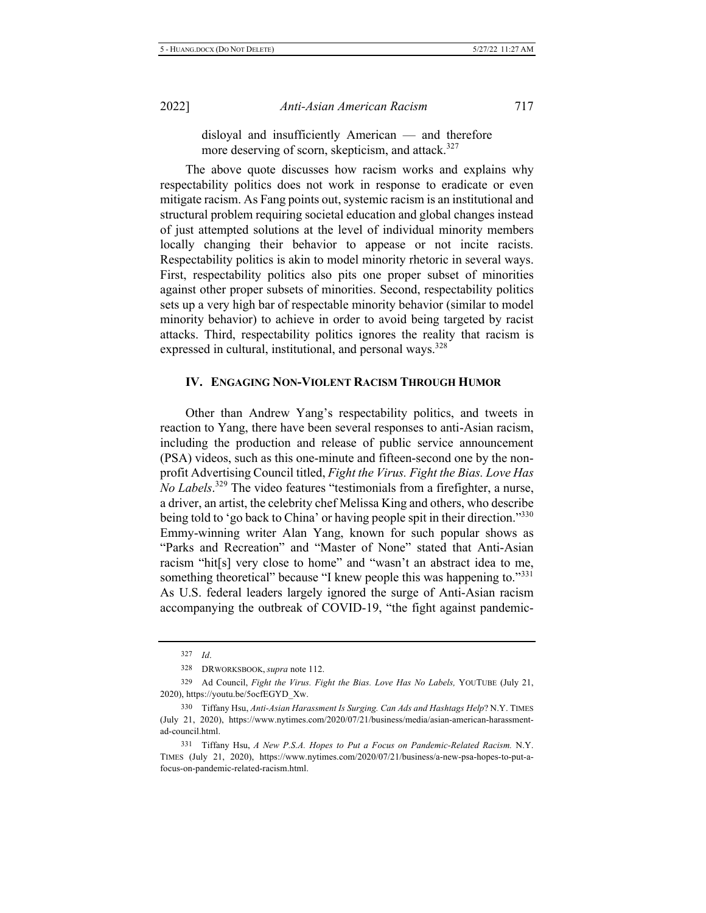> disloyal and insufficiently American — and therefore more deserving of scorn, skepticism, and attack.[327]

The above quote discusses how racism works and explains why respectability politics does not work in response to eradicate or even mitigate racism. As Fang points out, systemic racism is an institutional and structural problem requiring societal education and global changes instead of just attempted solutions at the level of individual minority members locally changing their behavior to appease or not incite racists. Respectability politics is akin to model minority rhetoric in several ways. First, respectability politics also pits one proper subset of minorities against other proper subsets of minorities. Second, respectability politics sets up a very high bar of respectable minority behavior (similar to model minority behavior) to achieve in order to avoid being targeted by racist attacks. Third, respectability politics ignores the reality that racism is expressed in cultural, institutional, and personal ways.[328]

## IV. Engaging Non-Violent Racism Through Humor

Other than Andrew Yang's respectability politics, and tweets in reaction to Yang, there have been several responses to anti-Asian racism, including the production and release of public service announcement (PSA) videos, such as this one-minute and fifteen-second one by the non-profit Advertising Council titled, *Fight the Virus. Fight the Bias. Love Has No Labels*.[329] The video features "testimonials from a firefighter, a nurse, a driver, an artist, the celebrity chef Melissa King and others, who describe being told to 'go back to China' or having people spit in their direction."[330] Emmy-winning writer Alan Yang, known for such popular shows as "Parks and Recreation" and "Master of None" stated that Anti-Asian racism "hit[s] very close to home" and "wasn't an abstract idea to me, something theoretical" because "I knew people this was happening to."[331] As U.S. federal leaders largely ignored the surge of Anti-Asian racism accompanying the outbreak of COVID-19, "the fight against pandemic-

---

327 *Id.*

328 DRWORKSBOOK, *supra* note 112.

329 Ad Council, *Fight the Virus. Fight the Bias. Love Has No Labels,* YOUTUBE (July 21, 2020), https://youtu.be/5ocfEGYD_Xw.

330 Tiffany Hsu, *Anti-Asian Harassment Is Surging. Can Ads and Hashtags Help*? N.Y. TIMES (July 21, 2020), https://www.nytimes.com/2020/07/21/business/media/asian-american-harassment-ad-council.html.

331 Tiffany Hsu, *A New P.S.A. Hopes to Put a Focus on Pandemic-Related Racism.* N.Y. TIMES (July 21, 2020), https://www.nytimes.com/2020/07/21/business/a-new-psa-hopes-to-put-a-focus-on-pandemic-related-racism.html.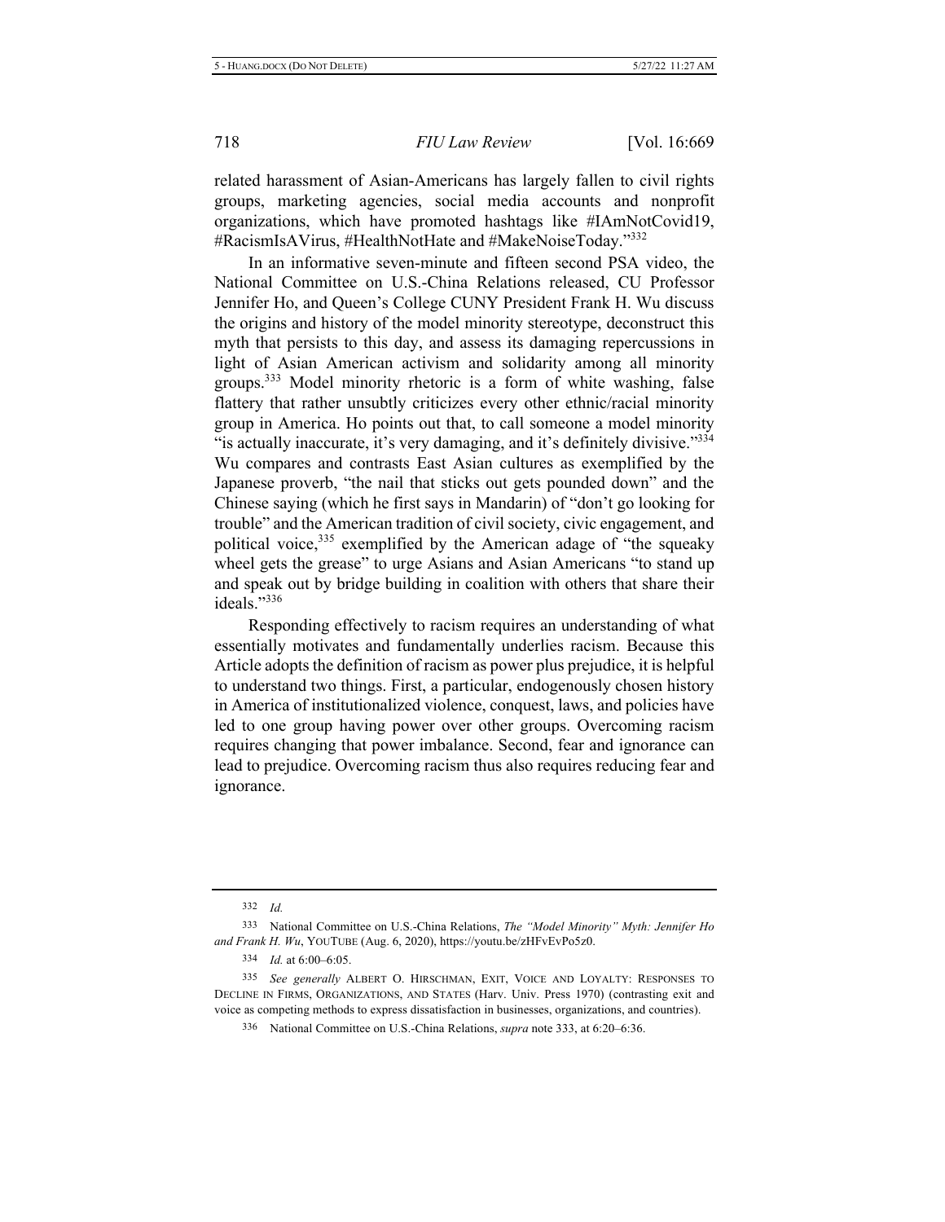related harassment of Asian-Americans has largely fallen to civil rights groups, marketing agencies, social media accounts and nonprofit organizations, which have promoted hashtags like #IAmNotCovid19, #RacismIsAVirus, #HealthNotHate and #MakeNoiseToday."[332]

In an informative seven-minute and fifteen second PSA video, the National Committee on U.S.-China Relations released, CU Professor Jennifer Ho, and Queen's College CUNY President Frank H. Wu discuss the origins and history of the model minority stereotype, deconstruct this myth that persists to this day, and assess its damaging repercussions in light of Asian American activism and solidarity among all minority groups.[333] Model minority rhetoric is a form of white washing, false flattery that rather unsubtly criticizes every other ethnic/racial minority group in America. Ho points out that, to call someone a model minority "is actually inaccurate, it's very damaging, and it's definitely divisive."[334] Wu compares and contrasts East Asian cultures as exemplified by the Japanese proverb, "the nail that sticks out gets pounded down" and the Chinese saying (which he first says in Mandarin) of "don't go looking for trouble" and the American tradition of civil society, civic engagement, and political voice,[335] exemplified by the American adage of "the squeaky wheel gets the grease" to urge Asians and Asian Americans "to stand up and speak out by bridge building in coalition with others that share their ideals."[336]

Responding effectively to racism requires an understanding of what essentially motivates and fundamentally underlies racism. Because this Article adopts the definition of racism as power plus prejudice, it is helpful to understand two things. First, a particular, endogenously chosen history in America of institutionalized violence, conquest, laws, and policies have led to one group having power over other groups. Overcoming racism requires changing that power imbalance. Second, fear and ignorance can lead to prejudice. Overcoming racism thus also requires reducing fear and ignorance.

---

332 *Id.*

333 National Committee on U.S.-China Relations, *The "Model Minority" Myth: Jennifer Ho and Frank H. Wu*, YOUTUBE (Aug. 6, 2020), https://youtu.be/zHFvEvPo5z0.

334 *Id.* at 6:00–6:05.

335 *See generally* ALBERT O. HIRSCHMAN, EXIT, VOICE AND LOYALTY: RESPONSES TO DECLINE IN FIRMS, ORGANIZATIONS, AND STATES (Harv. Univ. Press 1970) (contrasting exit and voice as competing methods to express dissatisfaction in businesses, organizations, and countries).

336 National Committee on U.S.-China Relations, *supra* note 333, at 6:20–6:36.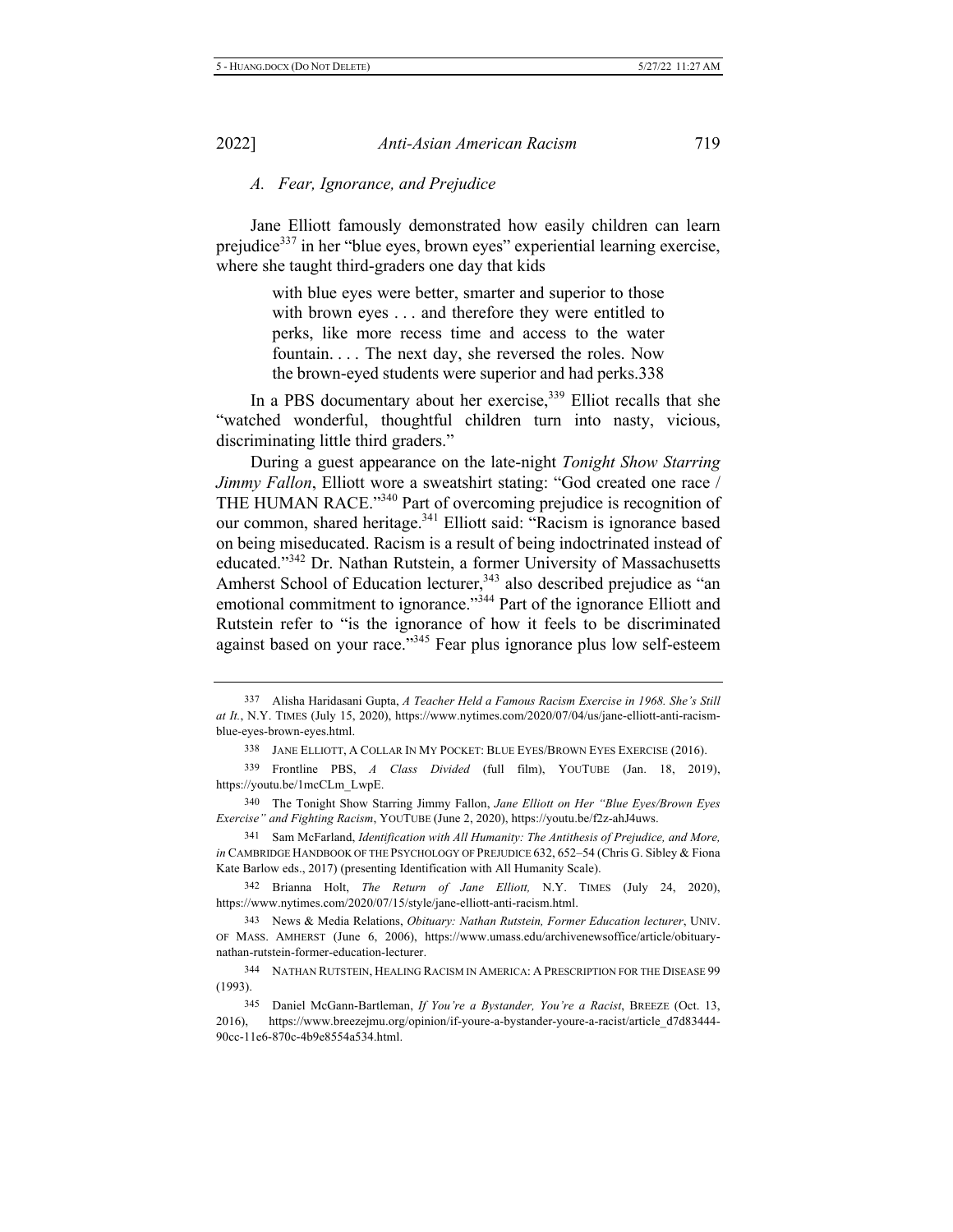### A. Fear, Ignorance, and Prejudice

Jane Elliott famously demonstrated how easily children can learn prejudice[337] in her "blue eyes, brown eyes" experiential learning exercise, where she taught third-graders one day that kids

> with blue eyes were better, smarter and superior to those with brown eyes . . . and therefore they were entitled to perks, like more recess time and access to the water fountain. . . . The next day, she reversed the roles. Now the brown-eyed students were superior and had perks.338

In a PBS documentary about her exercise,[339] Elliot recalls that she "watched wonderful, thoughtful children turn into nasty, vicious, discriminating little third graders."

During a guest appearance on the late-night *Tonight Show Starring Jimmy Fallon*, Elliott wore a sweatshirt stating: "God created one race / THE HUMAN RACE."[340] Part of overcoming prejudice is recognition of our common, shared heritage.[341] Elliott said: "Racism is ignorance based on being miseducated. Racism is a result of being indoctrinated instead of educated."[342] Dr. Nathan Rutstein, a former University of Massachusetts Amherst School of Education lecturer,[343] also described prejudice as "an emotional commitment to ignorance."[344] Part of the ignorance Elliott and Rutstein refer to "is the ignorance of how it feels to be discriminated against based on your race."[345] Fear plus ignorance plus low self-esteem

---

337 Alisha Haridasani Gupta, *A Teacher Held a Famous Racism Exercise in 1968. She's Still at It.*, N.Y. TIMES (July 15, 2020), https://www.nytimes.com/2020/07/04/us/jane-elliott-anti-racism-blue-eyes-brown-eyes.html.

338 JANE ELLIOTT, A COLLAR IN MY POCKET: BLUE EYES/BROWN EYES EXERCISE (2016).

339 Frontline PBS, *A Class Divided* (full film), YOUTUBE (Jan. 18, 2019), https://youtu.be/1mcCLm_LwpE.

340 The Tonight Show Starring Jimmy Fallon, *Jane Elliott on Her "Blue Eyes/Brown Eyes Exercise" and Fighting Racism*, YOUTUBE (June 2, 2020), https://youtu.be/f2z-ahJ4uws.

341 Sam McFarland, *Identification with All Humanity: The Antithesis of Prejudice, and More*, *in* CAMBRIDGE HANDBOOK OF THE PSYCHOLOGY OF PREJUDICE 632, 652–54 (Chris G. Sibley & Fiona Kate Barlow eds., 2017) (presenting Identification with All Humanity Scale).

342 Brianna Holt, *The Return of Jane Elliott,* N.Y. TIMES (July 24, 2020), https://www.nytimes.com/2020/07/15/style/jane-elliott-anti-racism.html.

343 News & Media Relations, *Obituary: Nathan Rutstein, Former Education lecturer*, UNIV. OF MASS. AMHERST (June 6, 2006), https://www.umass.edu/archivenewsoffice/article/obituary-nathan-rutstein-former-education-lecturer.

344 NATHAN RUTSTEIN, HEALING RACISM IN AMERICA: A PRESCRIPTION FOR THE DISEASE 99 (1993).

345 Daniel McGann-Bartleman, *If You're a Bystander, You're a Racist*, BREEZE (Oct. 13, 2016), https://www.breezejmu.org/opinion/if-youre-a-bystander-youre-a-racist/article_d7d83444-90cc-11e6-870c-4b9e8554a534.html.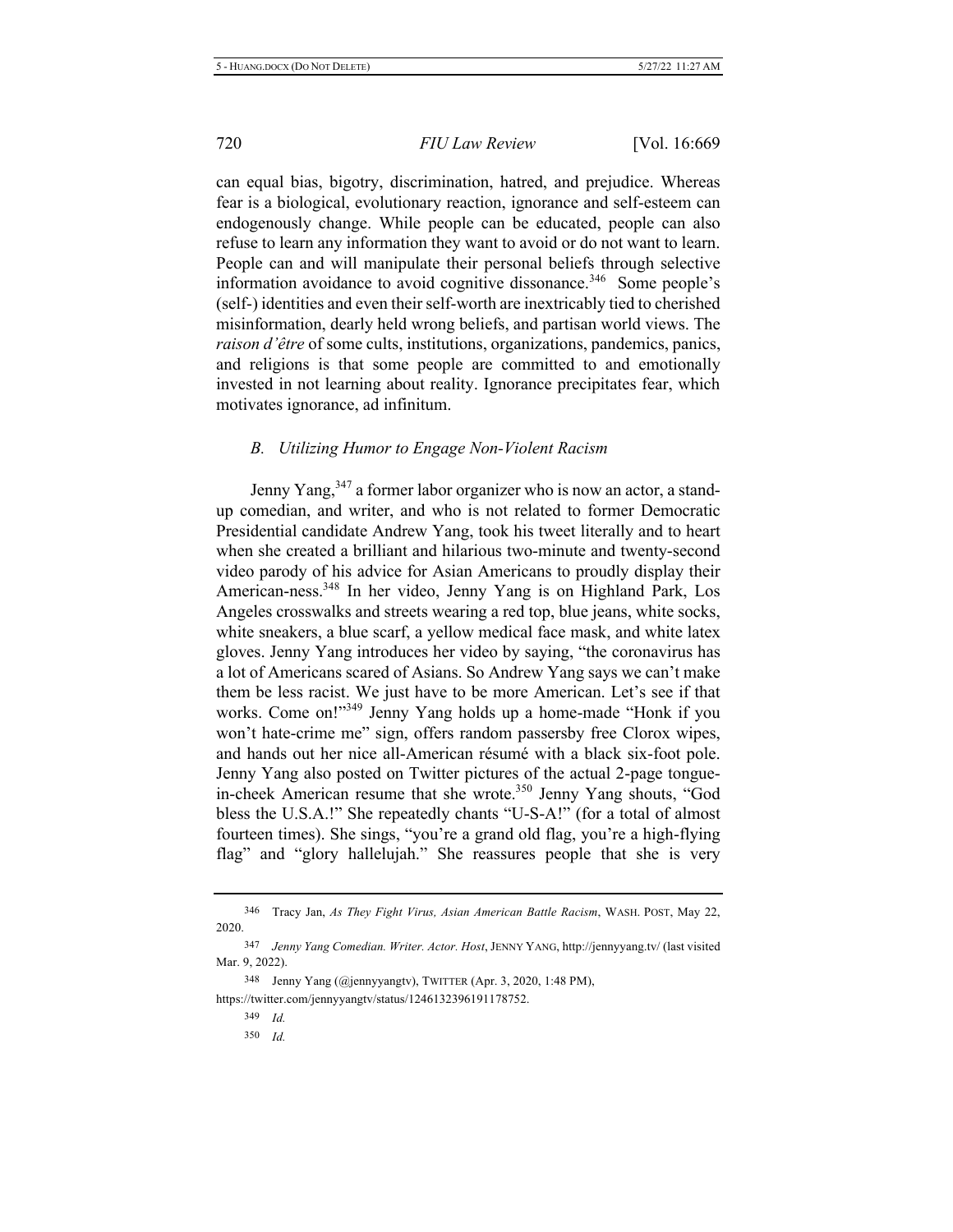can equal bias, bigotry, discrimination, hatred, and prejudice. Whereas fear is a biological, evolutionary reaction, ignorance and self-esteem can endogenously change. While people can be educated, people can also refuse to learn any information they want to avoid or do not want to learn. People can and will manipulate their personal beliefs through selective information avoidance to avoid cognitive dissonance.[346] Some people's (self-) identities and even their self-worth are inextricably tied to cherished misinformation, dearly held wrong beliefs, and partisan world views. The *raison d'être* of some cults, institutions, organizations, pandemics, panics, and religions is that some people are committed to and emotionally invested in not learning about reality. Ignorance precipitates fear, which motivates ignorance, ad infinitum.

### *B. Utilizing Humor to Engage Non-Violent Racism*

Jenny Yang,[347] a former labor organizer who is now an actor, a stand-up comedian, and writer, and who is not related to former Democratic Presidential candidate Andrew Yang, took his tweet literally and to heart when she created a brilliant and hilarious two-minute and twenty-second video parody of his advice for Asian Americans to proudly display their American-ness.[348] In her video, Jenny Yang is on Highland Park, Los Angeles crosswalks and streets wearing a red top, blue jeans, white socks, white sneakers, a blue scarf, a yellow medical face mask, and white latex gloves. Jenny Yang introduces her video by saying, "the coronavirus has a lot of Americans scared of Asians. So Andrew Yang says we can't make them be less racist. We just have to be more American. Let's see if that works. Come on!"[349] Jenny Yang holds up a home-made "Honk if you won't hate-crime me" sign, offers random passersby free Clorox wipes, and hands out her nice all-American résumé with a black six-foot pole. Jenny Yang also posted on Twitter pictures of the actual 2-page tongue-in-cheek American resume that she wrote.[350] Jenny Yang shouts, "God bless the U.S.A.!" She repeatedly chants "U-S-A!" (for a total of almost fourteen times). She sings, "you're a grand old flag, you're a high-flying flag" and "glory hallelujah." She reassures people that she is very

---

[346] Tracy Jan, *As They Fight Virus, Asian American Battle Racism*, WASH. POST, May 22, 2020.

[347] *Jenny Yang Comedian. Writer. Actor. Host*, JENNY YANG, http://jennyyang.tv/ (last visited Mar. 9, 2022).

[348] Jenny Yang (@jennyyangtv), TWITTER (Apr. 3, 2020, 1:48 PM), https://twitter.com/jennyyangtv/status/1246132396191178752.

[349] *Id.*

[350] *Id.*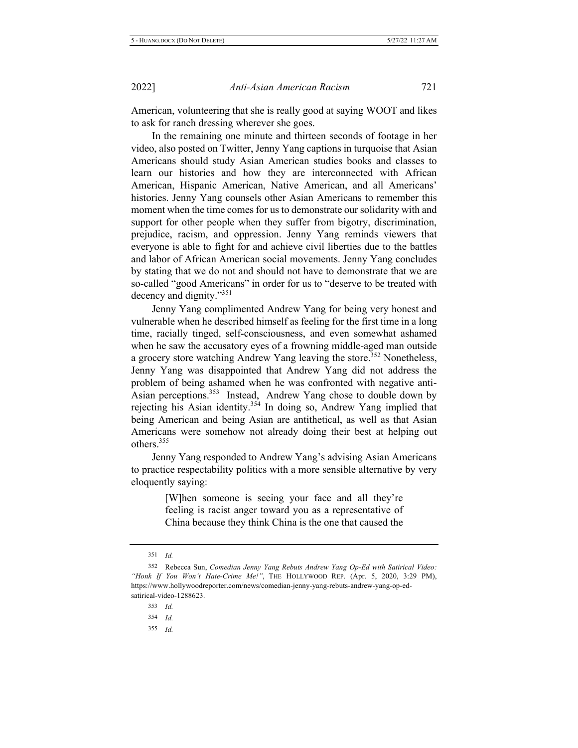American, volunteering that she is really good at saying WOOT and likes to ask for ranch dressing wherever she goes.

In the remaining one minute and thirteen seconds of footage in her video, also posted on Twitter, Jenny Yang captions in turquoise that Asian Americans should study Asian American studies books and classes to learn our histories and how they are interconnected with African American, Hispanic American, Native American, and all Americans' histories. Jenny Yang counsels other Asian Americans to remember this moment when the time comes for us to demonstrate our solidarity with and support for other people when they suffer from bigotry, discrimination, prejudice, racism, and oppression. Jenny Yang reminds viewers that everyone is able to fight for and achieve civil liberties due to the battles and labor of African American social movements. Jenny Yang concludes by stating that we do not and should not have to demonstrate that we are so-called "good Americans" in order for us to "deserve to be treated with decency and dignity."[351]

Jenny Yang complimented Andrew Yang for being very honest and vulnerable when he described himself as feeling for the first time in a long time, racially tinged, self-consciousness, and even somewhat ashamed when he saw the accusatory eyes of a frowning middle-aged man outside a grocery store watching Andrew Yang leaving the store.[352] Nonetheless, Jenny Yang was disappointed that Andrew Yang did not address the problem of being ashamed when he was confronted with negative anti-Asian perceptions.[353] Instead, Andrew Yang chose to double down by rejecting his Asian identity.[354] In doing so, Andrew Yang implied that being American and being Asian are antithetical, as well as that Asian Americans were somehow not already doing their best at helping out others.[355]

Jenny Yang responded to Andrew Yang's advising Asian Americans to practice respectability politics with a more sensible alternative by very eloquently saying:

> [W]hen someone is seeing your face and all they're feeling is racist anger toward you as a representative of China because they think China is the one that caused the

---

[351] *Id.*

[352] Rebecca Sun, *Comedian Jenny Yang Rebuts Andrew Yang Op-Ed with Satirical Video: "Honk If You Won't Hate-Crime Me!"*, THE HOLLYWOOD REP. (Apr. 5, 2020, 3:29 PM), https://www.hollywoodreporter.com/news/comedian-jenny-yang-rebuts-andrew-yang-op-ed-satirical-video-1288623.

[353] *Id.*

[354] *Id.*

[355] *Id.*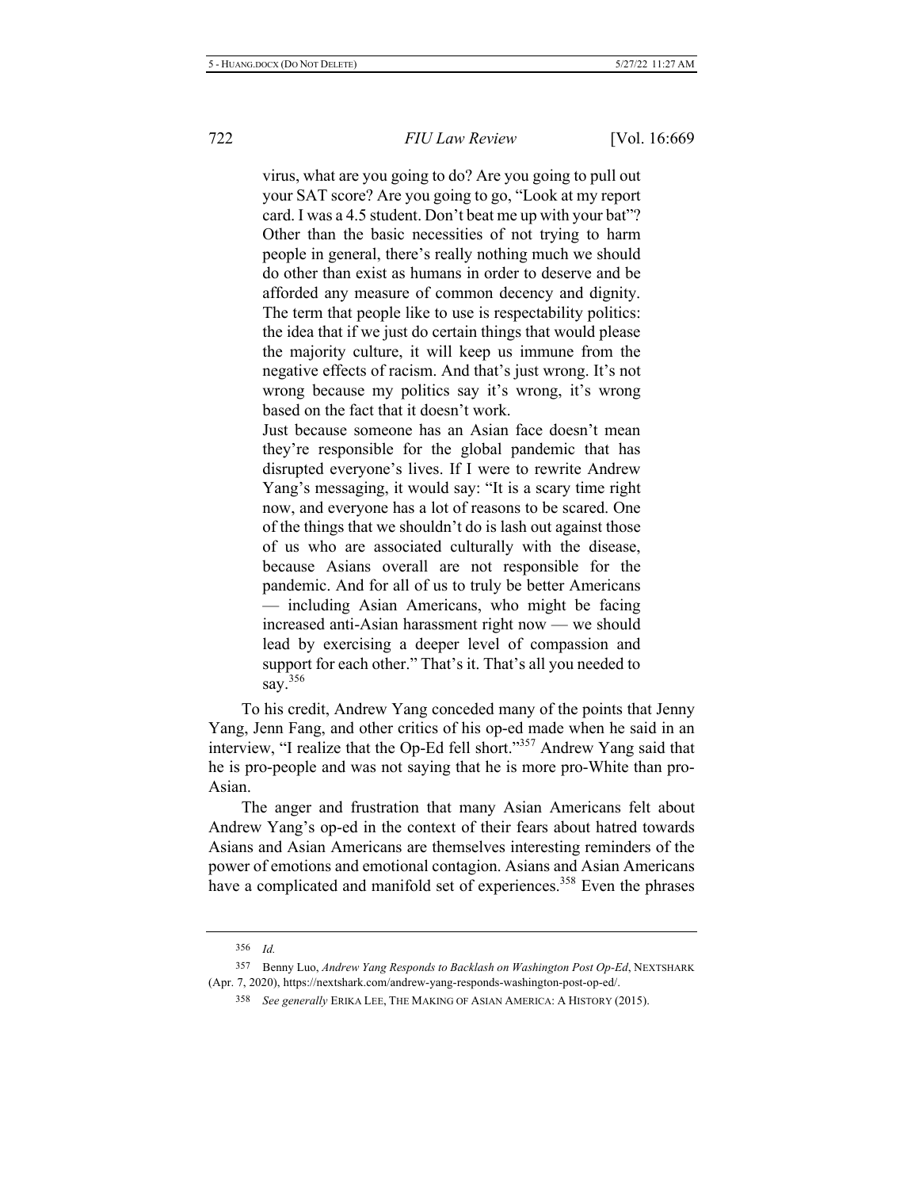> virus, what are you going to do? Are you going to pull out your SAT score? Are you going to go, "Look at my report card. I was a 4.5 student. Don't beat me up with your bat"? Other than the basic necessities of not trying to harm people in general, there's really nothing much we should do other than exist as humans in order to deserve and be afforded any measure of common decency and dignity. The term that people like to use is respectability politics: the idea that if we just do certain things that would please the majority culture, it will keep us immune from the negative effects of racism. And that's just wrong. It's not wrong because my politics say it's wrong, it's wrong based on the fact that it doesn't work.
>
> Just because someone has an Asian face doesn't mean they're responsible for the global pandemic that has disrupted everyone's lives. If I were to rewrite Andrew Yang's messaging, it would say: "It is a scary time right now, and everyone has a lot of reasons to be scared. One of the things that we shouldn't do is lash out against those of us who are associated culturally with the disease, because Asians overall are not responsible for the pandemic. And for all of us to truly be better Americans — including Asian Americans, who might be facing increased anti-Asian harassment right now — we should lead by exercising a deeper level of compassion and support for each other." That's it. That's all you needed to say.[356]

To his credit, Andrew Yang conceded many of the points that Jenny Yang, Jenn Fang, and other critics of his op-ed made when he said in an interview, "I realize that the Op-Ed fell short."[357] Andrew Yang said that he is pro-people and was not saying that he is more pro-White than pro-Asian.

The anger and frustration that many Asian Americans felt about Andrew Yang's op-ed in the context of their fears about hatred towards Asians and Asian Americans are themselves interesting reminders of the power of emotions and emotional contagion. Asians and Asian Americans have a complicated and manifold set of experiences.[358] Even the phrases

---

356 *Id.*

357 Benny Luo, *Andrew Yang Responds to Backlash on Washington Post Op-Ed*, NEXTSHARK (Apr. 7, 2020), https://nextshark.com/andrew-yang-responds-washington-post-op-ed/.

358 *See generally* ERIKA LEE, THE MAKING OF ASIAN AMERICA: A HISTORY (2015).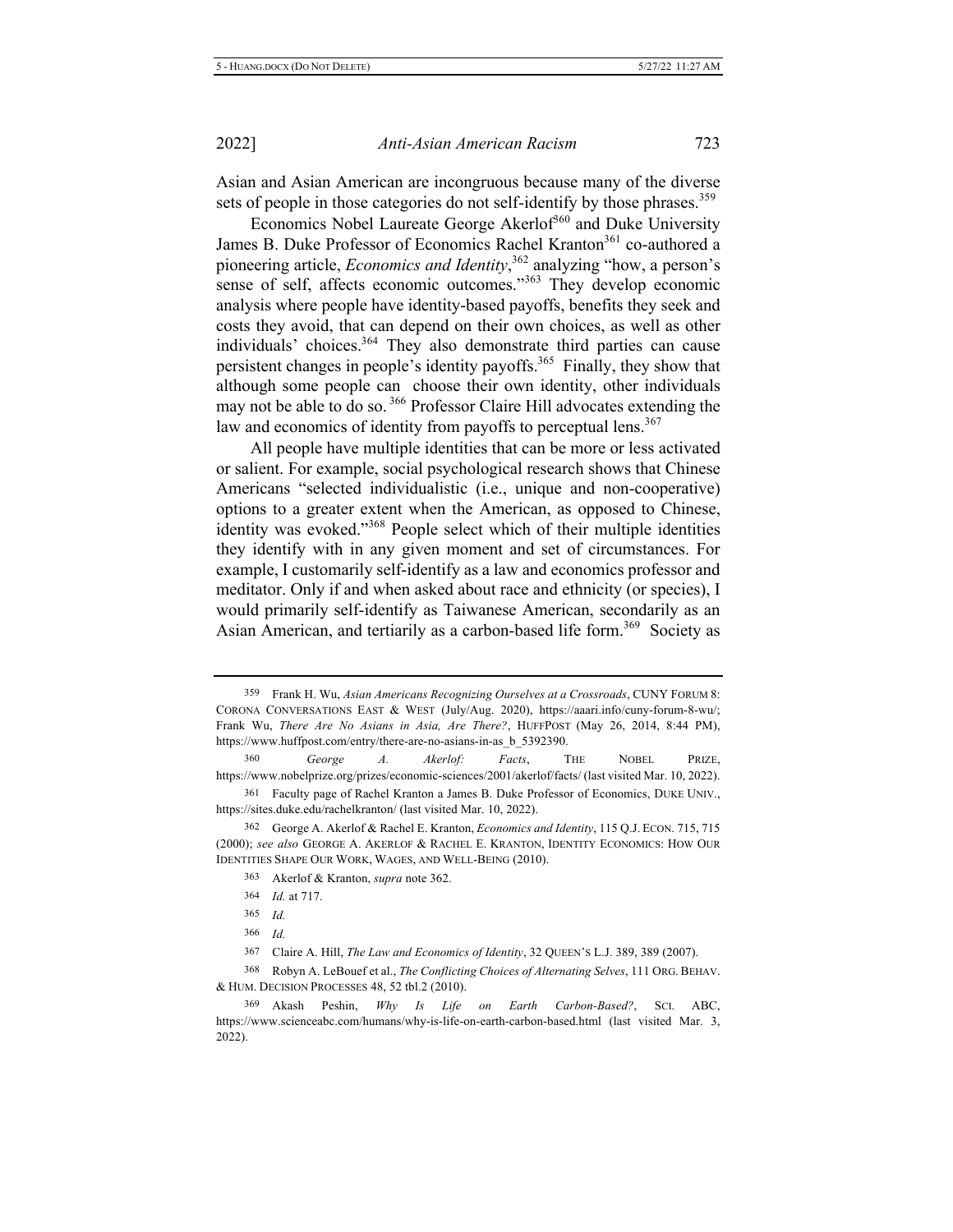Asian and Asian American are incongruous because many of the diverse sets of people in those categories do not self-identify by those phrases.[359]

Economics Nobel Laureate George Akerlof[360] and Duke University James B. Duke Professor of Economics Rachel Kranton[361] co-authored a pioneering article, *Economics and Identity*,[362] analyzing "how, a person's sense of self, affects economic outcomes."[363] They develop economic analysis where people have identity-based payoffs, benefits they seek and costs they avoid, that can depend on their own choices, as well as other individuals' choices.[364] They also demonstrate third parties can cause persistent changes in people's identity payoffs.[365] Finally, they show that although some people can choose their own identity, other individuals may not be able to do so.[366] Professor Claire Hill advocates extending the law and economics of identity from payoffs to perceptual lens.[367]

All people have multiple identities that can be more or less activated or salient. For example, social psychological research shows that Chinese Americans "selected individualistic (i.e., unique and non-cooperative) options to a greater extent when the American, as opposed to Chinese, identity was evoked."[368] People select which of their multiple identities they identify with in any given moment and set of circumstances. For example, I customarily self-identify as a law and economics professor and meditator. Only if and when asked about race and ethnicity (or species), I would primarily self-identify as Taiwanese American, secondarily as an Asian American, and tertiarily as a carbon-based life form.[369] Society as

---

359 Frank H. Wu, *Asian Americans Recognizing Ourselves at a Crossroads*, CUNY FORUM 8: CORONA CONVERSATIONS EAST & WEST (July/Aug. 2020), https://aaari.info/cuny-forum-8-wu/; Frank Wu, *There Are No Asians in Asia, Are There?*, HUFFPOST (May 26, 2014, 8:44 PM), https://www.huffpost.com/entry/there-are-no-asians-in-as_b_5392390.

360 *George A. Akerlof: Facts*, THE NOBEL PRIZE, https://www.nobelprize.org/prizes/economic-sciences/2001/akerlof/facts/ (last visited Mar. 10, 2022).

361 Faculty page of Rachel Kranton a James B. Duke Professor of Economics, DUKE UNIV., https://sites.duke.edu/rachelkranton/ (last visited Mar. 10, 2022).

362 George A. Akerlof & Rachel E. Kranton, *Economics and Identity*, 115 Q.J. ECON. 715, 715 (2000); *see also* GEORGE A. AKERLOF & RACHEL E. KRANTON, IDENTITY ECONOMICS: HOW OUR IDENTITIES SHAPE OUR WORK, WAGES, AND WELL-BEING (2010).

363 Akerlof & Kranton, *supra* note 362.

364 *Id.* at 717.

365 *Id.*

366 *Id.*

367 Claire A. Hill, *The Law and Economics of Identity*, 32 QUEEN'S L.J. 389, 389 (2007).

368 Robyn A. LeBouef et al., *The Conflicting Choices of Alternating Selves*, 111 ORG. BEHAV. & HUM. DECISION PROCESSES 48, 52 tbl.2 (2010).

369 Akash Peshin, *Why Is Life on Earth Carbon-Based?*, SCI. ABC, https://www.scienceabc.com/humans/why-is-life-on-earth-carbon-based.html (last visited Mar. 3, 2022).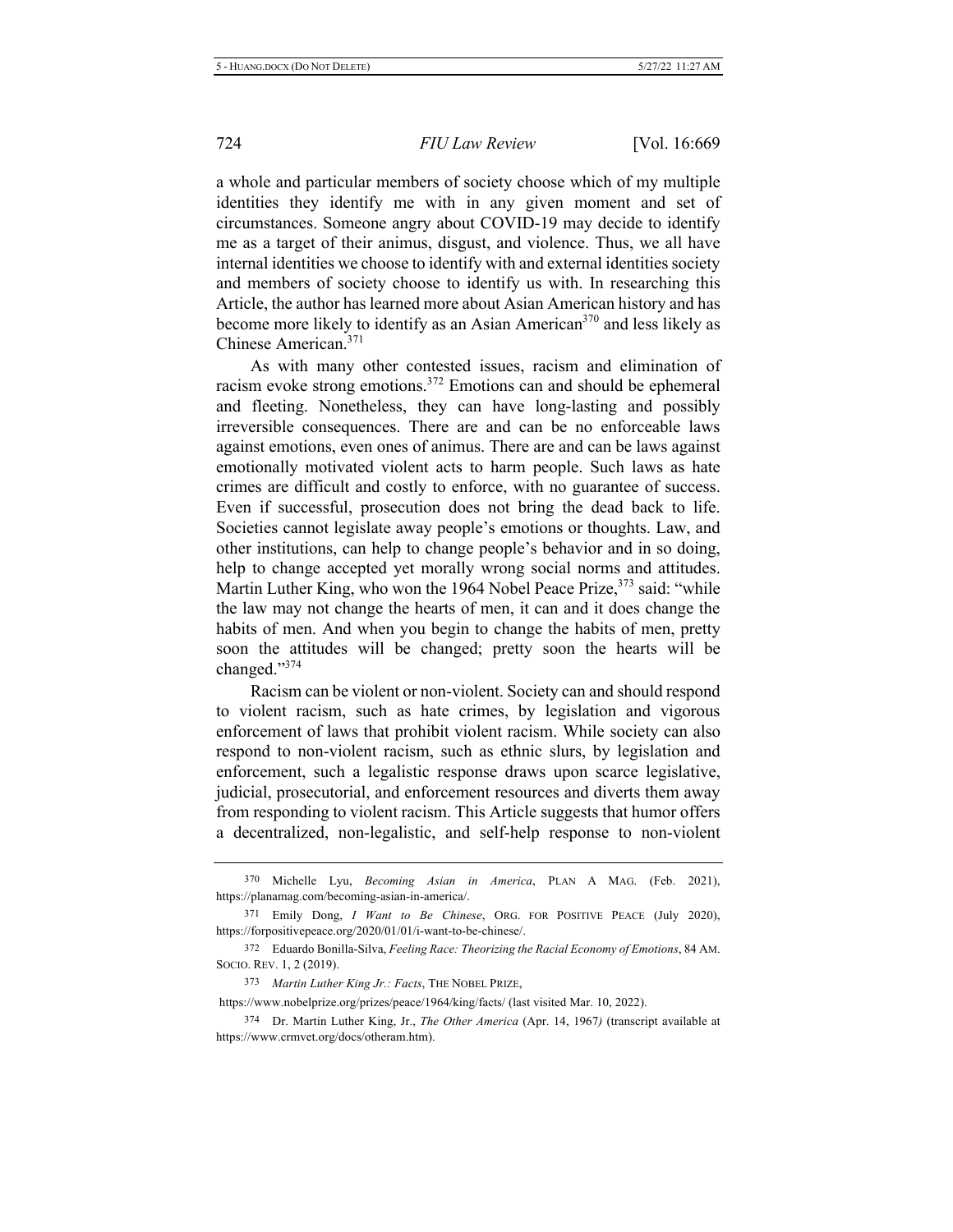a whole and particular members of society choose which of my multiple identities they identify me with in any given moment and set of circumstances. Someone angry about COVID-19 may decide to identify me as a target of their animus, disgust, and violence. Thus, we all have internal identities we choose to identify with and external identities society and members of society choose to identify us with. In researching this Article, the author has learned more about Asian American history and has become more likely to identify as an Asian American[370] and less likely as Chinese American.[371]

As with many other contested issues, racism and elimination of racism evoke strong emotions.[372] Emotions can and should be ephemeral and fleeting. Nonetheless, they can have long-lasting and possibly irreversible consequences. There are and can be no enforceable laws against emotions, even ones of animus. There are and can be laws against emotionally motivated violent acts to harm people. Such laws as hate crimes are difficult and costly to enforce, with no guarantee of success. Even if successful, prosecution does not bring the dead back to life. Societies cannot legislate away people's emotions or thoughts. Law, and other institutions, can help to change people's behavior and in so doing, help to change accepted yet morally wrong social norms and attitudes. Martin Luther King, who won the 1964 Nobel Peace Prize,[373] said: "while the law may not change the hearts of men, it can and it does change the habits of men. And when you begin to change the habits of men, pretty soon the attitudes will be changed; pretty soon the hearts will be changed."[374]

Racism can be violent or non-violent. Society can and should respond to violent racism, such as hate crimes, by legislation and vigorous enforcement of laws that prohibit violent racism. While society can also respond to non-violent racism, such as ethnic slurs, by legislation and enforcement, such a legalistic response draws upon scarce legislative, judicial, prosecutorial, and enforcement resources and diverts them away from responding to violent racism. This Article suggests that humor offers a decentralized, non-legalistic, and self-help response to non-violent

---

370 Michelle Lyu, *Becoming Asian in America*, PLAN A MAG. (Feb. 2021), https://planamag.com/becoming-asian-in-america/.

371 Emily Dong, *I Want to Be Chinese*, ORG. FOR POSITIVE PEACE (July 2020), https://forpositivepeace.org/2020/01/01/i-want-to-be-chinese/.

372 Eduardo Bonilla-Silva, *Feeling Race: Theorizing the Racial Economy of Emotions*, 84 AM. SOCIO. REV. 1, 2 (2019).

373 *Martin Luther King Jr.: Facts*, THE NOBEL PRIZE, https://www.nobelprize.org/prizes/peace/1964/king/facts/ (last visited Mar. 10, 2022).

374 Dr. Martin Luther King, Jr., *The Other America* (Apr. 14, 1967) (transcript available at https://www.crmvet.org/docs/otheram.htm).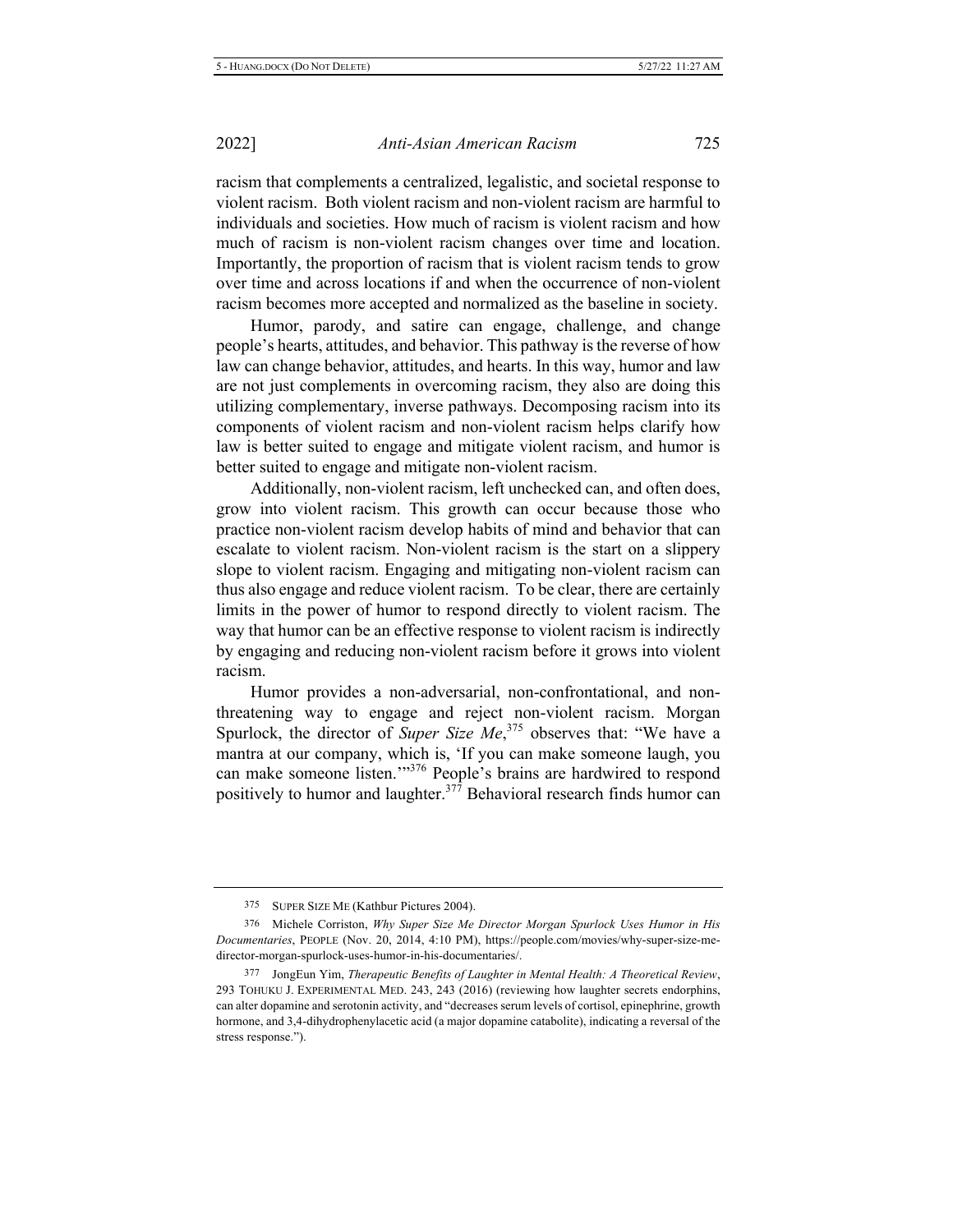racism that complements a centralized, legalistic, and societal response to violent racism. Both violent racism and non-violent racism are harmful to individuals and societies. How much of racism is violent racism and how much of racism is non-violent racism changes over time and location. Importantly, the proportion of racism that is violent racism tends to grow over time and across locations if and when the occurrence of non-violent racism becomes more accepted and normalized as the baseline in society.

Humor, parody, and satire can engage, challenge, and change people's hearts, attitudes, and behavior. This pathway is the reverse of how law can change behavior, attitudes, and hearts. In this way, humor and law are not just complements in overcoming racism, they also are doing this utilizing complementary, inverse pathways. Decomposing racism into its components of violent racism and non-violent racism helps clarify how law is better suited to engage and mitigate violent racism, and humor is better suited to engage and mitigate non-violent racism.

Additionally, non-violent racism, left unchecked can, and often does, grow into violent racism. This growth can occur because those who practice non-violent racism develop habits of mind and behavior that can escalate to violent racism. Non-violent racism is the start on a slippery slope to violent racism. Engaging and mitigating non-violent racism can thus also engage and reduce violent racism. To be clear, there are certainly limits in the power of humor to respond directly to violent racism. The way that humor can be an effective response to violent racism is indirectly by engaging and reducing non-violent racism before it grows into violent racism.

Humor provides a non-adversarial, non-confrontational, and non-threatening way to engage and reject non-violent racism. Morgan Spurlock, the director of *Super Size Me*,[375] observes that: "We have a mantra at our company, which is, 'If you can make someone laugh, you can make someone listen.'"[376] People's brains are hardwired to respond positively to humor and laughter.[377] Behavioral research finds humor can

---

[375] SUPER SIZE ME (Kathbur Pictures 2004).

[376] Michele Corriston, *Why Super Size Me Director Morgan Spurlock Uses Humor in His Documentaries*, PEOPLE (Nov. 20, 2014, 4:10 PM), https://people.com/movies/why-super-size-me-director-morgan-spurlock-uses-humor-in-his-documentaries/.

[377] JongEun Yim, *Therapeutic Benefits of Laughter in Mental Health: A Theoretical Review*, 293 TOHUKU J. EXPERIMENTAL MED. 243, 243 (2016) (reviewing how laughter secrets endorphins, can alter dopamine and serotonin activity, and "decreases serum levels of cortisol, epinephrine, growth hormone, and 3,4-dihydrophenylacetic acid (a major dopamine catabolite), indicating a reversal of the stress response.").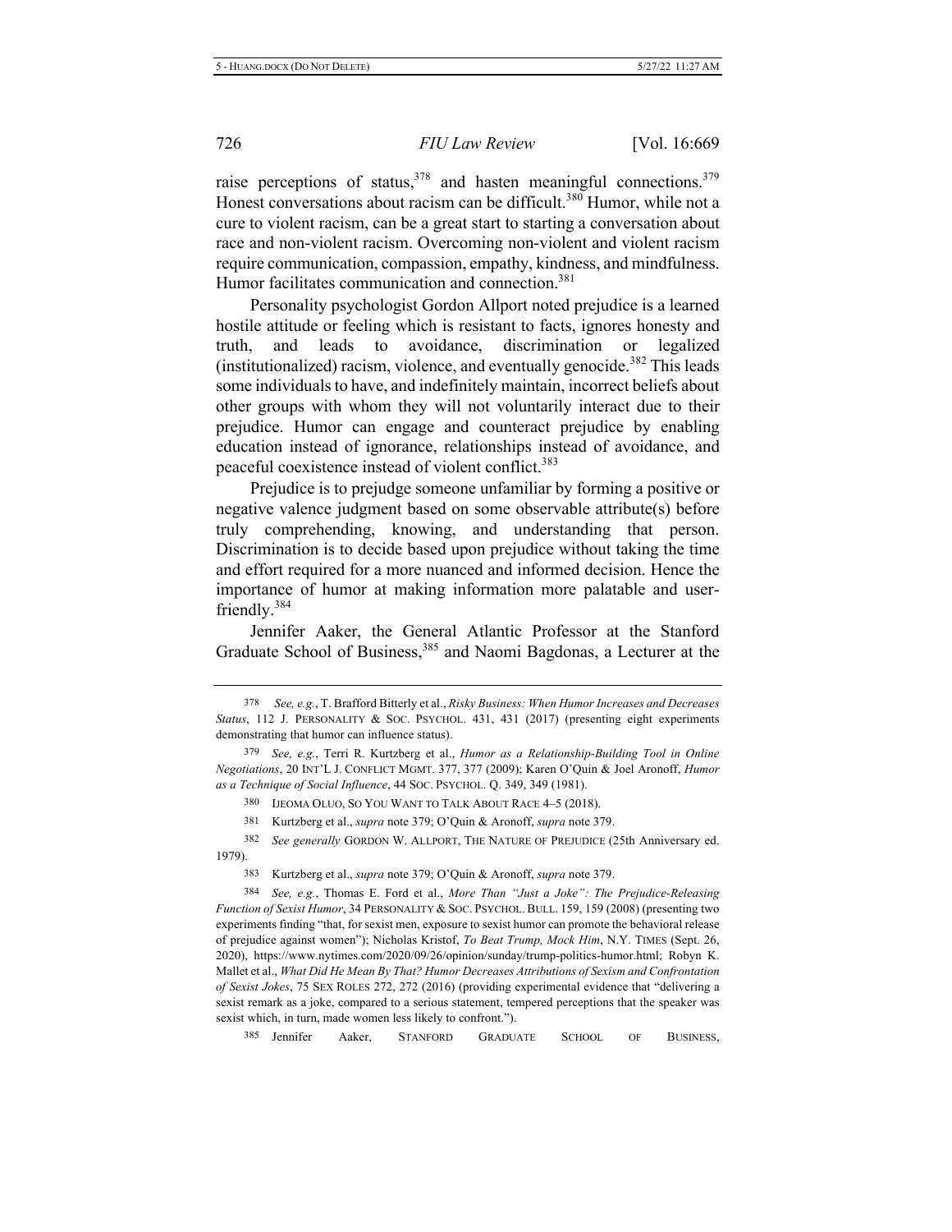raise perceptions of status,[378] and hasten meaningful connections.[379] Honest conversations about racism can be difficult.[380] Humor, while not a cure to violent racism, can be a great start to starting a conversation about race and non-violent racism. Overcoming non-violent and violent racism require communication, compassion, empathy, kindness, and mindfulness. Humor facilitates communication and connection.[381]

Personality psychologist Gordon Allport noted prejudice is a learned hostile attitude or feeling which is resistant to facts, ignores honesty and truth, and leads to avoidance, discrimination or legalized (institutionalized) racism, violence, and eventually genocide.[382] This leads some individuals to have, and indefinitely maintain, incorrect beliefs about other groups with whom they will not voluntarily interact due to their prejudice. Humor can engage and counteract prejudice by enabling education instead of ignorance, relationships instead of avoidance, and peaceful coexistence instead of violent conflict.[383]

Prejudice is to prejudge someone unfamiliar by forming a positive or negative valence judgment based on some observable attribute(s) before truly comprehending, knowing, and understanding that person. Discrimination is to decide based upon prejudice without taking the time and effort required for a more nuanced and informed decision. Hence the importance of humor at making information more palatable and user-friendly.[384]

Jennifer Aaker, the General Atlantic Professor at the Stanford Graduate School of Business,[385] and Naomi Bagdonas, a Lecturer at the

---

[378] *See, e.g.*, T. Brafford Bitterly et al., *Risky Business: When Humor Increases and Decreases Status*, 112 J. PERSONALITY & SOC. PSYCHOL. 431, 431 (2017) (presenting eight experiments demonstrating that humor can influence status).

[379] *See, e.g.*, Terri R. Kurtzberg et al., *Humor as a Relationship-Building Tool in Online Negotiations*, 20 INT'L J. CONFLICT MGMT. 377, 377 (2009); Karen O'Quin & Joel Aronoff, *Humor as a Technique of Social Influence*, 44 SOC. PSYCHOL. Q. 349, 349 (1981).

[380] IJEOMA OLUO, SO YOU WANT TO TALK ABOUT RACE 4–5 (2018).

[381] Kurtzberg et al., *supra* note 379; O'Quin & Aronoff, *supra* note 379.

[382] *See generally* GORDON W. ALLPORT, THE NATURE OF PREJUDICE (25th Anniversary ed. 1979).

[383] Kurtzberg et al., *supra* note 379; O'Quin & Aronoff, *supra* note 379.

[384] *See, e.g.*, Thomas E. Ford et al., *More Than "Just a Joke": The Prejudice-Releasing Function of Sexist Humor*, 34 PERSONALITY & SOC. PSYCHOL. BULL. 159, 159 (2008) (presenting two experiments finding "that, for sexist men, exposure to sexist humor can promote the behavioral release of prejudice against women"); Nicholas Kristof, *To Beat Trump, Mock Him*, N.Y. TIMES (Sept. 26, 2020), https://www.nytimes.com/2020/09/26/opinion/sunday/trump-politics-humor.html; Robyn K. Mallet et al., *What Did He Mean By That? Humor Decreases Attributions of Sexism and Confrontation of Sexist Jokes*, 75 SEX ROLES 272, 272 (2016) (providing experimental evidence that "delivering a sexist remark as a joke, compared to a serious statement, tempered perceptions that the speaker was sexist which, in turn, made women less likely to confront.").

[385] Jennifer Aaker, STANFORD GRADUATE SCHOOL OF BUSINESS,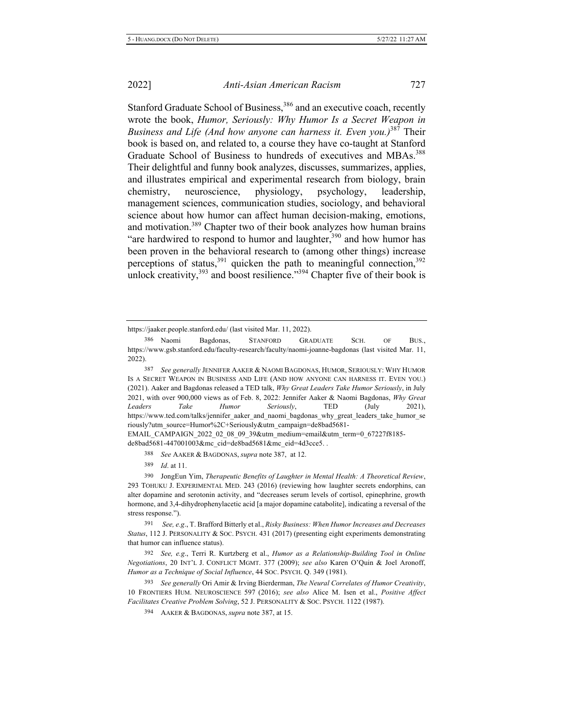Stanford Graduate School of Business,[386] and an executive coach, recently wrote the book, *Humor, Seriously: Why Humor Is a Secret Weapon in Business and Life (And how anyone can harness it. Even you.)*[387] Their book is based on, and related to, a course they have co-taught at Stanford Graduate School of Business to hundreds of executives and MBAs.[388] Their delightful and funny book analyzes, discusses, summarizes, applies, and illustrates empirical and experimental research from biology, brain chemistry, neuroscience, physiology, psychology, leadership, management sciences, communication studies, sociology, and behavioral science about how humor can affect human decision-making, emotions, and motivation.[389] Chapter two of their book analyzes how human brains "are hardwired to respond to humor and laughter,[390] and how humor has been proven in the behavioral research to (among other things) increase perceptions of status,[391] quicken the path to meaningful connection,[392] unlock creativity,[393] and boost resilience."[394] Chapter five of their book is

---

https://jaaker.people.stanford.edu/ (last visited Mar. 11, 2022).

386 Naomi Bagdonas, STANFORD GRADUATE SCH. OF BUS., https://www.gsb.stanford.edu/faculty-research/faculty/naomi-joanne-bagdonas (last visited Mar. 11, 2022).

387 *See generally* JENNIFER AAKER & NAOMI BAGDONAS, HUMOR, SERIOUSLY: WHY HUMOR IS A SECRET WEAPON IN BUSINESS AND LIFE (AND HOW ANYONE CAN HARNESS IT. EVEN YOU.) (2021). Aaker and Bagdonas released a TED talk, *Why Great Leaders Take Humor Seriously*, in July 2021, with over 900,000 views as of Feb. 8, 2022: Jennifer Aaker & Naomi Bagdonas, *Why Great Leaders Take Humor Seriously*, TED (July 2021), https://www.ted.com/talks/jennifer_aaker_and_naomi_bagdonas_why_great_leaders_take_humor_seriously?utm_source=Humor%2C+Seriously&utm_campaign=de8bad5681-EMAIL_CAMPAIGN_2022_02_08_09_39&utm_medium=email&utm_term=0_67227f8185-de8bad5681-447001003&mc_cid=de8bad5681&mc_eid=4d3cce5. .

388 *See* AAKER & BAGDONAS, *supra* note 387, at 12.

389 *Id*. at 11.

390 JongEun Yim, *Therapeutic Benefits of Laughter in Mental Health: A Theoretical Review*, 293 TOHUKU J. EXPERIMENTAL MED. 243 (2016) (reviewing how laughter secrets endorphins, can alter dopamine and serotonin activity, and "decreases serum levels of cortisol, epinephrine, growth hormone, and 3,4-dihydrophenylacetic acid [a major dopamine catabolite], indicating a reversal of the stress response.").

391 *See, e.g*., T. Brafford Bitterly et al., *Risky Business: When Humor Increases and Decreases Status*, 112 J. PERSONALITY & SOC. PSYCH. 431 (2017) (presenting eight experiments demonstrating that humor can influence status).

392 *See, e.g*., Terri R. Kurtzberg et al., *Humor as a Relationship-Building Tool in Online Negotiations*, 20 INT'L J. CONFLICT MGMT. 377 (2009); *see also* Karen O'Quin & Joel Aronoff, *Humor as a Technique of Social Influence*, 44 SOC. PSYCH. Q. 349 (1981).

393 *See generally* Ori Amir & Irving Bierderman, *The Neural Correlates of Humor Creativity*, 10 FRONTIERS HUM. NEUROSCIENCE 597 (2016); *see also* Alice M. Isen et al., *Positive Affect Facilitates Creative Problem Solving*, 52 J. PERSONALITY & SOC. PSYCH. 1122 (1987).

394 AAKER & BAGDONAS, *supra* note 387, at 15.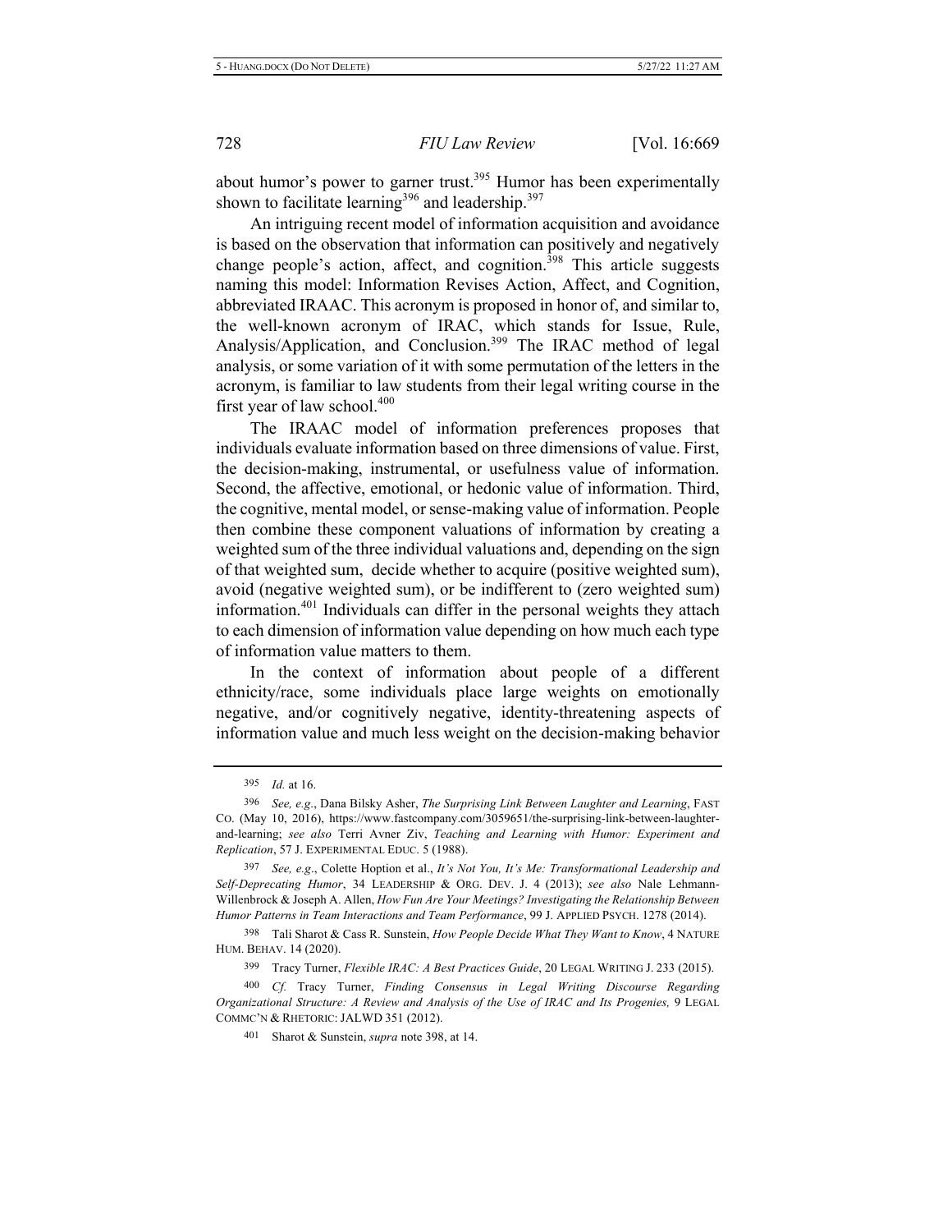about humor's power to garner trust.[395] Humor has been experimentally shown to facilitate learning[396] and leadership.[397]

An intriguing recent model of information acquisition and avoidance is based on the observation that information can positively and negatively change people's action, affect, and cognition.[398] This article suggests naming this model: Information Revises Action, Affect, and Cognition, abbreviated IRAAC. This acronym is proposed in honor of, and similar to, the well-known acronym of IRAC, which stands for Issue, Rule, Analysis/Application, and Conclusion.[399] The IRAC method of legal analysis, or some variation of it with some permutation of the letters in the acronym, is familiar to law students from their legal writing course in the first year of law school.[400]

The IRAAC model of information preferences proposes that individuals evaluate information based on three dimensions of value. First, the decision-making, instrumental, or usefulness value of information. Second, the affective, emotional, or hedonic value of information. Third, the cognitive, mental model, or sense-making value of information. People then combine these component valuations of information by creating a weighted sum of the three individual valuations and, depending on the sign of that weighted sum, decide whether to acquire (positive weighted sum), avoid (negative weighted sum), or be indifferent to (zero weighted sum) information.[401] Individuals can differ in the personal weights they attach to each dimension of information value depending on how much each type of information value matters to them.

In the context of information about people of a different ethnicity/race, some individuals place large weights on emotionally negative, and/or cognitively negative, identity-threatening aspects of information value and much less weight on the decision-making behavior

---

395 *Id.* at 16.

396 *See, e.g.*, Dana Bilsky Asher, *The Surprising Link Between Laughter and Learning*, FAST CO. (May 10, 2016), https://www.fastcompany.com/3059651/the-surprising-link-between-laughter-and-learning; *see also* Terri Avner Ziv, *Teaching and Learning with Humor: Experiment and Replication*, 57 J. EXPERIMENTAL EDUC. 5 (1988).

397 *See, e.g.*, Colette Hoption et al., *It's Not You, It's Me: Transformational Leadership and Self-Deprecating Humor*, 34 LEADERSHIP & ORG. DEV. J. 4 (2013); *see also* Nale Lehmann-Willenbrock & Joseph A. Allen, *How Fun Are Your Meetings? Investigating the Relationship Between Humor Patterns in Team Interactions and Team Performance*, 99 J. APPLIED PSYCH. 1278 (2014).

398 Tali Sharot & Cass R. Sunstein, *How People Decide What They Want to Know*, 4 NATURE HUM. BEHAV. 14 (2020).

399 Tracy Turner, *Flexible IRAC: A Best Practices Guide*, 20 LEGAL WRITING J. 233 (2015).

400 *Cf.* Tracy Turner, *Finding Consensus in Legal Writing Discourse Regarding Organizational Structure: A Review and Analysis of the Use of IRAC and Its Progenies,* 9 LEGAL COMMC'N & RHETORIC: JALWD 351 (2012).

401 Sharot & Sunstein, *supra* note 398, at 14.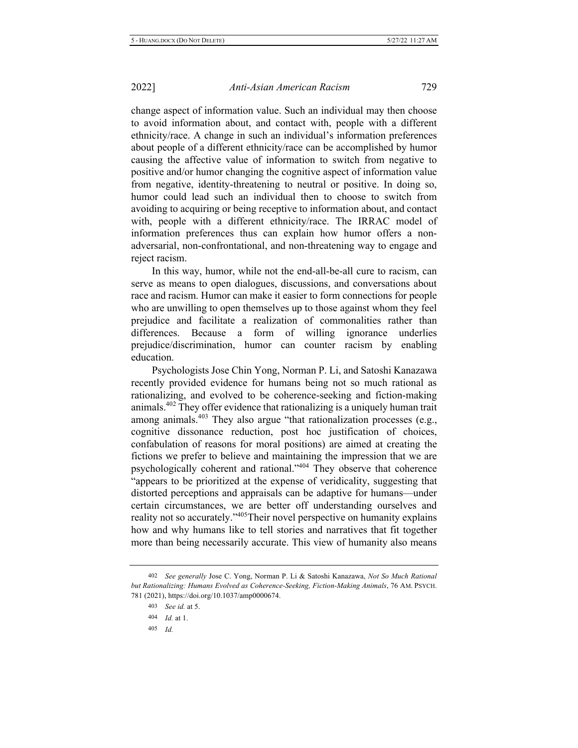change aspect of information value. Such an individual may then choose to avoid information about, and contact with, people with a different ethnicity/race. A change in such an individual's information preferences about people of a different ethnicity/race can be accomplished by humor causing the affective value of information to switch from negative to positive and/or humor changing the cognitive aspect of information value from negative, identity-threatening to neutral or positive. In doing so, humor could lead such an individual then to choose to switch from avoiding to acquiring or being receptive to information about, and contact with, people with a different ethnicity/race. The IRRAC model of information preferences thus can explain how humor offers a non-adversarial, non-confrontational, and non-threatening way to engage and reject racism.

In this way, humor, while not the end-all-be-all cure to racism, can serve as means to open dialogues, discussions, and conversations about race and racism. Humor can make it easier to form connections for people who are unwilling to open themselves up to those against whom they feel prejudice and facilitate a realization of commonalities rather than differences. Because a form of willing ignorance underlies prejudice/discrimination, humor can counter racism by enabling education.

Psychologists Jose Chin Yong, Norman P. Li, and Satoshi Kanazawa recently provided evidence for humans being not so much rational as rationalizing, and evolved to be coherence-seeking and fiction-making animals.[402] They offer evidence that rationalizing is a uniquely human trait among animals.[403] They also argue "that rationalization processes (e.g., cognitive dissonance reduction, post hoc justification of choices, confabulation of reasons for moral positions) are aimed at creating the fictions we prefer to believe and maintaining the impression that we are psychologically coherent and rational."[404] They observe that coherence "appears to be prioritized at the expense of veridicality, suggesting that distorted perceptions and appraisals can be adaptive for humans—under certain circumstances, we are better off understanding ourselves and reality not so accurately."[405] Their novel perspective on humanity explains how and why humans like to tell stories and narratives that fit together more than being necessarily accurate. This view of humanity also means

---

402 *See generally* Jose C. Yong, Norman P. Li & Satoshi Kanazawa, *Not So Much Rational but Rationalizing: Humans Evolved as Coherence-Seeking, Fiction-Making Animals*, 76 AM. PSYCH. 781 (2021), https://doi.org/10.1037/amp0000674.

403 *See id.* at 5.

404 *Id.* at 1.

405 *Id.*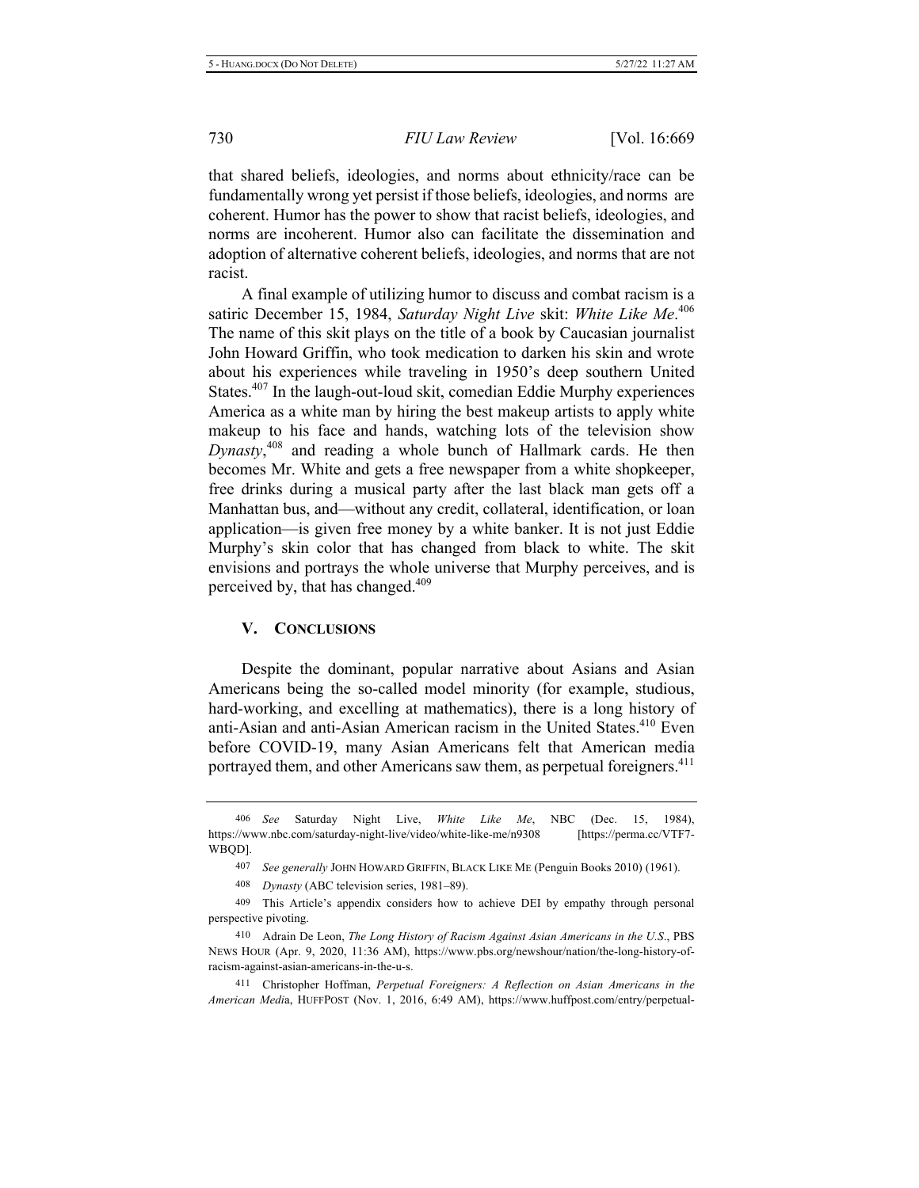that shared beliefs, ideologies, and norms about ethnicity/race can be fundamentally wrong yet persist if those beliefs, ideologies, and norms are coherent. Humor has the power to show that racist beliefs, ideologies, and norms are incoherent. Humor also can facilitate the dissemination and adoption of alternative coherent beliefs, ideologies, and norms that are not racist.

A final example of utilizing humor to discuss and combat racism is a satiric December 15, 1984, *Saturday Night Live* skit: *White Like Me*.[406] The name of this skit plays on the title of a book by Caucasian journalist John Howard Griffin, who took medication to darken his skin and wrote about his experiences while traveling in 1950's deep southern United States.[407] In the laugh-out-loud skit, comedian Eddie Murphy experiences America as a white man by hiring the best makeup artists to apply white makeup to his face and hands, watching lots of the television show *Dynasty*,[408] and reading a whole bunch of Hallmark cards. He then becomes Mr. White and gets a free newspaper from a white shopkeeper, free drinks during a musical party after the last black man gets off a Manhattan bus, and—without any credit, collateral, identification, or loan application—is given free money by a white banker. It is not just Eddie Murphy's skin color that has changed from black to white. The skit envisions and portrays the whole universe that Murphy perceives, and is perceived by, that has changed.[409]

## V. CONCLUSIONS

Despite the dominant, popular narrative about Asians and Asian Americans being the so-called model minority (for example, studious, hard-working, and excelling at mathematics), there is a long history of anti-Asian and anti-Asian American racism in the United States.[410] Even before COVID-19, many Asian Americans felt that American media portrayed them, and other Americans saw them, as perpetual foreigners.[411]

---

406 *See* Saturday Night Live, *White Like Me*, NBC (Dec. 15, 1984), https://www.nbc.com/saturday-night-live/video/white-like-me/n9308 [https://perma.cc/VTF7-WBQD].

407 *See generally* JOHN HOWARD GRIFFIN, BLACK LIKE ME (Penguin Books 2010) (1961).

408 *Dynasty* (ABC television series, 1981–89).

409 This Article's appendix considers how to achieve DEI by empathy through personal perspective pivoting.

410 Adrain De Leon, *The Long History of Racism Against Asian Americans in the U.S.*, PBS NEWS HOUR (Apr. 9, 2020, 11:36 AM), https://www.pbs.org/newshour/nation/the-long-history-of-racism-against-asian-americans-in-the-u-s.

411 Christopher Hoffman, *Perpetual Foreigners: A Reflection on Asian Americans in the American Media*, HUFFPOST (Nov. 1, 2016, 6:49 AM), https://www.huffpost.com/entry/perpetual-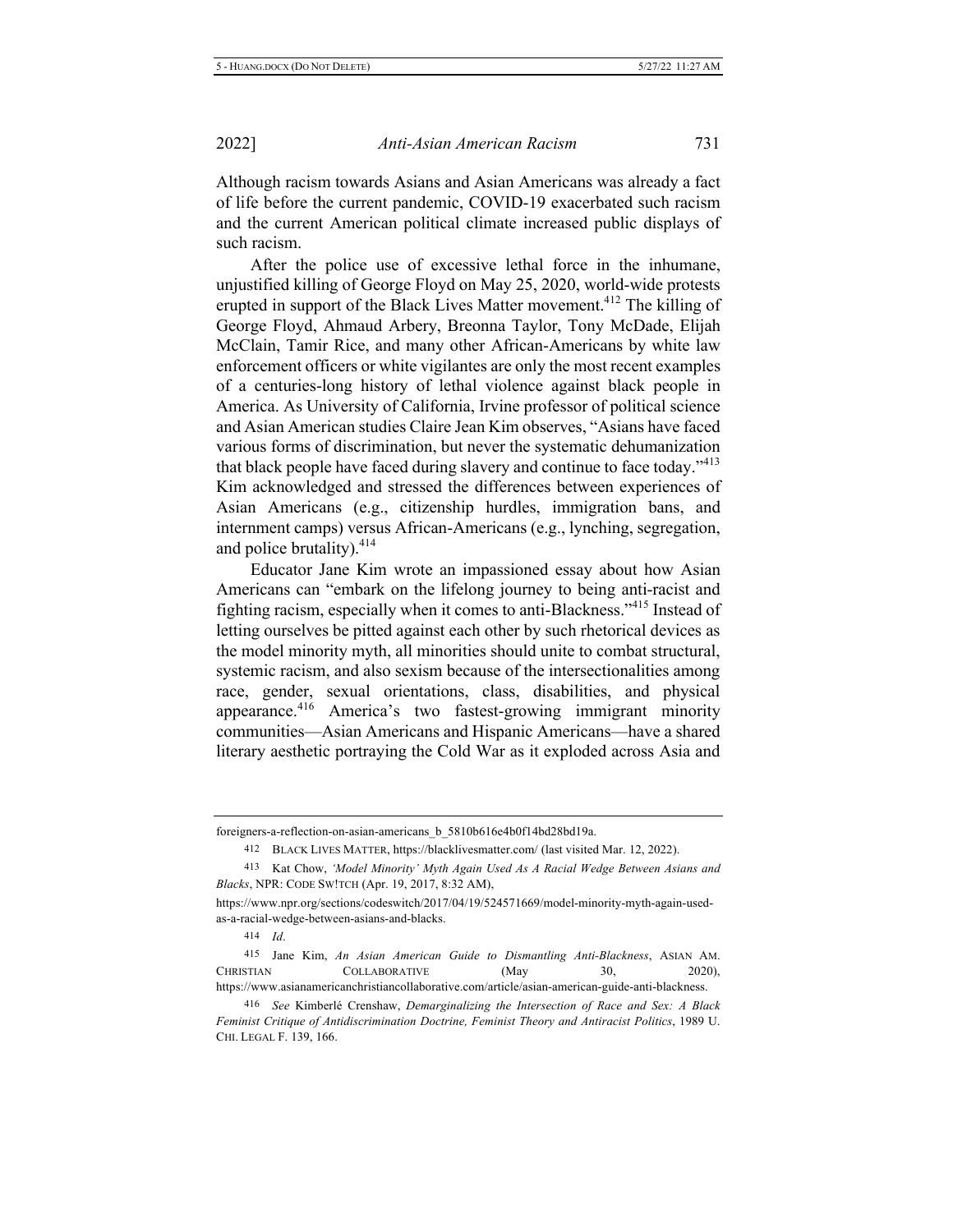Although racism towards Asians and Asian Americans was already a fact of life before the current pandemic, COVID-19 exacerbated such racism and the current American political climate increased public displays of such racism.

After the police use of excessive lethal force in the inhumane, unjustified killing of George Floyd on May 25, 2020, world-wide protests erupted in support of the Black Lives Matter movement.[412] The killing of George Floyd, Ahmaud Arbery, Breonna Taylor, Tony McDade, Elijah McClain, Tamir Rice, and many other African-Americans by white law enforcement officers or white vigilantes are only the most recent examples of a centuries-long history of lethal violence against black people in America. As University of California, Irvine professor of political science and Asian American studies Claire Jean Kim observes, "Asians have faced various forms of discrimination, but never the systematic dehumanization that black people have faced during slavery and continue to face today."[413] Kim acknowledged and stressed the differences between experiences of Asian Americans (e.g., citizenship hurdles, immigration bans, and internment camps) versus African-Americans (e.g., lynching, segregation, and police brutality).[414]

Educator Jane Kim wrote an impassioned essay about how Asian Americans can "embark on the lifelong journey to being anti-racist and fighting racism, especially when it comes to anti-Blackness."[415] Instead of letting ourselves be pitted against each other by such rhetorical devices as the model minority myth, all minorities should unite to combat structural, systemic racism, and also sexism because of the intersectionalities among race, gender, sexual orientations, class, disabilities, and physical appearance.[416] America's two fastest-growing immigrant minority communities—Asian Americans and Hispanic Americans—have a shared literary aesthetic portraying the Cold War as it exploded across Asia and

---

foreigners-a-reflection-on-asian-americans_b_5810b616e4b0f14bd28bd19a.

412 BLACK LIVES MATTER, https://blacklivesmatter.com/ (last visited Mar. 12, 2022).

413 Kat Chow, *'Model Minority' Myth Again Used As A Racial Wedge Between Asians and Blacks*, NPR: CODE SW!TCH (Apr. 19, 2017, 8:32 AM), https://www.npr.org/sections/codeswitch/2017/04/19/524571669/model-minority-myth-again-used-as-a-racial-wedge-between-asians-and-blacks.

414 *Id*.

415 Jane Kim, *An Asian American Guide to Dismantling Anti-Blackness*, ASIAN AM. CHRISTIAN COLLABORATIVE (May 30, 2020), https://www.asianamericanchristiancollaborative.com/article/asian-american-guide-anti-blackness.

416 *See* Kimberlé Crenshaw, *Demarginalizing the Intersection of Race and Sex: A Black Feminist Critique of Antidiscrimination Doctrine, Feminist Theory and Antiracist Politics*, 1989 U. CHI. LEGAL F. 139, 166.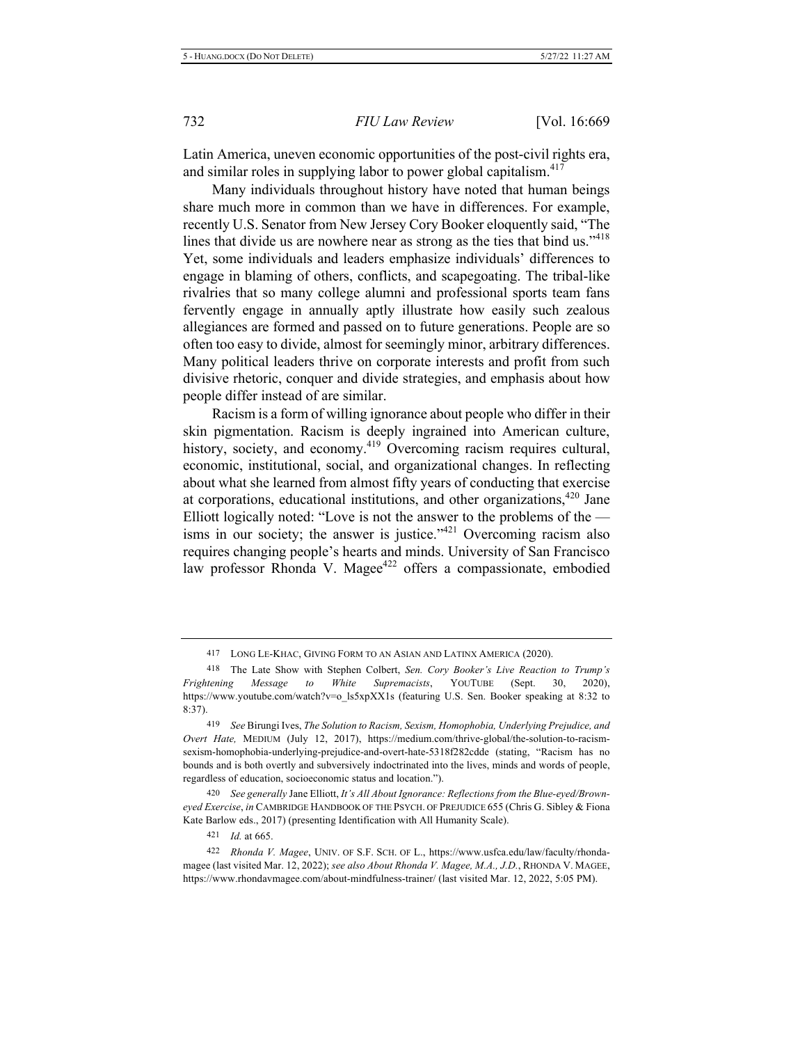Latin America, uneven economic opportunities of the post-civil rights era, and similar roles in supplying labor to power global capitalism.[417]

Many individuals throughout history have noted that human beings share much more in common than we have in differences. For example, recently U.S. Senator from New Jersey Cory Booker eloquently said, "The lines that divide us are nowhere near as strong as the ties that bind us."[418] Yet, some individuals and leaders emphasize individuals' differences to engage in blaming of others, conflicts, and scapegoating. The tribal-like rivalries that so many college alumni and professional sports team fans fervently engage in annually aptly illustrate how easily such zealous allegiances are formed and passed on to future generations. People are so often too easy to divide, almost for seemingly minor, arbitrary differences. Many political leaders thrive on corporate interests and profit from such divisive rhetoric, conquer and divide strategies, and emphasis about how people differ instead of are similar.

Racism is a form of willing ignorance about people who differ in their skin pigmentation. Racism is deeply ingrained into American culture, history, society, and economy.[419] Overcoming racism requires cultural, economic, institutional, social, and organizational changes. In reflecting about what she learned from almost fifty years of conducting that exercise at corporations, educational institutions, and other organizations,[420] Jane Elliott logically noted: "Love is not the answer to the problems of the —isms in our society; the answer is justice."[421] Overcoming racism also requires changing people's hearts and minds. University of San Francisco law professor Rhonda V. Magee[422] offers a compassionate, embodied

---

[417] LONG LE-KHAC, GIVING FORM TO AN ASIAN AND LATINX AMERICA (2020).

[418] The Late Show with Stephen Colbert, *Sen. Cory Booker's Live Reaction to Trump's Frightening Message to White Supremacists*, YOUTUBE (Sept. 30, 2020), https://www.youtube.com/watch?v=o_ls5xpXX1s (featuring U.S. Sen. Booker speaking at 8:32 to 8:37).

[419] *See* Birungi Ives, *The Solution to Racism, Sexism, Homophobia, Underlying Prejudice, and Overt Hate,* MEDIUM (July 12, 2017), https://medium.com/thrive-global/the-solution-to-racism-sexism-homophobia-underlying-prejudice-and-overt-hate-5318f282cdde (stating, "Racism has no bounds and is both overtly and subversively indoctrinated into the lives, minds and words of people, regardless of education, socioeconomic status and location.").

[420] *See generally* Jane Elliott, *It's All About Ignorance: Reflections from the Blue-eyed/Brown-eyed Exercise*, *in* CAMBRIDGE HANDBOOK OF THE PSYCH. OF PREJUDICE 655 (Chris G. Sibley & Fiona Kate Barlow eds., 2017) (presenting Identification with All Humanity Scale).

[421] *Id.* at 665.

[422] *Rhonda V. Magee*, UNIV. OF S.F. SCH. OF L., https://www.usfca.edu/law/faculty/rhonda-magee (last visited Mar. 12, 2022); *see also About Rhonda V. Magee, M.A., J.D.*, RHONDA V. MAGEE, https://www.rhondavmagee.com/about-mindfulness-trainer/ (last visited Mar. 12, 2022, 5:05 PM).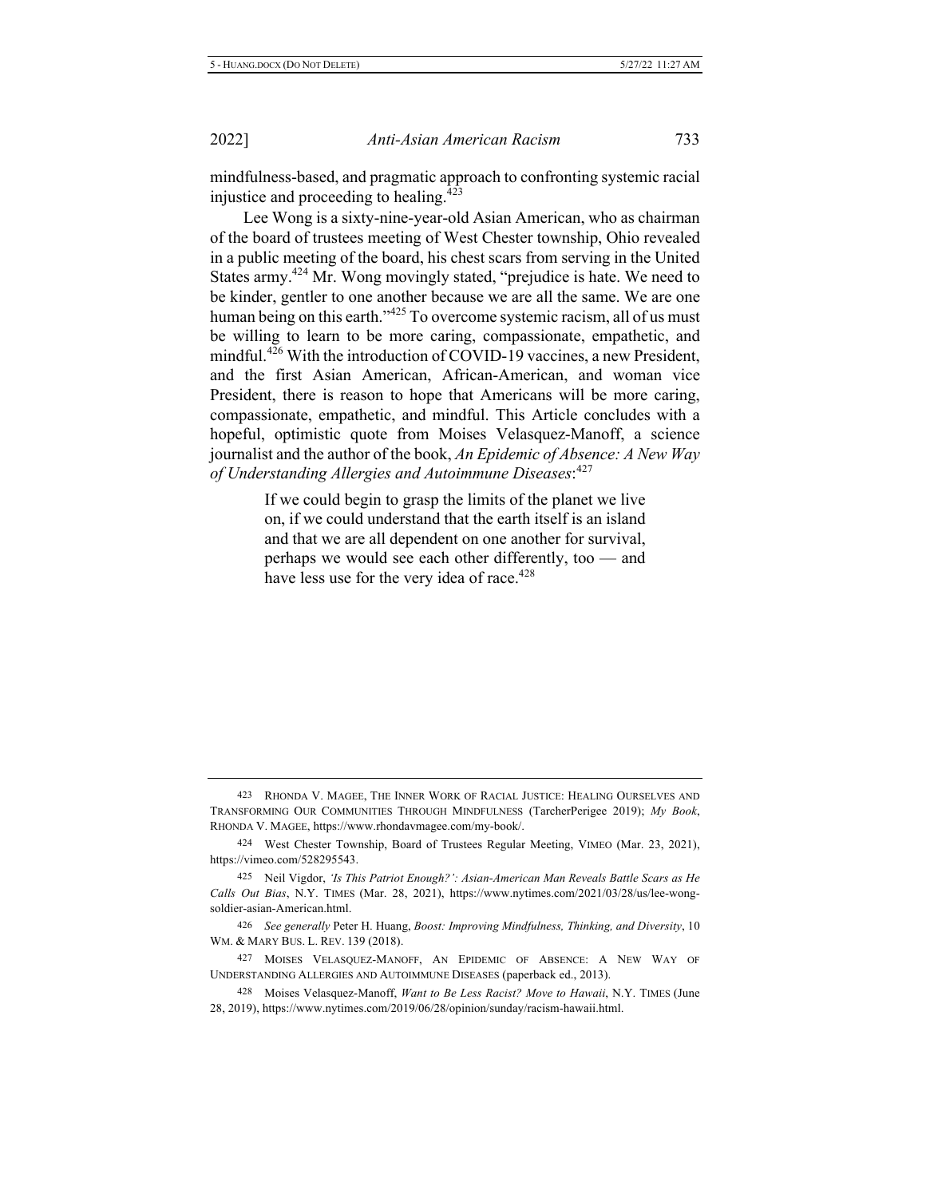mindfulness-based, and pragmatic approach to confronting systemic racial injustice and proceeding to healing.[423]

Lee Wong is a sixty-nine-year-old Asian American, who as chairman of the board of trustees meeting of West Chester township, Ohio revealed in a public meeting of the board, his chest scars from serving in the United States army.[424] Mr. Wong movingly stated, "prejudice is hate. We need to be kinder, gentler to one another because we are all the same. We are one human being on this earth."[425] To overcome systemic racism, all of us must be willing to learn to be more caring, compassionate, empathetic, and mindful.[426] With the introduction of COVID-19 vaccines, a new President, and the first Asian American, African-American, and woman vice President, there is reason to hope that Americans will be more caring, compassionate, empathetic, and mindful. This Article concludes with a hopeful, optimistic quote from Moises Velasquez-Manoff, a science journalist and the author of the book, *An Epidemic of Absence: A New Way of Understanding Allergies and Autoimmune Diseases*:[427]

> If we could begin to grasp the limits of the planet we live on, if we could understand that the earth itself is an island and that we are all dependent on one another for survival, perhaps we would see each other differently, too — and have less use for the very idea of race.[428]

---

423 RHONDA V. MAGEE, THE INNER WORK OF RACIAL JUSTICE: HEALING OURSELVES AND TRANSFORMING OUR COMMUNITIES THROUGH MINDFULNESS (TarcherPerigee 2019); *My Book*, RHONDA V. MAGEE, https://www.rhondavmagee.com/my-book/.

424 West Chester Township, Board of Trustees Regular Meeting, VIMEO (Mar. 23, 2021), https://vimeo.com/528295543.

425 Neil Vigdor, *'Is This Patriot Enough?': Asian-American Man Reveals Battle Scars as He Calls Out Bias*, N.Y. TIMES (Mar. 28, 2021), https://www.nytimes.com/2021/03/28/us/lee-wong-soldier-asian-American.html.

426 *See generally* Peter H. Huang, *Boost: Improving Mindfulness, Thinking, and Diversity*, 10 WM. & MARY BUS. L. REV. 139 (2018).

427 MOISES VELASQUEZ-MANOFF, AN EPIDEMIC OF ABSENCE: A NEW WAY OF UNDERSTANDING ALLERGIES AND AUTOIMMUNE DISEASES (paperback ed., 2013).

428 Moises Velasquez-Manoff, *Want to Be Less Racist? Move to Hawaii*, N.Y. TIMES (June 28, 2019), https://www.nytimes.com/2019/06/28/opinion/sunday/racism-hawaii.html.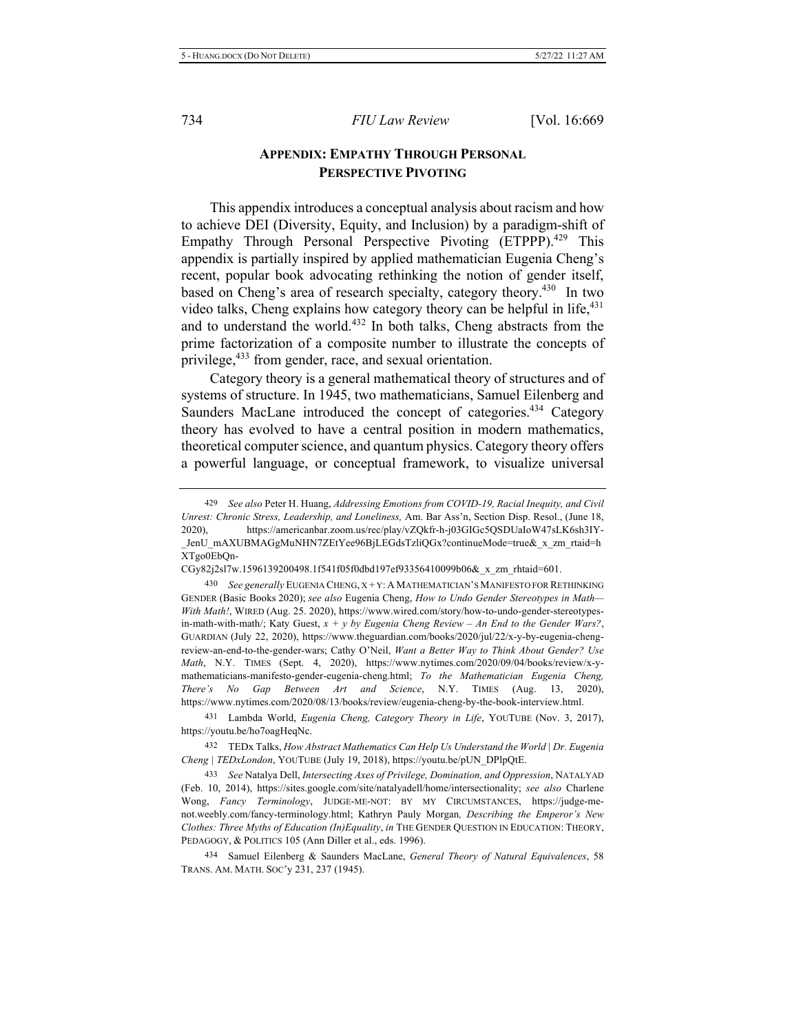## APPENDIX: EMPATHY THROUGH PERSONAL PERSPECTIVE PIVOTING

This appendix introduces a conceptual analysis about racism and how to achieve DEI (Diversity, Equity, and Inclusion) by a paradigm-shift of Empathy Through Personal Perspective Pivoting (ETPPP).[429] This appendix is partially inspired by applied mathematician Eugenia Cheng's recent, popular book advocating rethinking the notion of gender itself, based on Cheng's area of research specialty, category theory.[430] In two video talks, Cheng explains how category theory can be helpful in life,[431] and to understand the world.[432] In both talks, Cheng abstracts from the prime factorization of a composite number to illustrate the concepts of privilege,[433] from gender, race, and sexual orientation.

Category theory is a general mathematical theory of structures and of systems of structure. In 1945, two mathematicians, Samuel Eilenberg and Saunders MacLane introduced the concept of categories.[434] Category theory has evolved to have a central position in modern mathematics, theoretical computer science, and quantum physics. Category theory offers a powerful language, or conceptual framework, to visualize universal

---

429 *See also* Peter H. Huang, *Addressing Emotions from COVID-19, Racial Inequity, and Civil Unrest: Chronic Stress, Leadership, and Loneliness,* Am. Bar Ass'n, Section Disp. Resol., (June 18, 2020), https://americanbar.zoom.us/rec/play/vZQkfr-h-j03GIGc5QSDUaIoW47sLK6sh3IY-_JenU_mAXUBMAGgMuNHN7ZEtYee96BjLEGdsTzliQGx?continueMode=true&_x_zm_rtaid=hXTgo0EbQn-CGy82j2sl7w.1596139200498.1f541f05f0dbd197ef93356410099b06&_x_zm_rhtaid=601.

430 *See generally* EUGENIA CHENG, X + Y: A MATHEMATICIAN'S MANIFESTO FOR RETHINKING GENDER (Basic Books 2020); *see also* Eugenia Cheng, *How to Undo Gender Stereotypes in Math—With Math!*, WIRED (Aug. 25. 2020), https://www.wired.com/story/how-to-undo-gender-stereotypes-in-math-with-math/; Katy Guest, *x + y by Eugenia Cheng Review – An End to the Gender Wars?*, GUARDIAN (July 22, 2020), https://www.theguardian.com/books/2020/jul/22/x-y-by-eugenia-cheng-review-an-end-to-the-gender-wars; Cathy O'Neil, *Want a Better Way to Think About Gender? Use Math*, N.Y. TIMES (Sept. 4, 2020), https://www.nytimes.com/2020/09/04/books/review/x-y-mathematicians-manifesto-gender-eugenia-cheng.html; *To the Mathematician Eugenia Cheng, There's No Gap Between Art and Science*, N.Y. TIMES (Aug. 13, 2020), https://www.nytimes.com/2020/08/13/books/review/eugenia-cheng-by-the-book-interview.html.

431 Lambda World, *Eugenia Cheng, Category Theory in Life*, YOUTUBE (Nov. 3, 2017), https://youtu.be/ho7oagHeqNc.

432 TEDx Talks, *How Abstract Mathematics Can Help Us Understand the World | Dr. Eugenia Cheng | TEDxLondon*, YOUTUBE (July 19, 2018), https://youtu.be/pUN_DPlpQtE.

433 *See* Natalya Dell, *Intersecting Axes of Privilege, Domination, and Oppression*, NATALYAD (Feb. 10, 2014), https://sites.google.com/site/natalyadell/home/intersectionality; *see also* Charlene Wong, *Fancy Terminology*, JUDGE-ME-NOT: BY MY CIRCUMSTANCES, https://judge-me-not.weebly.com/fancy-terminology.html; Kathryn Pauly Morgan, *Describing the Emperor's New Clothes: Three Myths of Education (In)Equality*, *in* THE GENDER QUESTION IN EDUCATION: THEORY, PEDAGOGY, & POLITICS 105 (Ann Diller et al., eds. 1996).

434 Samuel Eilenberg & Saunders MacLane, *General Theory of Natural Equivalences*, 58 TRANS. AM. MATH. SOC'Y 231, 237 (1945).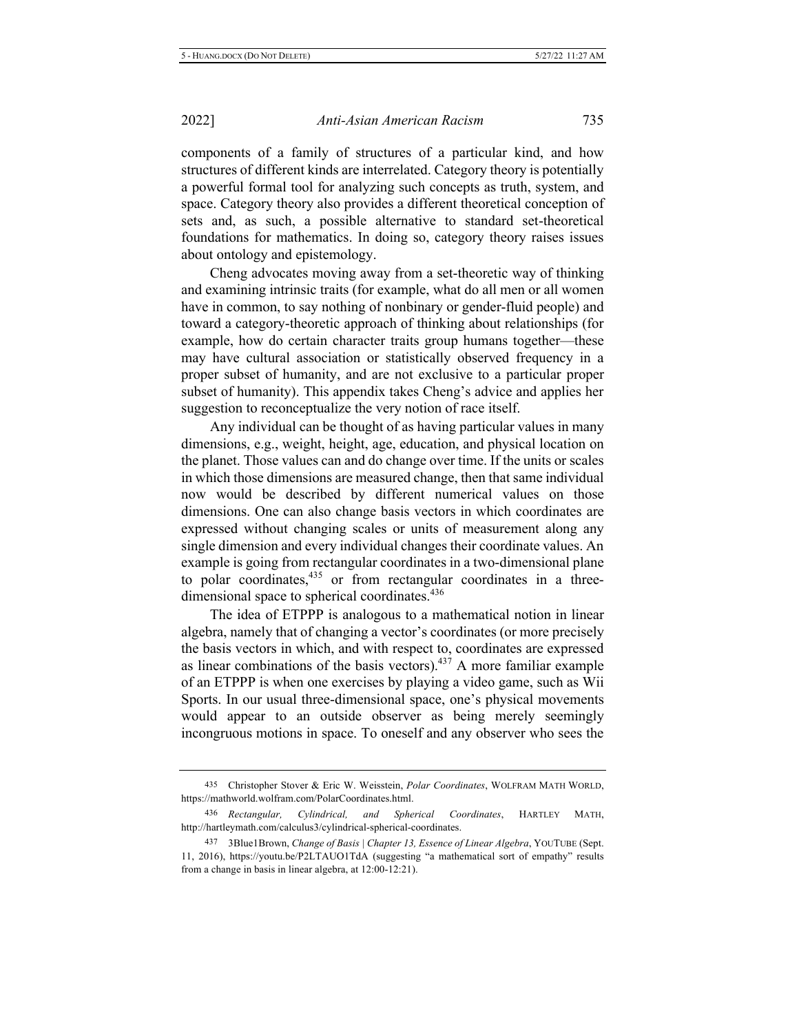components of a family of structures of a particular kind, and how structures of different kinds are interrelated. Category theory is potentially a powerful formal tool for analyzing such concepts as truth, system, and space. Category theory also provides a different theoretical conception of sets and, as such, a possible alternative to standard set-theoretical foundations for mathematics. In doing so, category theory raises issues about ontology and epistemology.

Cheng advocates moving away from a set-theoretic way of thinking and examining intrinsic traits (for example, what do all men or all women have in common, to say nothing of nonbinary or gender-fluid people) and toward a category-theoretic approach of thinking about relationships (for example, how do certain character traits group humans together—these may have cultural association or statistically observed frequency in a proper subset of humanity, and are not exclusive to a particular proper subset of humanity). This appendix takes Cheng's advice and applies her suggestion to reconceptualize the very notion of race itself.

Any individual can be thought of as having particular values in many dimensions, e.g., weight, height, age, education, and physical location on the planet. Those values can and do change over time. If the units or scales in which those dimensions are measured change, then that same individual now would be described by different numerical values on those dimensions. One can also change basis vectors in which coordinates are expressed without changing scales or units of measurement along any single dimension and every individual changes their coordinate values. An example is going from rectangular coordinates in a two-dimensional plane to polar coordinates,[435] or from rectangular coordinates in a three-dimensional space to spherical coordinates.[436]

The idea of ETPPP is analogous to a mathematical notion in linear algebra, namely that of changing a vector's coordinates (or more precisely the basis vectors in which, and with respect to, coordinates are expressed as linear combinations of the basis vectors).[437] A more familiar example of an ETPPP is when one exercises by playing a video game, such as Wii Sports. In our usual three-dimensional space, one's physical movements would appear to an outside observer as being merely seemingly incongruous motions in space. To oneself and any observer who sees the

---

435 Christopher Stover & Eric W. Weisstein, *Polar Coordinates*, WOLFRAM MATH WORLD, https://mathworld.wolfram.com/PolarCoordinates.html.

436 *Rectangular, Cylindrical, and Spherical Coordinates*, HARTLEY MATH, http://hartleymath.com/calculus3/cylindrical-spherical-coordinates.

437 3Blue1Brown, *Change of Basis | Chapter 13, Essence of Linear Algebra*, YOUTUBE (Sept. 11, 2016), https://youtu.be/P2LTAUO1TdA (suggesting "a mathematical sort of empathy" results from a change in basis in linear algebra, at 12:00-12:21).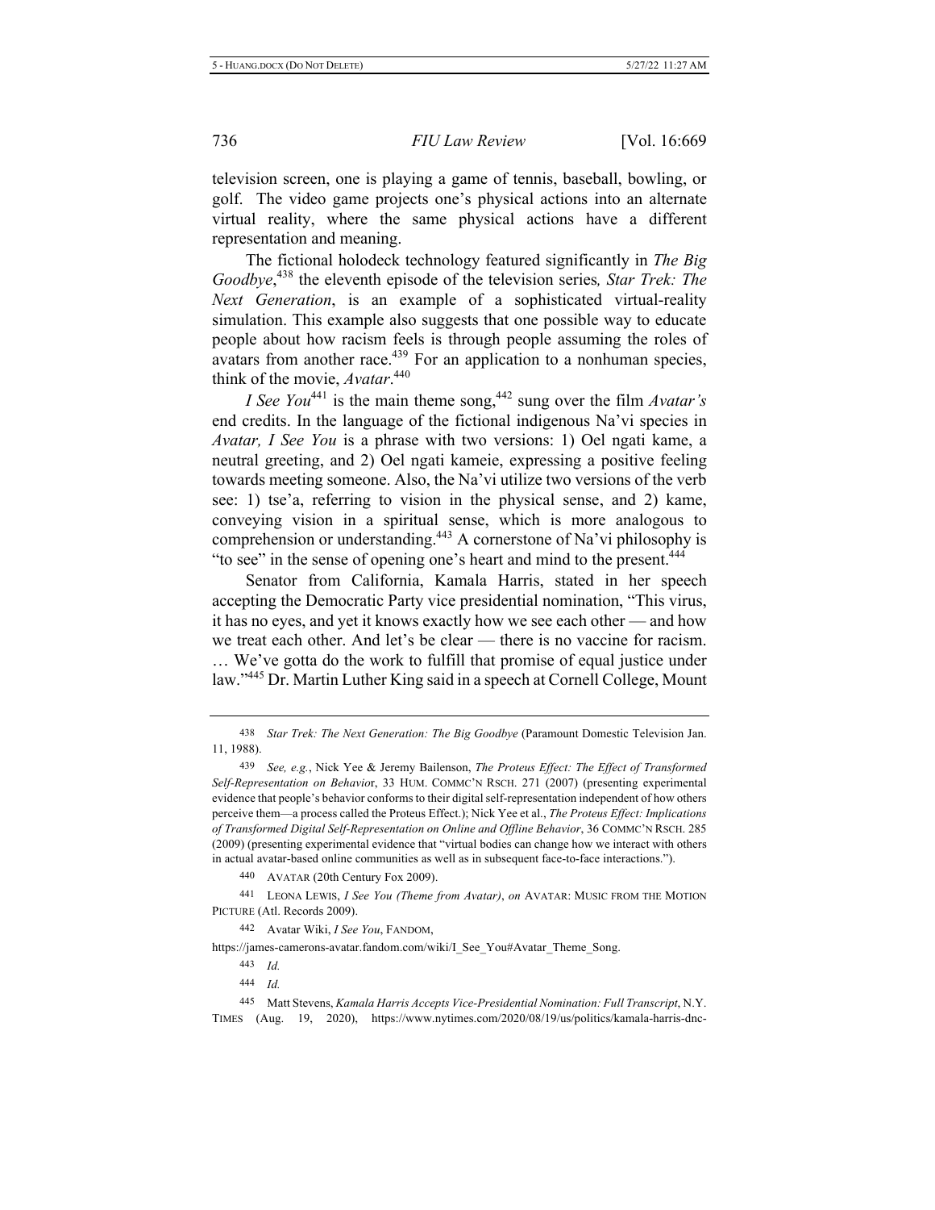television screen, one is playing a game of tennis, baseball, bowling, or golf. The video game projects one's physical actions into an alternate virtual reality, where the same physical actions have a different representation and meaning.

The fictional holodeck technology featured significantly in *The Big Goodbye*,[438] the eleventh episode of the television series*, Star Trek: The Next Generation*, is an example of a sophisticated virtual-reality simulation. This example also suggests that one possible way to educate people about how racism feels is through people assuming the roles of avatars from another race.[439] For an application to a nonhuman species, think of the movie, *Avatar*.[440]

*I See You*[441] is the main theme song,[442] sung over the film *Avatar's* end credits. In the language of the fictional indigenous Na'vi species in *Avatar, I See You* is a phrase with two versions: 1) Oel ngati kame, a neutral greeting, and 2) Oel ngati kameie, expressing a positive feeling towards meeting someone. Also, the Na'vi utilize two versions of the verb see: 1) tse'a, referring to vision in the physical sense, and 2) kame, conveying vision in a spiritual sense, which is more analogous to comprehension or understanding.[443] A cornerstone of Na'vi philosophy is "to see" in the sense of opening one's heart and mind to the present.[444]

Senator from California, Kamala Harris, stated in her speech accepting the Democratic Party vice presidential nomination, "This virus, it has no eyes, and yet it knows exactly how we see each other — and how we treat each other. And let's be clear — there is no vaccine for racism. … We've gotta do the work to fulfill that promise of equal justice under law."[445] Dr. Martin Luther King said in a speech at Cornell College, Mount

---

[438] *Star Trek: The Next Generation: The Big Goodbye* (Paramount Domestic Television Jan. 11, 1988).

[439] *See, e.g.*, Nick Yee & Jeremy Bailenson, *The Proteus Effect: The Effect of Transformed Self-Representation on Behavior*, 33 HUM. COMMC'N RSCH. 271 (2007) (presenting experimental evidence that people's behavior conforms to their digital self-representation independent of how others perceive them—a process called the Proteus Effect.); Nick Yee et al., *The Proteus Effect: Implications of Transformed Digital Self-Representation on Online and Offline Behavior*, 36 COMMC'N RSCH. 285 (2009) (presenting experimental evidence that "virtual bodies can change how we interact with others in actual avatar-based online communities as well as in subsequent face-to-face interactions.").

[440] AVATAR (20th Century Fox 2009).

[441] LEONA LEWIS, *I See You (Theme from Avatar)*, *on* AVATAR: MUSIC FROM THE MOTION PICTURE (Atl. Records 2009).

[442] Avatar Wiki, *I See You*, FANDOM, https://james-camerons-avatar.fandom.com/wiki/I_See_You#Avatar_Theme_Song.

[443] *Id.*

[444] *Id.*

[445] Matt Stevens, *Kamala Harris Accepts Vice-Presidential Nomination: Full Transcript*, N.Y. TIMES (Aug. 19, 2020), https://www.nytimes.com/2020/08/19/us/politics/kamala-harris-dnc-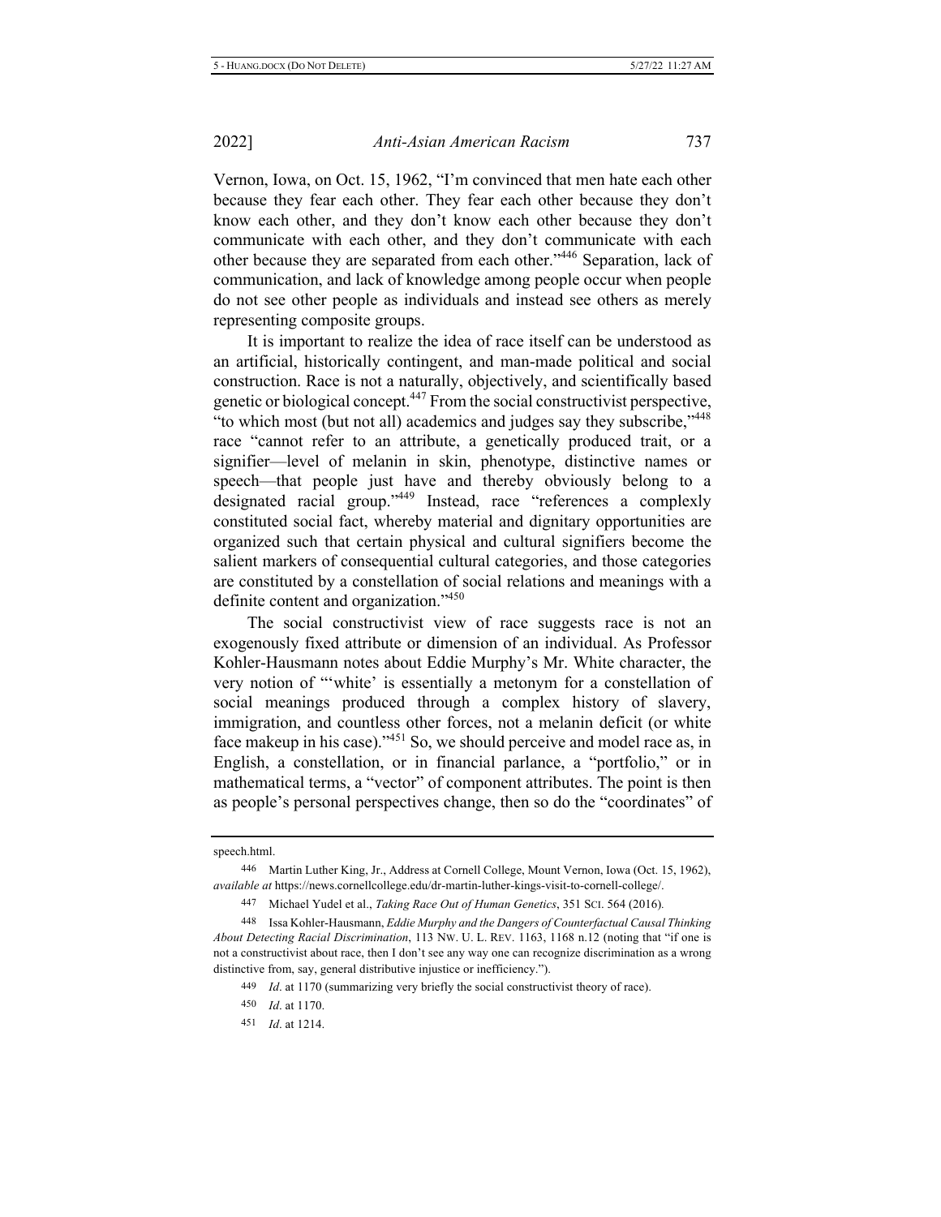Vernon, Iowa, on Oct. 15, 1962, "I'm convinced that men hate each other because they fear each other. They fear each other because they don't know each other, and they don't know each other because they don't communicate with each other, and they don't communicate with each other because they are separated from each other."[446] Separation, lack of communication, and lack of knowledge among people occur when people do not see other people as individuals and instead see others as merely representing composite groups.

It is important to realize the idea of race itself can be understood as an artificial, historically contingent, and man-made political and social construction. Race is not a naturally, objectively, and scientifically based genetic or biological concept.[447] From the social constructivist perspective, "to which most (but not all) academics and judges say they subscribe,"[448] race "cannot refer to an attribute, a genetically produced trait, or a signifier—level of melanin in skin, phenotype, distinctive names or speech—that people just have and thereby obviously belong to a designated racial group."[449] Instead, race "references a complexly constituted social fact, whereby material and dignitary opportunities are organized such that certain physical and cultural signifiers become the salient markers of consequential cultural categories, and those categories are constituted by a constellation of social relations and meanings with a definite content and organization."[450]

The social constructivist view of race suggests race is not an exogenously fixed attribute or dimension of an individual. As Professor Kohler-Hausmann notes about Eddie Murphy's Mr. White character, the very notion of "'white' is essentially a metonym for a constellation of social meanings produced through a complex history of slavery, immigration, and countless other forces, not a melanin deficit (or white face makeup in his case)."[451] So, we should perceive and model race as, in English, a constellation, or in financial parlance, a "portfolio," or in mathematical terms, a "vector" of component attributes. The point is then as people's personal perspectives change, then so do the "coordinates" of

---

speech.html.

446 Martin Luther King, Jr., Address at Cornell College, Mount Vernon, Iowa (Oct. 15, 1962), *available at* https://news.cornellcollege.edu/dr-martin-luther-kings-visit-to-cornell-college/.

447 Michael Yudel et al., *Taking Race Out of Human Genetics*, 351 SCI. 564 (2016).

448 Issa Kohler-Hausmann, *Eddie Murphy and the Dangers of Counterfactual Causal Thinking About Detecting Racial Discrimination*, 113 NW. U. L. REV. 1163, 1168 n.12 (noting that "if one is not a constructivist about race, then I don't see any way one can recognize discrimination as a wrong distinctive from, say, general distributive injustice or inefficiency.").

449 *Id*. at 1170 (summarizing very briefly the social constructivist theory of race).

450 *Id*. at 1170.

451 *Id*. at 1214.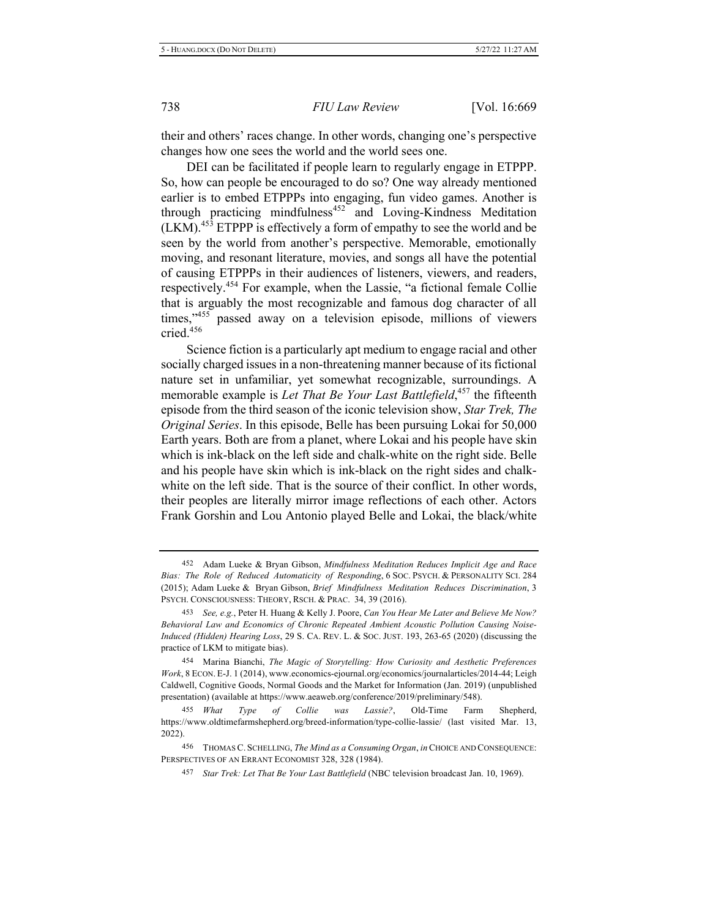their and others' races change. In other words, changing one's perspective changes how one sees the world and the world sees one.

DEI can be facilitated if people learn to regularly engage in ETPPP. So, how can people be encouraged to do so? One way already mentioned earlier is to embed ETPPPs into engaging, fun video games. Another is through practicing mindfulness[452] and Loving-Kindness Meditation (LKM).[453] ETPPP is effectively a form of empathy to see the world and be seen by the world from another's perspective. Memorable, emotionally moving, and resonant literature, movies, and songs all have the potential of causing ETPPPs in their audiences of listeners, viewers, and readers, respectively.[454] For example, when the Lassie, "a fictional female Collie that is arguably the most recognizable and famous dog character of all times,"[455] passed away on a television episode, millions of viewers cried.[456]

Science fiction is a particularly apt medium to engage racial and other socially charged issues in a non-threatening manner because of its fictional nature set in unfamiliar, yet somewhat recognizable, surroundings. A memorable example is *Let That Be Your Last Battlefield*,[457] the fifteenth episode from the third season of the iconic television show, *Star Trek, The Original Series*. In this episode, Belle has been pursuing Lokai for 50,000 Earth years. Both are from a planet, where Lokai and his people have skin which is ink-black on the left side and chalk-white on the right side. Belle and his people have skin which is ink-black on the right sides and chalk-white on the left side. That is the source of their conflict. In other words, their peoples are literally mirror image reflections of each other. Actors Frank Gorshin and Lou Antonio played Belle and Lokai, the black/white

---

452 Adam Lueke & Bryan Gibson, *Mindfulness Meditation Reduces Implicit Age and Race Bias: The Role of Reduced Automaticity of Responding*, 6 SOC. PSYCH. & PERSONALITY SCI. 284 (2015); Adam Lueke & Bryan Gibson, *Brief Mindfulness Meditation Reduces Discrimination*, 3 PSYCH. CONSCIOUSNESS: THEORY, RSCH. & PRAC. 34, 39 (2016).

453 *See, e.g.*, Peter H. Huang & Kelly J. Poore, *Can You Hear Me Later and Believe Me Now? Behavioral Law and Economics of Chronic Repeated Ambient Acoustic Pollution Causing Noise-Induced (Hidden) Hearing Loss*, 29 S. CA. REV. L. & SOC. JUST. 193, 263-65 (2020) (discussing the practice of LKM to mitigate bias).

454 Marina Bianchi, *The Magic of Storytelling: How Curiosity and Aesthetic Preferences Work*, 8 ECON. E-J. 1 (2014), www.economics-ejournal.org/economics/journalarticles/2014-44; Leigh Caldwell, Cognitive Goods, Normal Goods and the Market for Information (Jan. 2019) (unpublished presentation) (available at https://www.aeaweb.org/conference/2019/preliminary/548).

455 *What Type of Collie was Lassie?*, Old-Time Farm Shepherd, https://www.oldtimefarmshepherd.org/breed-information/type-collie-lassie/ (last visited Mar. 13, 2022).

456 THOMAS C. SCHELLING, *The Mind as a Consuming Organ*, *in* CHOICE AND CONSEQUENCE: PERSPECTIVES OF AN ERRANT ECONOMIST 328, 328 (1984).

457 *Star Trek: Let That Be Your Last Battlefield* (NBC television broadcast Jan. 10, 1969).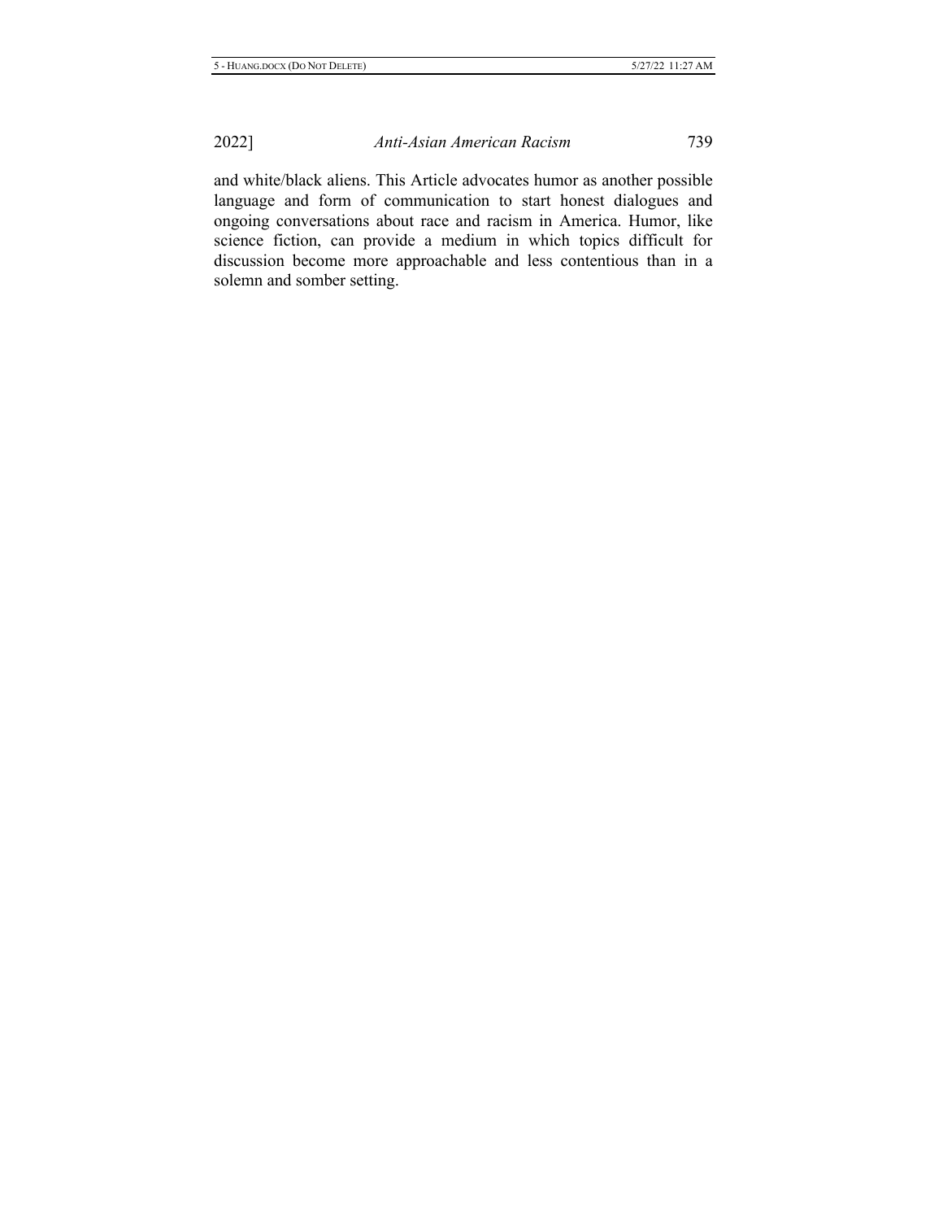and white/black aliens. This Article advocates humor as another possible language and form of communication to start honest dialogues and ongoing conversations about race and racism in America. Humor, like science fiction, can provide a medium in which topics difficult for discussion become more approachable and less contentious than in a solemn and somber setting.